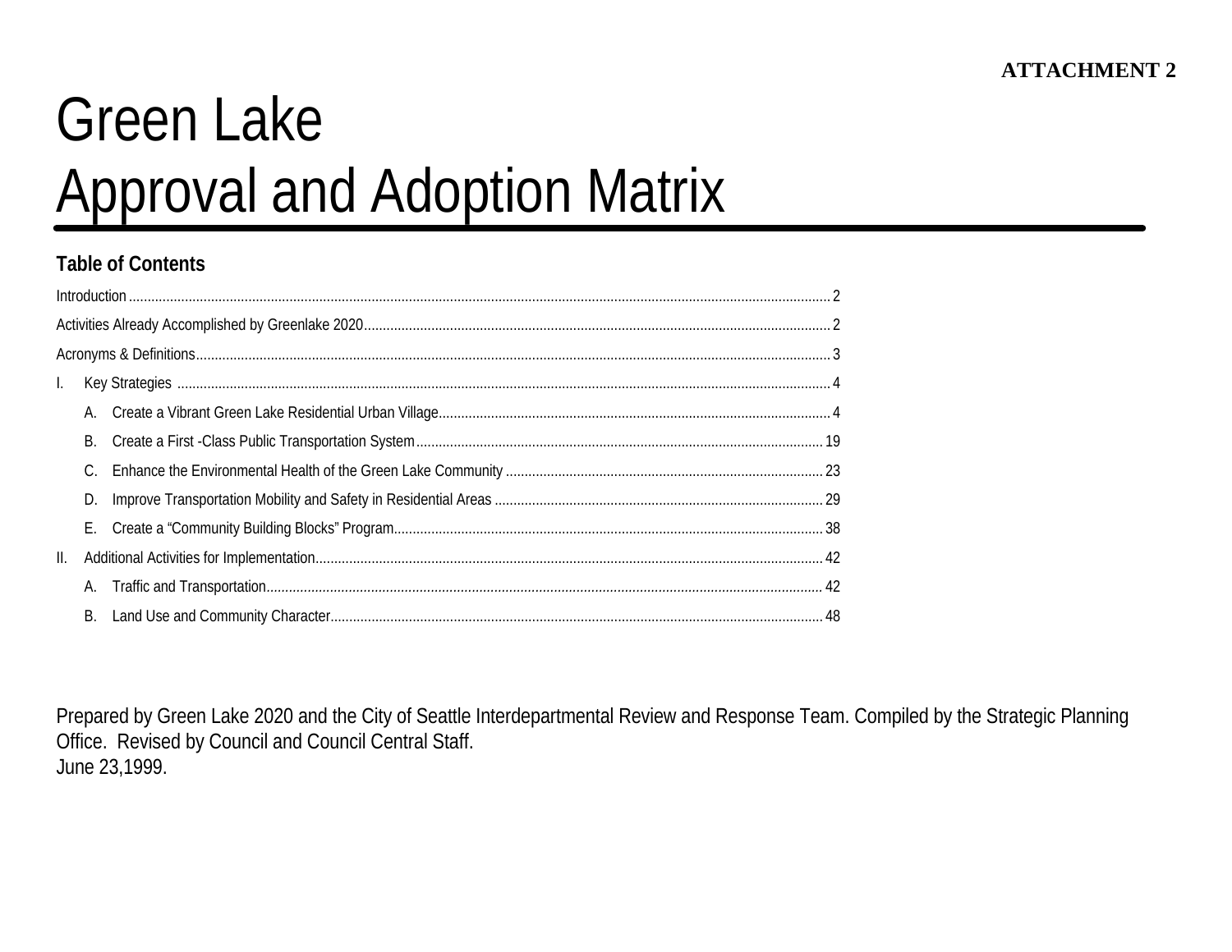**ATTACHMENT 2**

# Green Lake
# Approval and Adoption Matrix

## Table of Contents

Introduction ..... 2

Activities Already Accomplished by Greenlake 2020 ..... 2

Acronyms & Definitions ..... 3

I. Key Strategies ..... 4

- A. Create a Vibrant Green Lake Residential Urban Village ..... 4
- B. Create a First -Class Public Transportation System ..... 19
- C. Enhance the Environmental Health of the Green Lake Community ..... 23
- D. Improve Transportation Mobility and Safety in Residential Areas ..... 29
- E. Create a "Community Building Blocks" Program ..... 38

II. Additional Activities for Implementation ..... 42

- A. Traffic and Transportation ..... 42
- B. Land Use and Community Character ..... 48

Prepared by Green Lake 2020 and the City of Seattle Interdepartmental Review and Response Team. Compiled by the Strategic Planning Office. Revised by Council and Council Central Staff.
June 23,1999.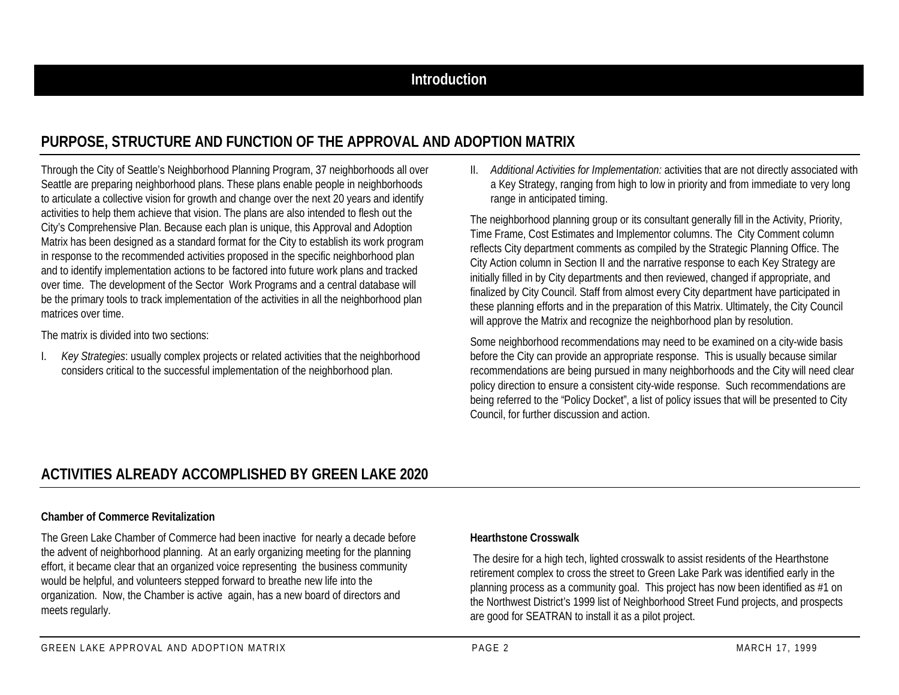# Introduction

## PURPOSE, STRUCTURE AND FUNCTION OF THE APPROVAL AND ADOPTION MATRIX

Through the City of Seattle's Neighborhood Planning Program, 37 neighborhoods all over Seattle are preparing neighborhood plans. These plans enable people in neighborhoods to articulate a collective vision for growth and change over the next 20 years and identify activities to help them achieve that vision. The plans are also intended to flesh out the City's Comprehensive Plan. Because each plan is unique, this Approval and Adoption Matrix has been designed as a standard format for the City to establish its work program in response to the recommended activities proposed in the specific neighborhood plan and to identify implementation actions to be factored into future work plans and tracked over time. The development of the Sector Work Programs and a central database will be the primary tools to track implementation of the activities in all the neighborhood plan matrices over time.

The matrix is divided into two sections:

I. *Key Strategies*: usually complex projects or related activities that the neighborhood considers critical to the successful implementation of the neighborhood plan.

II. *Additional Activities for Implementation:* activities that are not directly associated with a Key Strategy, ranging from high to low in priority and from immediate to very long range in anticipated timing.

The neighborhood planning group or its consultant generally fill in the Activity, Priority, Time Frame, Cost Estimates and Implementor columns. The City Comment column reflects City department comments as compiled by the Strategic Planning Office. The City Action column in Section II and the narrative response to each Key Strategy are initially filled in by City departments and then reviewed, changed if appropriate, and finalized by City Council. Staff from almost every City department have participated in these planning efforts and in the preparation of this Matrix. Ultimately, the City Council will approve the Matrix and recognize the neighborhood plan by resolution.

Some neighborhood recommendations may need to be examined on a city-wide basis before the City can provide an appropriate response. This is usually because similar recommendations are being pursued in many neighborhoods and the City will need clear policy direction to ensure a consistent city-wide response. Such recommendations are being referred to the "Policy Docket", a list of policy issues that will be presented to City Council, for further discussion and action.

## ACTIVITIES ALREADY ACCOMPLISHED BY GREEN LAKE 2020

**Chamber of Commerce Revitalization**

The Green Lake Chamber of Commerce had been inactive for nearly a decade before the advent of neighborhood planning. At an early organizing meeting for the planning effort, it became clear that an organized voice representing the business community would be helpful, and volunteers stepped forward to breathe new life into the organization. Now, the Chamber is active again, has a new board of directors and meets regularly.

**Hearthstone Crosswalk**

The desire for a high tech, lighted crosswalk to assist residents of the Hearthstone retirement complex to cross the street to Green Lake Park was identified early in the planning process as a community goal. This project has now been identified as #1 on the Northwest District's 1999 list of Neighborhood Street Fund projects, and prospects are good for SEATRAN to install it as a pilot project.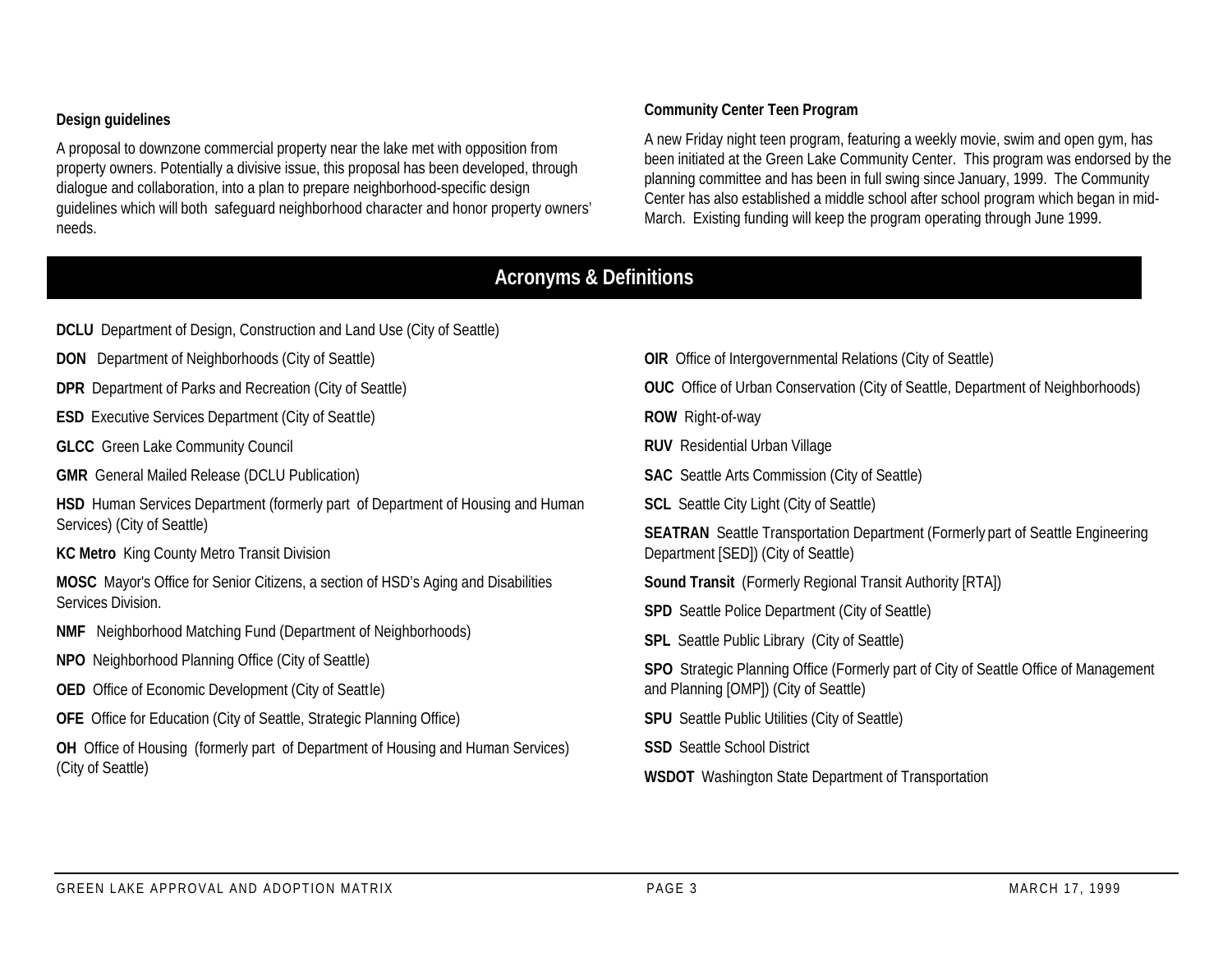**Design guidelines**

A proposal to downzone commercial property near the lake met with opposition from property owners. Potentially a divisive issue, this proposal has been developed, through dialogue and collaboration, into a plan to prepare neighborhood-specific design guidelines which will both safeguard neighborhood character and honor property owners' needs.

**Community Center Teen Program**

A new Friday night teen program, featuring a weekly movie, swim and open gym, has been initiated at the Green Lake Community Center. This program was endorsed by the planning committee and has been in full swing since January, 1999. The Community Center has also established a middle school after school program which began in mid-March. Existing funding will keep the program operating through June 1999.

## Acronyms & Definitions

**DCLU** Department of Design, Construction and Land Use (City of Seattle)

**DON** Department of Neighborhoods (City of Seattle)

**DPR** Department of Parks and Recreation (City of Seattle)

**ESD** Executive Services Department (City of Seattle)

**GLCC** Green Lake Community Council

**GMR** General Mailed Release (DCLU Publication)

**HSD** Human Services Department (formerly part of Department of Housing and Human Services) (City of Seattle)

**KC Metro** King County Metro Transit Division

**MOSC** Mayor's Office for Senior Citizens, a section of HSD's Aging and Disabilities Services Division.

**NMF** Neighborhood Matching Fund (Department of Neighborhoods)

**NPO** Neighborhood Planning Office (City of Seattle)

**OED** Office of Economic Development (City of Seattle)

**OFE** Office for Education (City of Seattle, Strategic Planning Office)

**OH** Office of Housing (formerly part of Department of Housing and Human Services) (City of Seattle)

**OIR** Office of Intergovernmental Relations (City of Seattle)

**OUC** Office of Urban Conservation (City of Seattle, Department of Neighborhoods)

**ROW** Right-of-way

**RUV** Residential Urban Village

**SAC** Seattle Arts Commission (City of Seattle)

**SCL** Seattle City Light (City of Seattle)

**SEATRAN** Seattle Transportation Department (Formerly part of Seattle Engineering Department [SED]) (City of Seattle)

**Sound Transit** (Formerly Regional Transit Authority [RTA])

**SPD** Seattle Police Department (City of Seattle)

**SPL** Seattle Public Library (City of Seattle)

**SPO** Strategic Planning Office (Formerly part of City of Seattle Office of Management and Planning [OMP]) (City of Seattle)

**SPU** Seattle Public Utilities (City of Seattle)

**SSD** Seattle School District

**WSDOT** Washington State Department of Transportation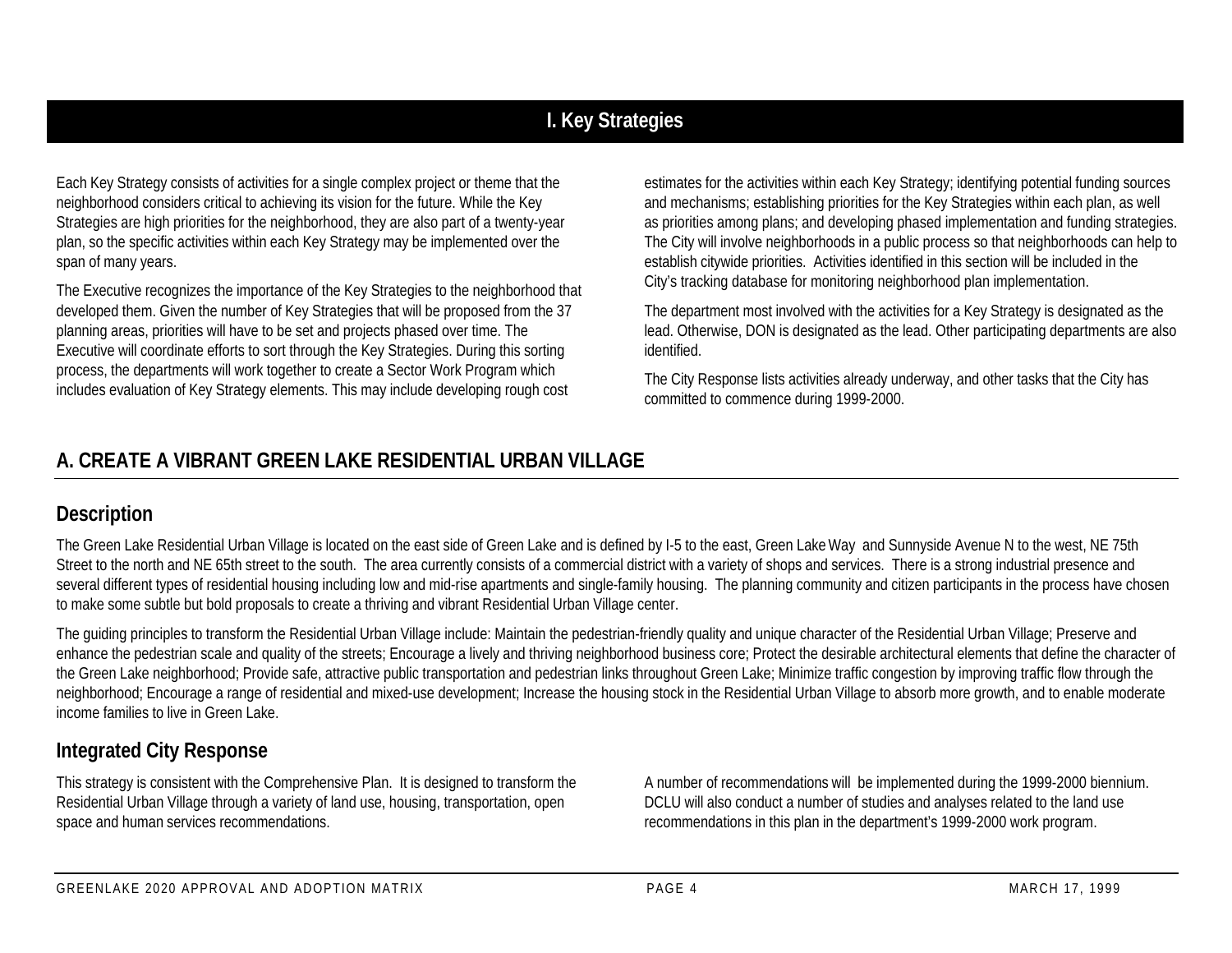# I. Key Strategies

Each Key Strategy consists of activities for a single complex project or theme that the neighborhood considers critical to achieving its vision for the future. While the Key Strategies are high priorities for the neighborhood, they are also part of a twenty-year plan, so the specific activities within each Key Strategy may be implemented over the span of many years.

The Executive recognizes the importance of the Key Strategies to the neighborhood that developed them. Given the number of Key Strategies that will be proposed from the 37 planning areas, priorities will have to be set and projects phased over time. The Executive will coordinate efforts to sort through the Key Strategies. During this sorting process, the departments will work together to create a Sector Work Program which includes evaluation of Key Strategy elements. This may include developing rough cost estimates for the activities within each Key Strategy; identifying potential funding sources and mechanisms; establishing priorities for the Key Strategies within each plan, as well as priorities among plans; and developing phased implementation and funding strategies. The City will involve neighborhoods in a public process so that neighborhoods can help to establish citywide priorities. Activities identified in this section will be included in the City's tracking database for monitoring neighborhood plan implementation.

The department most involved with the activities for a Key Strategy is designated as the lead. Otherwise, DON is designated as the lead. Other participating departments are also identified.

The City Response lists activities already underway, and other tasks that the City has committed to commence during 1999-2000.

## A. CREATE A VIBRANT GREEN LAKE RESIDENTIAL URBAN VILLAGE

### Description

The Green Lake Residential Urban Village is located on the east side of Green Lake and is defined by I-5 to the east, Green Lake Way and Sunnyside Avenue N to the west, NE 75th Street to the north and NE 65th street to the south. The area currently consists of a commercial district with a variety of shops and services. There is a strong industrial presence and several different types of residential housing including low and mid-rise apartments and single-family housing. The planning community and citizen participants in the process have chosen to make some subtle but bold proposals to create a thriving and vibrant Residential Urban Village center.

The guiding principles to transform the Residential Urban Village include: Maintain the pedestrian-friendly quality and unique character of the Residential Urban Village; Preserve and enhance the pedestrian scale and quality of the streets; Encourage a lively and thriving neighborhood business core; Protect the desirable architectural elements that define the character of the Green Lake neighborhood; Provide safe, attractive public transportation and pedestrian links throughout Green Lake; Minimize traffic congestion by improving traffic flow through the neighborhood; Encourage a range of residential and mixed-use development; Increase the housing stock in the Residential Urban Village to absorb more growth, and to enable moderate income families to live in Green Lake.

### Integrated City Response

This strategy is consistent with the Comprehensive Plan. It is designed to transform the Residential Urban Village through a variety of land use, housing, transportation, open space and human services recommendations.

A number of recommendations will be implemented during the 1999-2000 biennium. DCLU will also conduct a number of studies and analyses related to the land use recommendations in this plan in the department's 1999-2000 work program.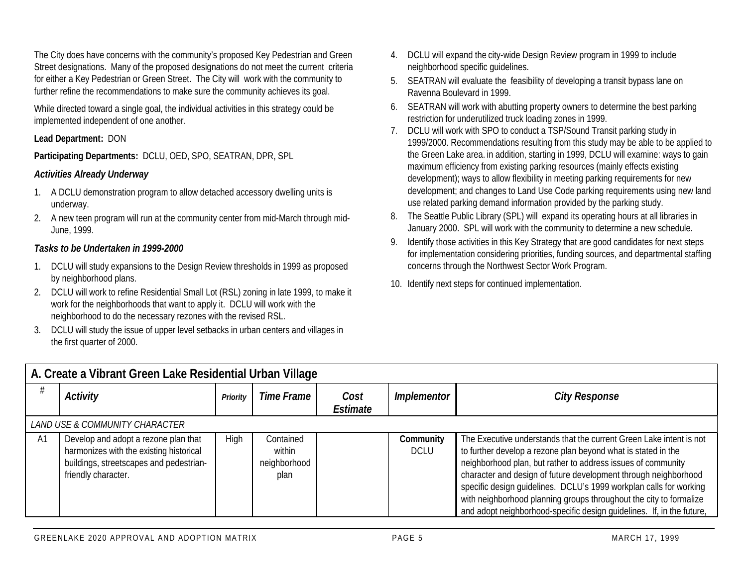The City does have concerns with the community's proposed Key Pedestrian and Green Street designations. Many of the proposed designations do not meet the current criteria for either a Key Pedestrian or Green Street. The City will work with the community to further refine the recommendations to make sure the community achieves its goal.

While directed toward a single goal, the individual activities in this strategy could be implemented independent of one another.

**Lead Department:** DON

**Participating Departments:** DCLU, OED, SPO, SEATRAN, DPR, SPL

***Activities Already Underway***

1. A DCLU demonstration program to allow detached accessory dwelling units is underway.
2. A new teen program will run at the community center from mid-March through mid-June, 1999.

***Tasks to be Undertaken in 1999-2000***

1. DCLU will study expansions to the Design Review thresholds in 1999 as proposed by neighborhood plans.
2. DCLU will work to refine Residential Small Lot (RSL) zoning in late 1999, to make it work for the neighborhoods that want to apply it. DCLU will work with the neighborhood to do the necessary rezones with the revised RSL.
3. DCLU will study the issue of upper level setbacks in urban centers and villages in the first quarter of 2000.
4. DCLU will expand the city-wide Design Review program in 1999 to include neighborhood specific guidelines.
5. SEATRAN will evaluate the feasibility of developing a transit bypass lane on Ravenna Boulevard in 1999.
6. SEATRAN will work with abutting property owners to determine the best parking restriction for underutilized truck loading zones in 1999.
7. DCLU will work with SPO to conduct a TSP/Sound Transit parking study in 1999/2000. Recommendations resulting from this study may be able to be applied to the Green Lake area. in addition, starting in 1999, DCLU will examine: ways to gain maximum efficiency from existing parking resources (mainly effects existing development); ways to allow flexibility in meeting parking requirements for new development; and changes to Land Use Code parking requirements using new land use related parking demand information provided by the parking study.
8. The Seattle Public Library (SPL) will expand its operating hours at all libraries in January 2000. SPL will work with the community to determine a new schedule.
9. Identify those activities in this Key Strategy that are good candidates for next steps for implementation considering priorities, funding sources, and departmental staffing concerns through the Northwest Sector Work Program.
10. Identify next steps for continued implementation.

## A. Create a Vibrant Green Lake Residential Urban Village

| # | *Activity* | *Priority* | *Time Frame* | *Cost Estimate* | *Implementor* | *City Response* |
|---|---|---|---|---|---|---|
| *LAND USE & COMMUNITY CHARACTER* | | | | | | |
| A1 | Develop and adopt a rezone plan that harmonizes with the existing historical buildings, streetscapes and pedestrian-friendly character. | High | Contained within neighborhood plan | | **Community** DCLU | The Executive understands that the current Green Lake intent is not to further develop a rezone plan beyond what is stated in the neighborhood plan, but rather to address issues of community character and design of future development through neighborhood specific design guidelines. DCLU's 1999 workplan calls for working with neighborhood planning groups throughout the city to formalize and adopt neighborhood-specific design guidelines. If, in the future, |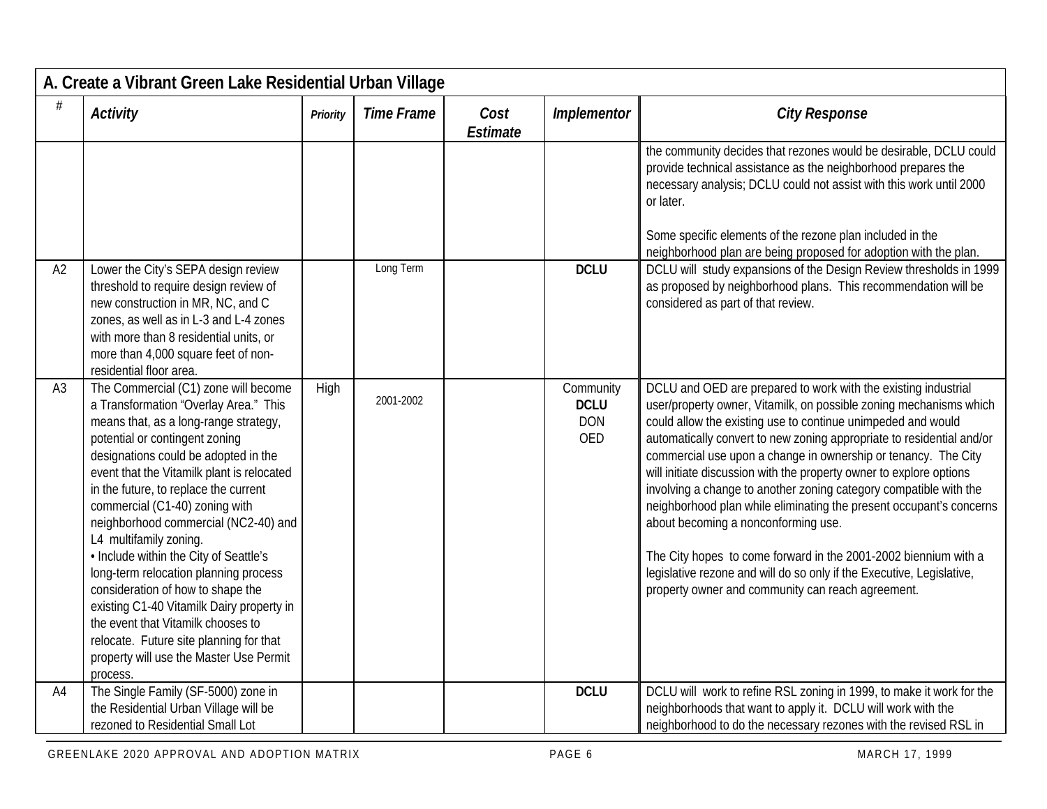## A. Create a Vibrant Green Lake Residential Urban Village

| # | Activity | Priority | Time Frame | Cost Estimate | Implementor | City Response |
|---|---|---|---|---|---|---|
| | | | | | | the community decides that rezones would be desirable, DCLU could provide technical assistance as the neighborhood prepares the necessary analysis; DCLU could not assist with this work until 2000 or later.<br><br>Some specific elements of the rezone plan included in the neighborhood plan are being proposed for adoption with the plan. |
| A2 | Lower the City's SEPA design review threshold to require design review of new construction in MR, NC, and C zones, as well as in L-3 and L-4 zones with more than 8 residential units, or more than 4,000 square feet of non-residential floor area. | | Long Term | | **DCLU** | DCLU will study expansions of the Design Review thresholds in 1999 as proposed by neighborhood plans. This recommendation will be considered as part of that review. |
| A3 | The Commercial (C1) zone will become a Transformation "Overlay Area." This means that, as a long-range strategy, potential or contingent zoning designations could be adopted in the event that the Vitamilk plant is relocated in the future, to replace the current commercial (C1-40) zoning with neighborhood commercial (NC2-40) and L4 multifamily zoning.<br>• Include within the City of Seattle's long-term relocation planning process consideration of how to shape the existing C1-40 Vitamilk Dairy property in the event that Vitamilk chooses to relocate. Future site planning for that property will use the Master Use Permit process. | High | 2001-2002 | | Community<br>**DCLU**<br>DON<br>OED | DCLU and OED are prepared to work with the existing industrial user/property owner, Vitamilk, on possible zoning mechanisms which could allow the existing use to continue unimpeded and would automatically convert to new zoning appropriate to residential and/or commercial use upon a change in ownership or tenancy. The City will initiate discussion with the property owner to explore options involving a change to another zoning category compatible with the neighborhood plan while eliminating the present occupant's concerns about becoming a nonconforming use.<br><br>The City hopes to come forward in the 2001-2002 biennium with a legislative rezone and will do so only if the Executive, Legislative, property owner and community can reach agreement. |
| A4 | The Single Family (SF-5000) zone in the Residential Urban Village will be rezoned to Residential Small Lot | | | | **DCLU** | DCLU will work to refine RSL zoning in 1999, to make it work for the neighborhoods that want to apply it. DCLU will work with the neighborhood to do the necessary rezones with the revised RSL in |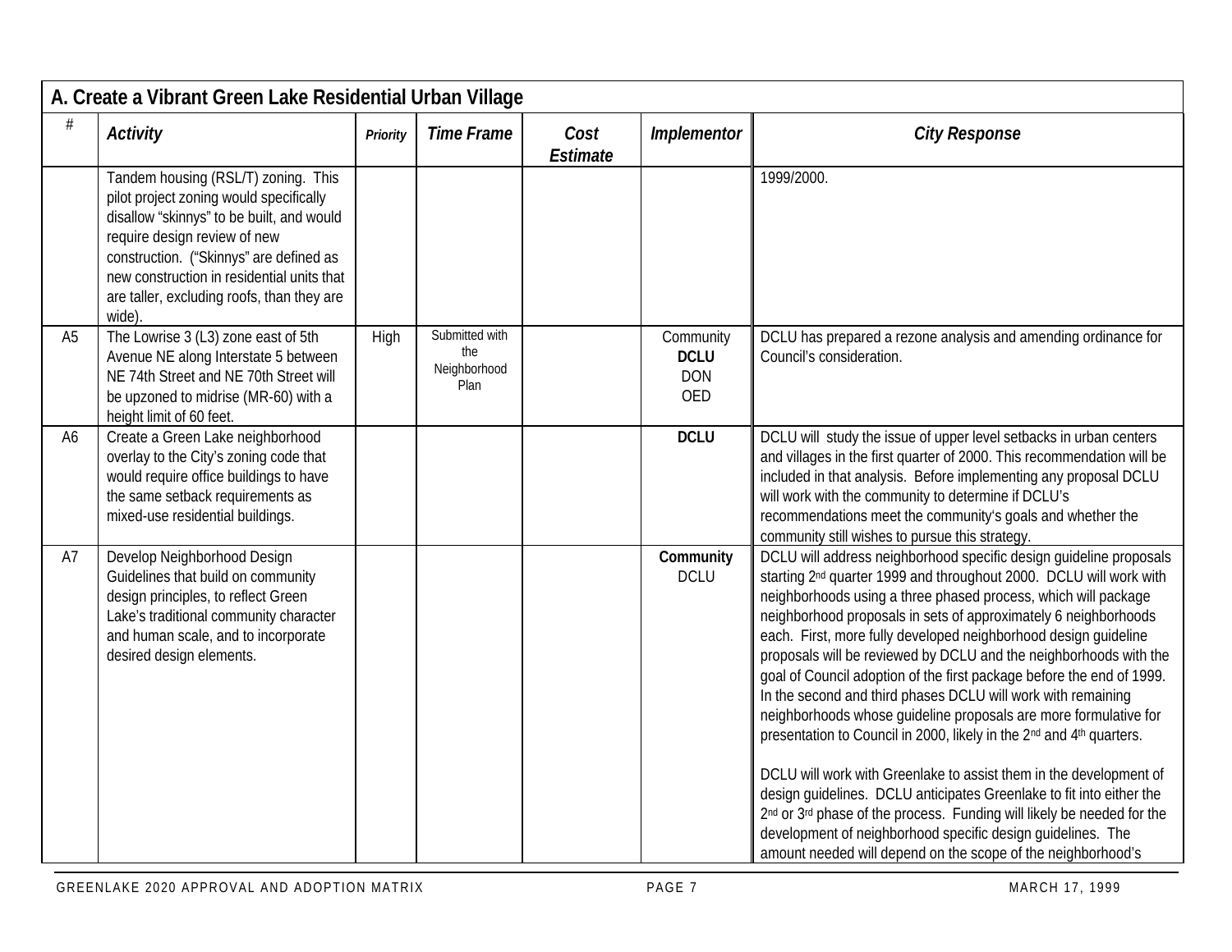## A. Create a Vibrant Green Lake Residential Urban Village

| # | *Activity* | *Priority* | *Time Frame* | *Cost Estimate* | *Implementor* | *City Response* |
|---|---|---|---|---|---|---|
| | Tandem housing (RSL/T) zoning. This pilot project zoning would specifically disallow "skinnys" to be built, and would require design review of new construction. ("Skinnys" are defined as new construction in residential units that are taller, excluding roofs, than they are wide). | | | | | 1999/2000. |
| A5 | The Lowrise 3 (L3) zone east of 5th Avenue NE along Interstate 5 between NE 74th Street and NE 70th Street will be upzoned to midrise (MR-60) with a height limit of 60 feet. | High | Submitted with the Neighborhood Plan | | Community **DCLU** DON OED | DCLU has prepared a rezone analysis and amending ordinance for Council's consideration. |
| A6 | Create a Green Lake neighborhood overlay to the City's zoning code that would require office buildings to have the same setback requirements as mixed-use residential buildings. | | | | **DCLU** | DCLU will study the issue of upper level setbacks in urban centers and villages in the first quarter of 2000. This recommendation will be included in that analysis. Before implementing any proposal DCLU will work with the community to determine if DCLU's recommendations meet the community's goals and whether the community still wishes to pursue this strategy. |
| A7 | Develop Neighborhood Design Guidelines that build on community design principles, to reflect Green Lake's traditional community character and human scale, and to incorporate desired design elements. | | | | **Community** DCLU | DCLU will address neighborhood specific design guideline proposals starting 2nd quarter 1999 and throughout 2000. DCLU will work with neighborhoods using a three phased process, which will package neighborhood proposals in sets of approximately 6 neighborhoods each. First, more fully developed neighborhood design guideline proposals will be reviewed by DCLU and the neighborhoods with the goal of Council adoption of the first package before the end of 1999. In the second and third phases DCLU will work with remaining neighborhoods whose guideline proposals are more formulative for presentation to Council in 2000, likely in the 2nd and 4th quarters.<br><br>DCLU will work with Greenlake to assist them in the development of design guidelines. DCLU anticipates Greenlake to fit into either the 2nd or 3rd phase of the process. Funding will likely be needed for the development of neighborhood specific design guidelines. The amount needed will depend on the scope of the neighborhood's |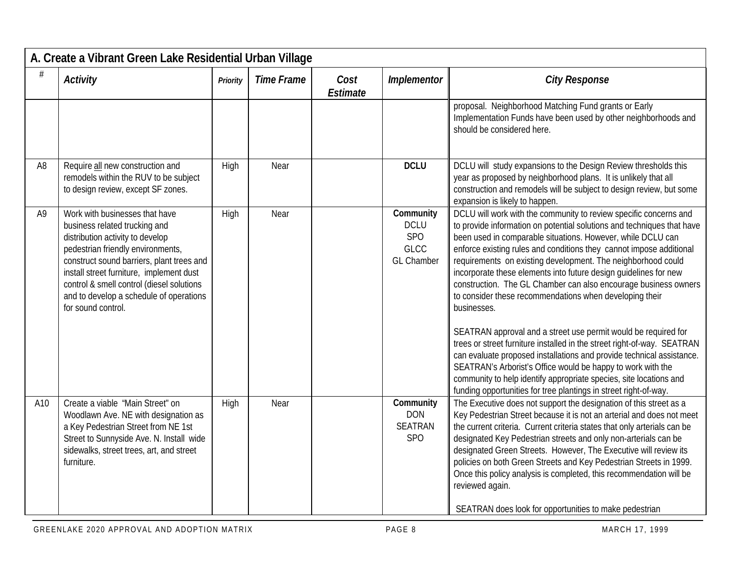## A. Create a Vibrant Green Lake Residential Urban Village

| # | Activity | Priority | Time Frame | Cost Estimate | Implementor | City Response |
|---|---|---|---|---|---|---|
| | | | | | | proposal. Neighborhood Matching Fund grants or Early Implementation Funds have been used by other neighborhoods and should be considered here. |
| A8 | Require all new construction and remodels within the RUV to be subject to design review, except SF zones. | High | Near | | **DCLU** | DCLU will study expansions to the Design Review thresholds this year as proposed by neighborhood plans. It is unlikely that all construction and remodels will be subject to design review, but some expansion is likely to happen. |
| A9 | Work with businesses that have business related trucking and distribution activity to develop pedestrian friendly environments, construct sound barriers, plant trees and install street furniture, implement dust control & smell control (diesel solutions and to develop a schedule of operations for sound control. | High | Near | | **Community** DCLU SPO GLCC GL Chamber | DCLU will work with the community to review specific concerns and to provide information on potential solutions and techniques that have been used in comparable situations. However, while DCLU can enforce existing rules and conditions they cannot impose additional requirements on existing development. The neighborhood could incorporate these elements into future design guidelines for new construction. The GL Chamber can also encourage business owners to consider these recommendations when developing their businesses.<br><br>SEATRAN approval and a street use permit would be required for trees or street furniture installed in the street right-of-way. SEATRAN can evaluate proposed installations and provide technical assistance. SEATRAN's Arborist's Office would be happy to work with the community to help identify appropriate species, site locations and funding opportunities for tree plantings in street right-of-way. |
| A10 | Create a viable "Main Street" on Woodlawn Ave. NE with designation as a Key Pedestrian Street from NE 1st Street to Sunnyside Ave. N. Install wide sidewalks, street trees, art, and street furniture. | High | Near | | **Community** DON SEATRAN SPO | The Executive does not support the designation of this street as a Key Pedestrian Street because it is not an arterial and does not meet the current criteria. Current criteria states that only arterials can be designated Key Pedestrian streets and only non-arterials can be designated Green Streets. However, The Executive will review its policies on both Green Streets and Key Pedestrian Streets in 1999. Once this policy analysis is completed, this recommendation will be reviewed again.<br><br>SEATRAN does look for opportunities to make pedestrian |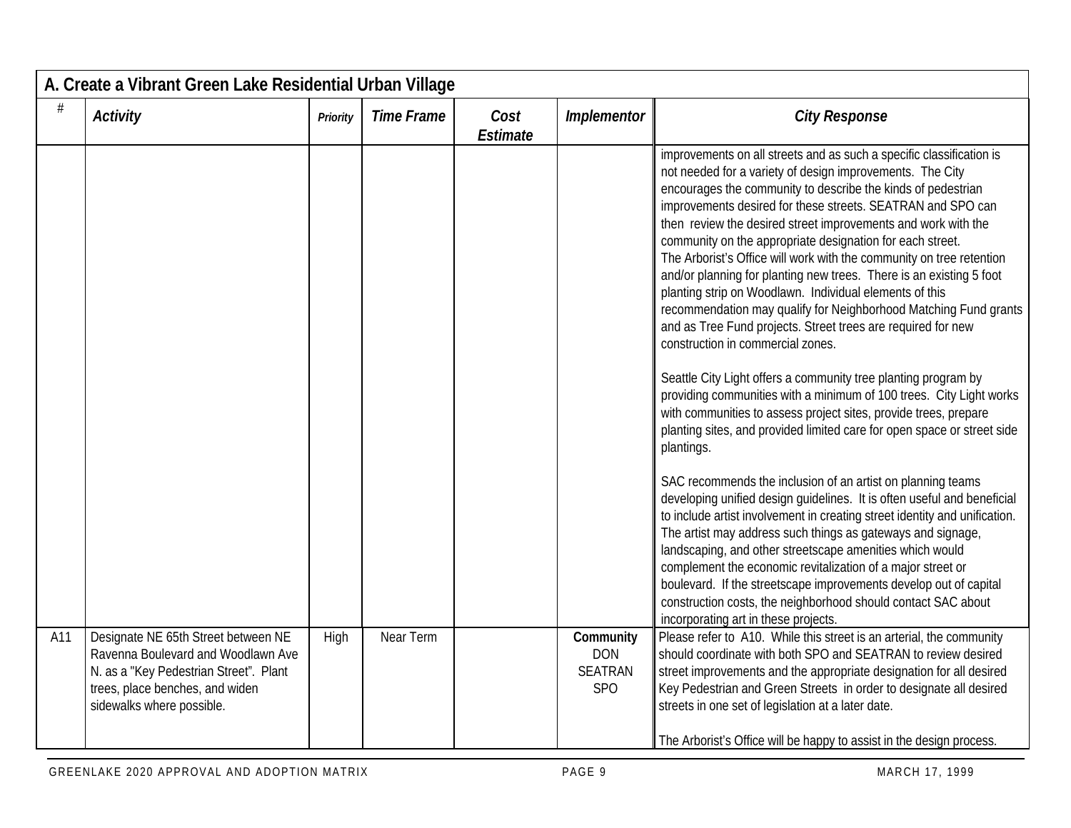## A. Create a Vibrant Green Lake Residential Urban Village

| # | *Activity* | *Priority* | *Time Frame* | *Cost Estimate* | *Implementor* | *City Response* |
|---|---|---|---|---|---|---|
| | | | | | | improvements on all streets and as such a specific classification is not needed for a variety of design improvements. The City encourages the community to describe the kinds of pedestrian improvements desired for these streets. SEATRAN and SPO can then review the desired street improvements and work with the community on the appropriate designation for each street. The Arborist's Office will work with the community on tree retention and/or planning for planting new trees. There is an existing 5 foot planting strip on Woodlawn. Individual elements of this recommendation may qualify for Neighborhood Matching Fund grants and as Tree Fund projects. Street trees are required for new construction in commercial zones.<br><br>Seattle City Light offers a community tree planting program by providing communities with a minimum of 100 trees. City Light works with communities to assess project sites, provide trees, prepare planting sites, and provided limited care for open space or street side plantings.<br><br>SAC recommends the inclusion of an artist on planning teams developing unified design guidelines. It is often useful and beneficial to include artist involvement in creating street identity and unification. The artist may address such things as gateways and signage, landscaping, and other streetscape amenities which would complement the economic revitalization of a major street or boulevard. If the streetscape improvements develop out of capital construction costs, the neighborhood should contact SAC about incorporating art in these projects. |
| A11 | Designate NE 65th Street between NE Ravenna Boulevard and Woodlawn Ave N. as a "Key Pedestrian Street". Plant trees, place benches, and widen sidewalks where possible. | High | Near Term | | **Community**<br>DON<br>SEATRAN<br>SPO | Please refer to A10. While this street is an arterial, the community should coordinate with both SPO and SEATRAN to review desired street improvements and the appropriate designation for all desired Key Pedestrian and Green Streets in order to designate all desired streets in one set of legislation at a later date.<br><br>The Arborist's Office will be happy to assist in the design process. |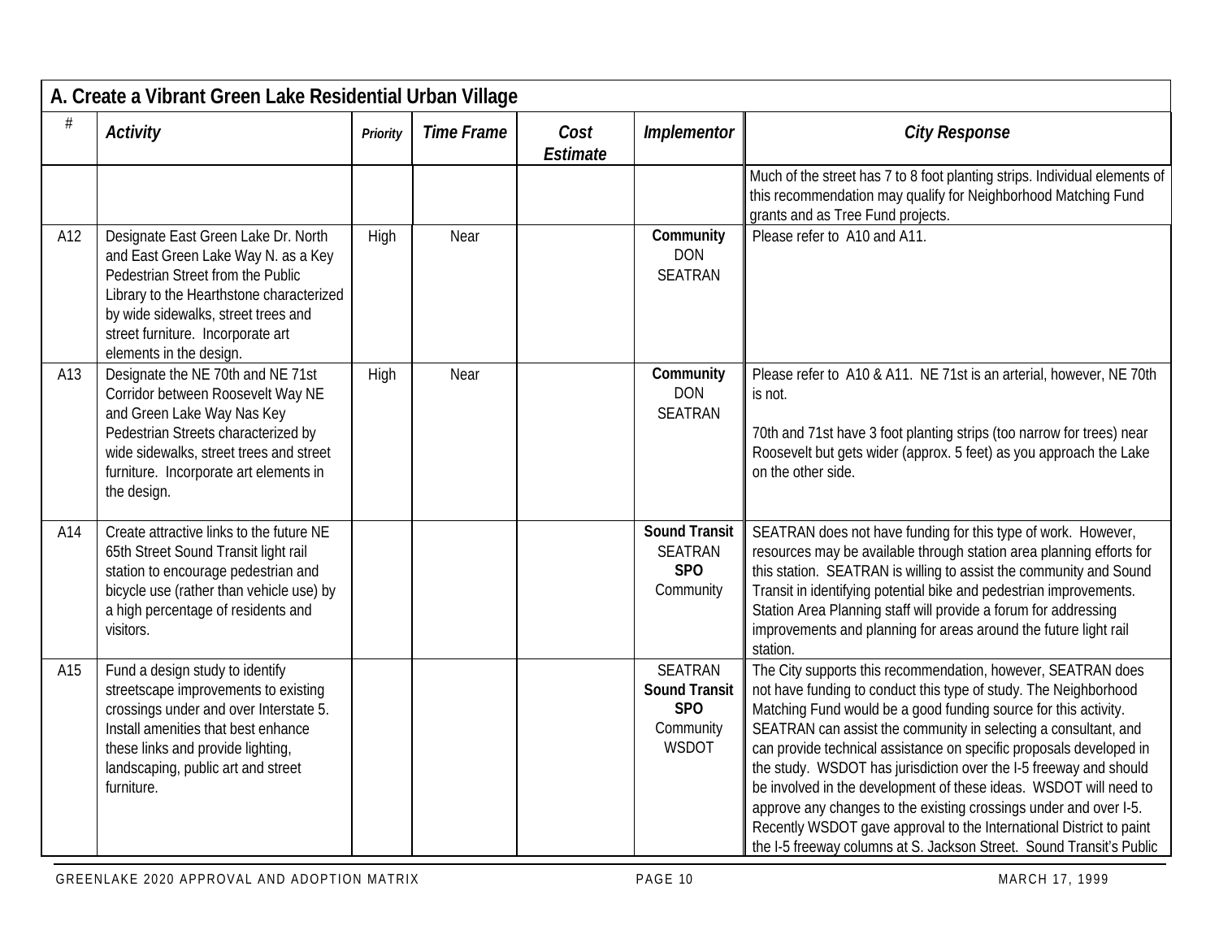## A. Create a Vibrant Green Lake Residential Urban Village

| # | Activity | Priority | Time Frame | Cost Estimate | Implementor | City Response |
|---|---|---|---|---|---|---|
| | | | | | | Much of the street has 7 to 8 foot planting strips. Individual elements of this recommendation may qualify for Neighborhood Matching Fund grants and as Tree Fund projects. |
| A12 | Designate East Green Lake Dr. North and East Green Lake Way N. as a Key Pedestrian Street from the Public Library to the Hearthstone characterized by wide sidewalks, street trees and street furniture. Incorporate art elements in the design. | High | Near | | **Community** DON SEATRAN | Please refer to A10 and A11. |
| A13 | Designate the NE 70th and NE 71st Corridor between Roosevelt Way NE and Green Lake Way Nas Key Pedestrian Streets characterized by wide sidewalks, street trees and street furniture. Incorporate art elements in the design. | High | Near | | **Community** DON SEATRAN | Please refer to A10 & A11. NE 71st is an arterial, however, NE 70th is not.<br><br>70th and 71st have 3 foot planting strips (too narrow for trees) near Roosevelt but gets wider (approx. 5 feet) as you approach the Lake on the other side. |
| A14 | Create attractive links to the future NE 65th Street Sound Transit light rail station to encourage pedestrian and bicycle use (rather than vehicle use) by a high percentage of residents and visitors. | | | | **Sound Transit** SEATRAN **SPO** Community | SEATRAN does not have funding for this type of work. However, resources may be available through station area planning efforts for this station. SEATRAN is willing to assist the community and Sound Transit in identifying potential bike and pedestrian improvements. Station Area Planning staff will provide a forum for addressing improvements and planning for areas around the future light rail station. |
| A15 | Fund a design study to identify streetscape improvements to existing crossings under and over Interstate 5. Install amenities that best enhance these links and provide lighting, landscaping, public art and street furniture. | | | | SEATRAN **Sound Transit** **SPO** Community WSDOT | The City supports this recommendation, however, SEATRAN does not have funding to conduct this type of study. The Neighborhood Matching Fund would be a good funding source for this activity. SEATRAN can assist the community in selecting a consultant, and can provide technical assistance on specific proposals developed in the study. WSDOT has jurisdiction over the I-5 freeway and should be involved in the development of these ideas. WSDOT will need to approve any changes to the existing crossings under and over I-5. Recently WSDOT gave approval to the International District to paint the I-5 freeway columns at S. Jackson Street. Sound Transit's Public |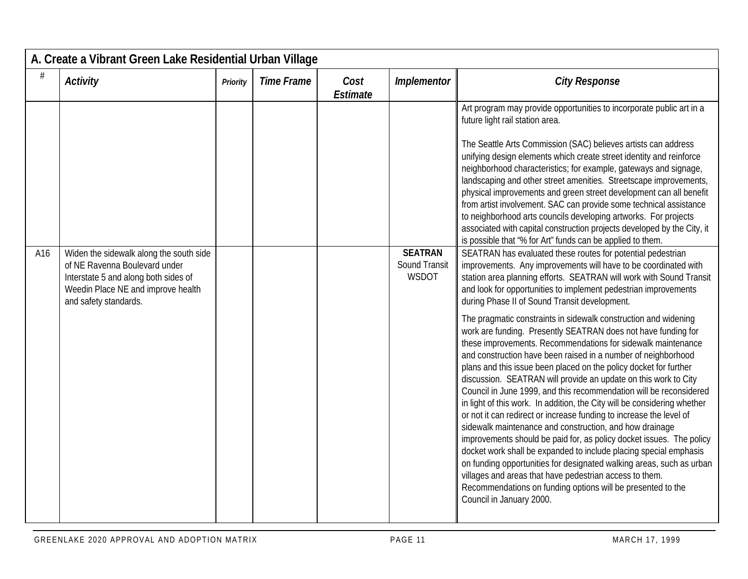## A. Create a Vibrant Green Lake Residential Urban Village

| # | *Activity* | *Priority* | *Time Frame* | *Cost Estimate* | *Implementor* | *City Response* |
|---|---|---|---|---|---|---|
| | | | | | | Art program may provide opportunities to incorporate public art in a future light rail station area.<br><br>The Seattle Arts Commission (SAC) believes artists can address unifying design elements which create street identity and reinforce neighborhood characteristics; for example, gateways and signage, landscaping and other street amenities. Streetscape improvements, physical improvements and green street development can all benefit from artist involvement. SAC can provide some technical assistance to neighborhood arts councils developing artworks. For projects associated with capital construction projects developed by the City, it is possible that "% for Art" funds can be applied to them. |
| A16 | Widen the sidewalk along the south side of NE Ravenna Boulevard under Interstate 5 and along both sides of Weedin Place NE and improve health and safety standards. | | | | **SEATRAN**<br>Sound Transit<br>WSDOT | SEATRAN has evaluated these routes for potential pedestrian improvements. Any improvements will have to be coordinated with station area planning efforts. SEATRAN will work with Sound Transit and look for opportunities to implement pedestrian improvements during Phase II of Sound Transit development.<br><br>The pragmatic constraints in sidewalk construction and widening work are funding. Presently SEATRAN does not have funding for these improvements. Recommendations for sidewalk maintenance and construction have been raised in a number of neighborhood plans and this issue been placed on the policy docket for further discussion. SEATRAN will provide an update on this work to City Council in June 1999, and this recommendation will be reconsidered in light of this work. In addition, the City will be considering whether or not it can redirect or increase funding to increase the level of sidewalk maintenance and construction, and how drainage improvements should be paid for, as policy docket issues. The policy docket work shall be expanded to include placing special emphasis on funding opportunities for designated walking areas, such as urban villages and areas that have pedestrian access to them. Recommendations on funding options will be presented to the Council in January 2000. |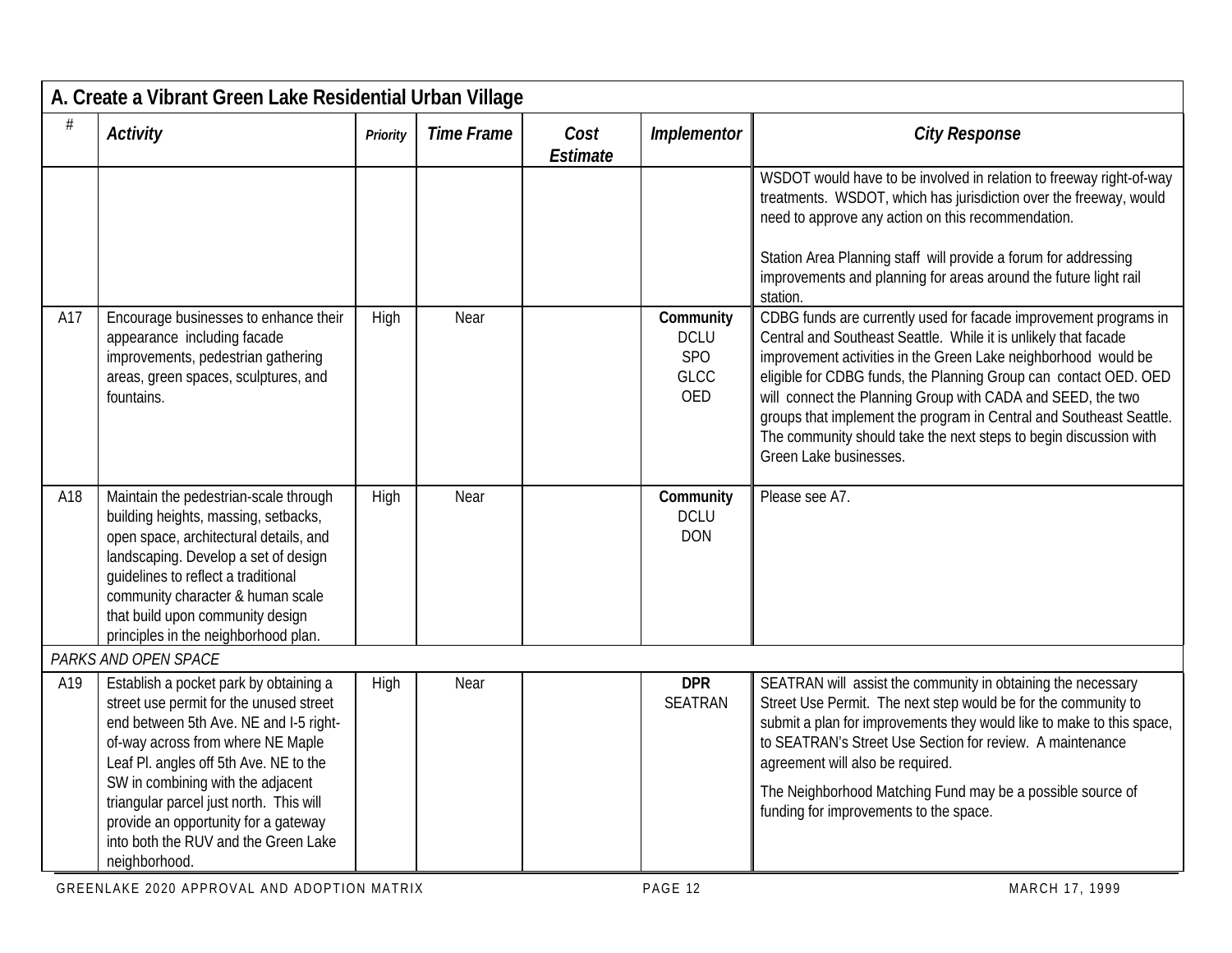## A. Create a Vibrant Green Lake Residential Urban Village

| # | Activity | Priority | Time Frame | Cost Estimate | Implementor | City Response |
|---|---|---|---|---|---|---|
| | | | | | | WSDOT would have to be involved in relation to freeway right-of-way treatments. WSDOT, which has jurisdiction over the freeway, would need to approve any action on this recommendation.<br><br>Station Area Planning staff will provide a forum for addressing improvements and planning for areas around the future light rail station. |
| A17 | Encourage businesses to enhance their appearance including facade improvements, pedestrian gathering areas, green spaces, sculptures, and fountains. | High | Near | | **Community**<br>DCLU<br>SPO<br>GLCC<br>OED | CDBG funds are currently used for facade improvement programs in Central and Southeast Seattle. While it is unlikely that facade improvement activities in the Green Lake neighborhood would be eligible for CDBG funds, the Planning Group can contact OED. OED will connect the Planning Group with CADA and SEED, the two groups that implement the program in Central and Southeast Seattle. The community should take the next steps to begin discussion with Green Lake businesses. |
| A18 | Maintain the pedestrian-scale through building heights, massing, setbacks, open space, architectural details, and landscaping. Develop a set of design guidelines to reflect a traditional community character & human scale that build upon community design principles in the neighborhood plan. | High | Near | | **Community**<br>DCLU<br>DON | Please see A7. |
| *PARKS AND OPEN SPACE* | | | | | | |
| A19 | Establish a pocket park by obtaining a street use permit for the unused street end between 5th Ave. NE and I-5 right-of-way across from where NE Maple Leaf Pl. angles off 5th Ave. NE to the SW in combining with the adjacent triangular parcel just north. This will provide an opportunity for a gateway into both the RUV and the Green Lake neighborhood. | High | Near | | **DPR**<br>SEATRAN | SEATRAN will assist the community in obtaining the necessary Street Use Permit. The next step would be for the community to submit a plan for improvements they would like to make to this space, to SEATRAN's Street Use Section for review. A maintenance agreement will also be required.<br><br>The Neighborhood Matching Fund may be a possible source of funding for improvements to the space. |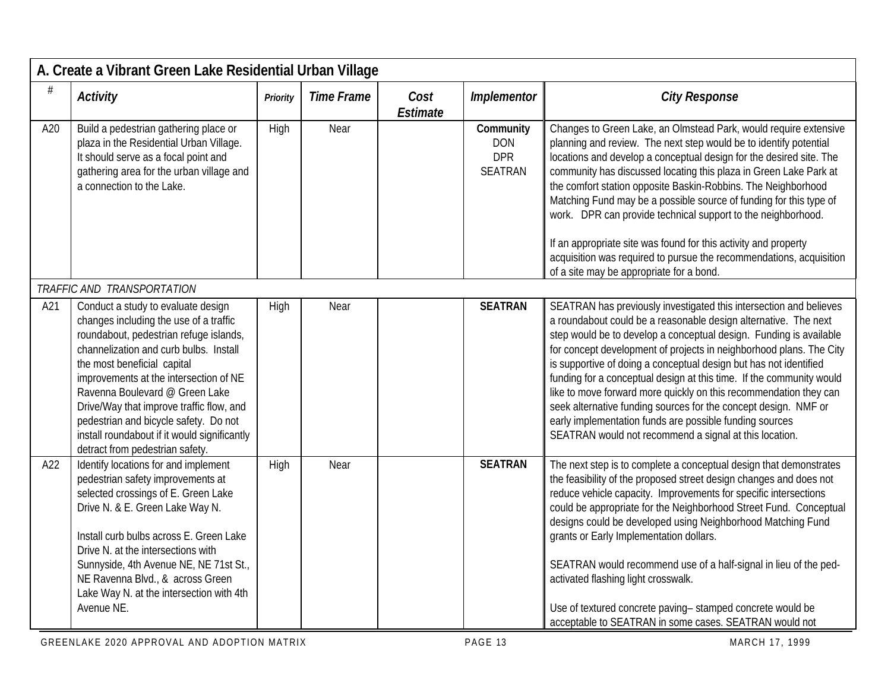## A. Create a Vibrant Green Lake Residential Urban Village

| # | *Activity* | *Priority* | *Time Frame* | *Cost Estimate* | *Implementor* | *City Response* |
|---|---|---|---|---|---|---|
| A20 | Build a pedestrian gathering place or plaza in the Residential Urban Village. It should serve as a focal point and gathering area for the urban village and a connection to the Lake. | High | Near | | **Community** DON DPR SEATRAN | Changes to Green Lake, an Olmstead Park, would require extensive planning and review. The next step would be to identify potential locations and develop a conceptual design for the desired site. The community has discussed locating this plaza in Green Lake Park at the comfort station opposite Baskin-Robbins. The Neighborhood Matching Fund may be a possible source of funding for this type of work. DPR can provide technical support to the neighborhood.<br><br>If an appropriate site was found for this activity and property acquisition was required to pursue the recommendations, acquisition of a site may be appropriate for a bond. |
| | *TRAFFIC AND TRANSPORTATION* | | | | | |
| A21 | Conduct a study to evaluate design changes including the use of a traffic roundabout, pedestrian refuge islands, channelization and curb bulbs. Install the most beneficial capital improvements at the intersection of NE Ravenna Boulevard @ Green Lake Drive/Way that improve traffic flow, and pedestrian and bicycle safety. Do not install roundabout if it would significantly detract from pedestrian safety. | High | Near | | **SEATRAN** | SEATRAN has previously investigated this intersection and believes a roundabout could be a reasonable design alternative. The next step would be to develop a conceptual design. Funding is available for concept development of projects in neighborhood plans. The City is supportive of doing a conceptual design but has not identified funding for a conceptual design at this time. If the community would like to move forward more quickly on this recommendation they can seek alternative funding sources for the concept design. NMF or early implementation funds are possible funding sources SEATRAN would not recommend a signal at this location. |
| A22 | Identify locations for and implement pedestrian safety improvements at selected crossings of E. Green Lake Drive N. & E. Green Lake Way N.<br><br>Install curb bulbs across E. Green Lake Drive N. at the intersections with Sunnyside, 4th Avenue NE, NE 71st St., NE Ravenna Blvd., & across Green Lake Way N. at the intersection with 4th Avenue NE. | High | Near | | **SEATRAN** | The next step is to complete a conceptual design that demonstrates the feasibility of the proposed street design changes and does not reduce vehicle capacity. Improvements for specific intersections could be appropriate for the Neighborhood Street Fund. Conceptual designs could be developed using Neighborhood Matching Fund grants or Early Implementation dollars.<br><br>SEATRAN would recommend use of a half-signal in lieu of the ped-activated flashing light crosswalk.<br><br>Use of textured concrete paving– stamped concrete would be acceptable to SEATRAN in some cases. SEATRAN would not |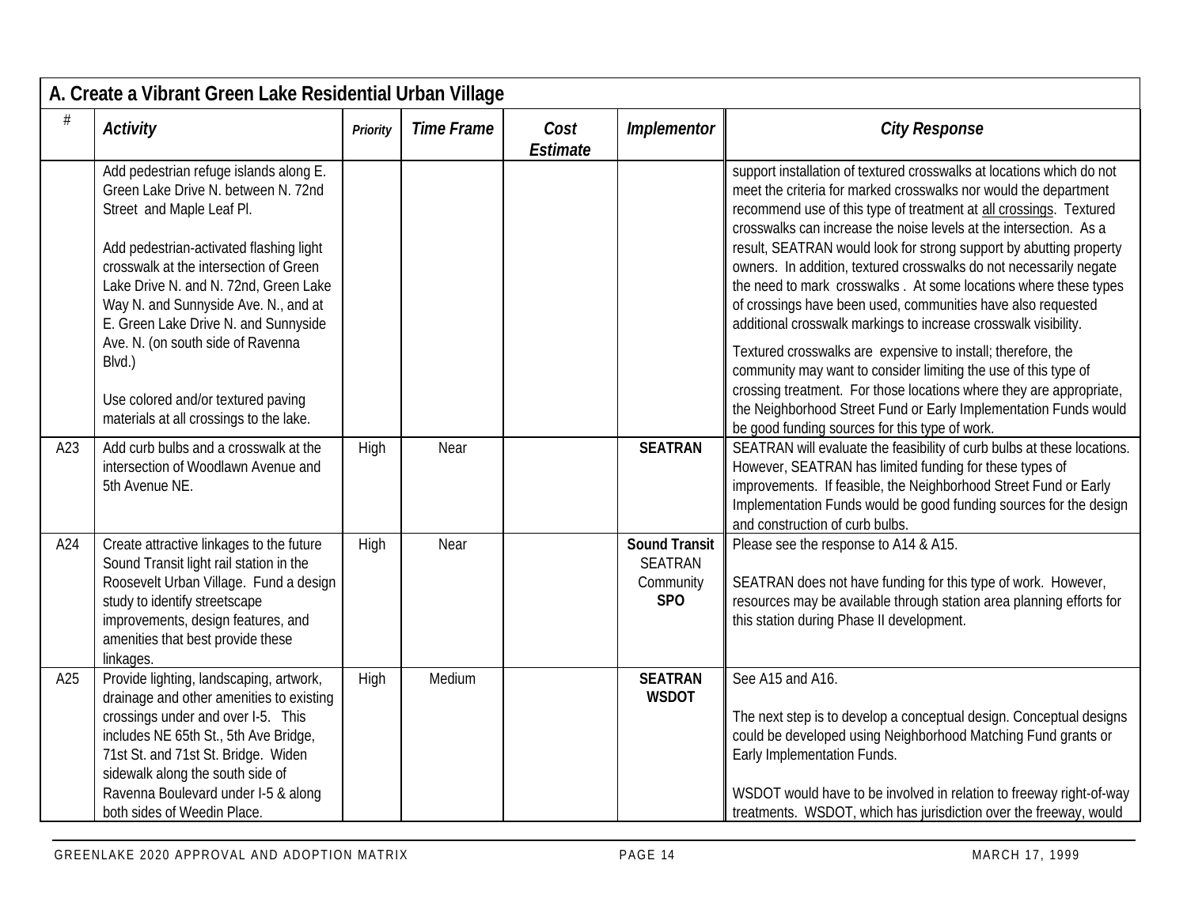## A. Create a Vibrant Green Lake Residential Urban Village

| # | Activity | Priority | Time Frame | Cost Estimate | Implementor | City Response |
|---|---|---|---|---|---|---|
| | Add pedestrian refuge islands along E. Green Lake Drive N. between N. 72nd Street and Maple Leaf Pl.<br><br>Add pedestrian-activated flashing light crosswalk at the intersection of Green Lake Drive N. and N. 72nd, Green Lake Way N. and Sunnyside Ave. N., and at E. Green Lake Drive N. and Sunnyside Ave. N. (on south side of Ravenna Blvd.)<br><br>Use colored and/or textured paving materials at all crossings to the lake. | | | | | support installation of textured crosswalks at locations which do not meet the criteria for marked crosswalks nor would the department recommend use of this type of treatment at all crossings. Textured crosswalks can increase the noise levels at the intersection. As a result, SEATRAN would look for strong support by abutting property owners. In addition, textured crosswalks do not necessarily negate the need to mark crosswalks . At some locations where these types of crossings have been used, communities have also requested additional crosswalk markings to increase crosswalk visibility.<br><br>Textured crosswalks are expensive to install; therefore, the community may want to consider limiting the use of this type of crossing treatment. For those locations where they are appropriate, the Neighborhood Street Fund or Early Implementation Funds would be good funding sources for this type of work. |
| A23 | Add curb bulbs and a crosswalk at the intersection of Woodlawn Avenue and 5th Avenue NE. | High | Near | | **SEATRAN** | SEATRAN will evaluate the feasibility of curb bulbs at these locations. However, SEATRAN has limited funding for these types of improvements. If feasible, the Neighborhood Street Fund or Early Implementation Funds would be good funding sources for the design and construction of curb bulbs. |
| A24 | Create attractive linkages to the future Sound Transit light rail station in the Roosevelt Urban Village. Fund a design study to identify streetscape improvements, design features, and amenities that best provide these linkages. | High | Near | | **Sound Transit**<br>SEATRAN<br>Community<br>**SPO** | Please see the response to A14 & A15.<br><br>SEATRAN does not have funding for this type of work. However, resources may be available through station area planning efforts for this station during Phase II development. |
| A25 | Provide lighting, landscaping, artwork, drainage and other amenities to existing crossings under and over I-5. This includes NE 65th St., 5th Ave Bridge, 71st St. and 71st St. Bridge. Widen sidewalk along the south side of Ravenna Boulevard under I-5 & along both sides of Weedin Place. | High | Medium | | **SEATRAN**<br>**WSDOT** | See A15 and A16.<br><br>The next step is to develop a conceptual design. Conceptual designs could be developed using Neighborhood Matching Fund grants or Early Implementation Funds.<br><br>WSDOT would have to be involved in relation to freeway right-of-way treatments. WSDOT, which has jurisdiction over the freeway, would |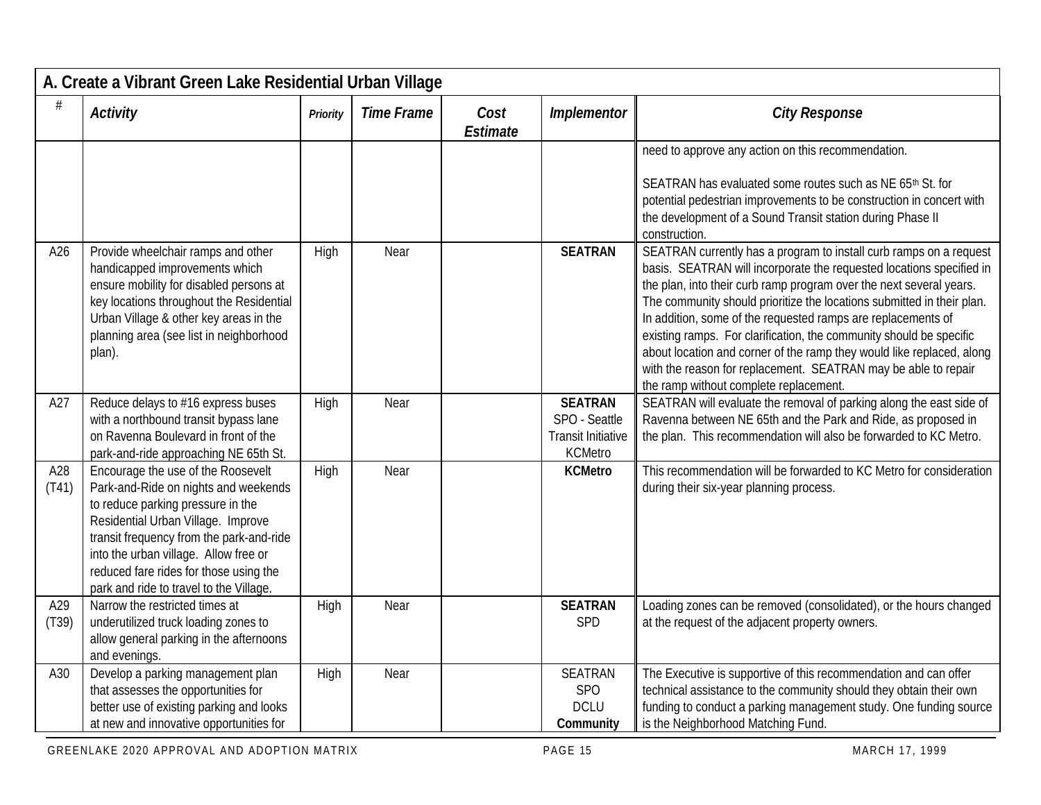## A. Create a Vibrant Green Lake Residential Urban Village

| # | Activity | Priority | Time Frame | Cost Estimate | Implementor | City Response |
|---|---|---|---|---|---|---|
| | | | | | | need to approve any action on this recommendation.<br><br>SEATRAN has evaluated some routes such as NE 65th St. for potential pedestrian improvements to be construction in concert with the development of a Sound Transit station during Phase II construction. |
| A26 | Provide wheelchair ramps and other handicapped improvements which ensure mobility for disabled persons at key locations throughout the Residential Urban Village & other key areas in the planning area (see list in neighborhood plan). | High | Near | | **SEATRAN** | SEATRAN currently has a program to install curb ramps on a request basis. SEATRAN will incorporate the requested locations specified in the plan, into their curb ramp program over the next several years. The community should prioritize the locations submitted in their plan. In addition, some of the requested ramps are replacements of existing ramps. For clarification, the community should be specific about location and corner of the ramp they would like replaced, along with the reason for replacement. SEATRAN may be able to repair the ramp without complete replacement. |
| A27 | Reduce delays to #16 express buses with a northbound transit bypass lane on Ravenna Boulevard in front of the park-and-ride approaching NE 65th St. | High | Near | | **SEATRAN**<br>SPO - Seattle Transit Initiative<br>KCMetro | SEATRAN will evaluate the removal of parking along the east side of Ravenna between NE 65th and the Park and Ride, as proposed in the plan. This recommendation will also be forwarded to KC Metro. |
| A28 (T41) | Encourage the use of the Roosevelt Park-and-Ride on nights and weekends to reduce parking pressure in the Residential Urban Village. Improve transit frequency from the park-and-ride into the urban village. Allow free or reduced fare rides for those using the park and ride to travel to the Village. | High | Near | | **KCMetro** | This recommendation will be forwarded to KC Metro for consideration during their six-year planning process. |
| A29 (T39) | Narrow the restricted times at underutilized truck loading zones to allow general parking in the afternoons and evenings. | High | Near | | **SEATRAN**<br>SPD | Loading zones can be removed (consolidated), or the hours changed at the request of the adjacent property owners. |
| A30 | Develop a parking management plan that assesses the opportunities for better use of existing parking and looks at new and innovative opportunities for | High | Near | | SEATRAN<br>SPO<br>DCLU<br>**Community** | The Executive is supportive of this recommendation and can offer technical assistance to the community should they obtain their own funding to conduct a parking management study. One funding source is the Neighborhood Matching Fund. |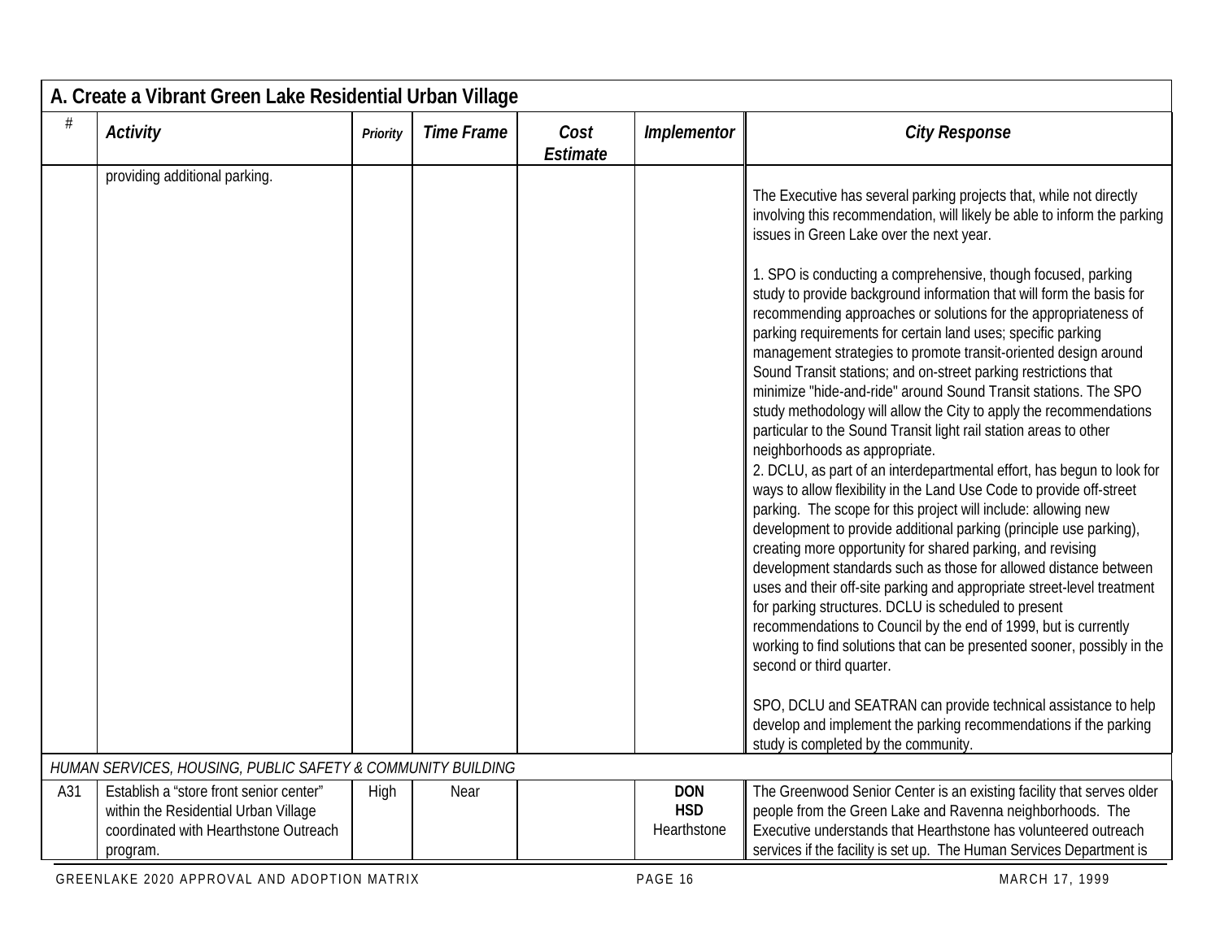## A. Create a Vibrant Green Lake Residential Urban Village

| # | Activity | Priority | Time Frame | Cost Estimate | Implementor | City Response |
|---|---|---|---|---|---|---|
| | providing additional parking. | | | | | The Executive has several parking projects that, while not directly involving this recommendation, will likely be able to inform the parking issues in Green Lake over the next year.<br><br>1. SPO is conducting a comprehensive, though focused, parking study to provide background information that will form the basis for recommending approaches or solutions for the appropriateness of parking requirements for certain land uses; specific parking management strategies to promote transit-oriented design around Sound Transit stations; and on-street parking restrictions that minimize "hide-and-ride" around Sound Transit stations. The SPO study methodology will allow the City to apply the recommendations particular to the Sound Transit light rail station areas to other neighborhoods as appropriate.<br>2. DCLU, as part of an interdepartmental effort, has begun to look for ways to allow flexibility in the Land Use Code to provide off-street parking. The scope for this project will include: allowing new development to provide additional parking (principle use parking), creating more opportunity for shared parking, and revising development standards such as those for allowed distance between uses and their off-site parking and appropriate street-level treatment for parking structures. DCLU is scheduled to present recommendations to Council by the end of 1999, but is currently working to find solutions that can be presented sooner, possibly in the second or third quarter.<br><br>SPO, DCLU and SEATRAN can provide technical assistance to help develop and implement the parking recommendations if the parking study is completed by the community. |
| *HUMAN SERVICES, HOUSING, PUBLIC SAFETY & COMMUNITY BUILDING* | | | | | | |
| A31 | Establish a "store front senior center" within the Residential Urban Village coordinated with Hearthstone Outreach program. | High | Near | | **DON**<br>**HSD**<br>Hearthstone | The Greenwood Senior Center is an existing facility that serves older people from the Green Lake and Ravenna neighborhoods. The Executive understands that Hearthstone has volunteered outreach services if the facility is set up. The Human Services Department is |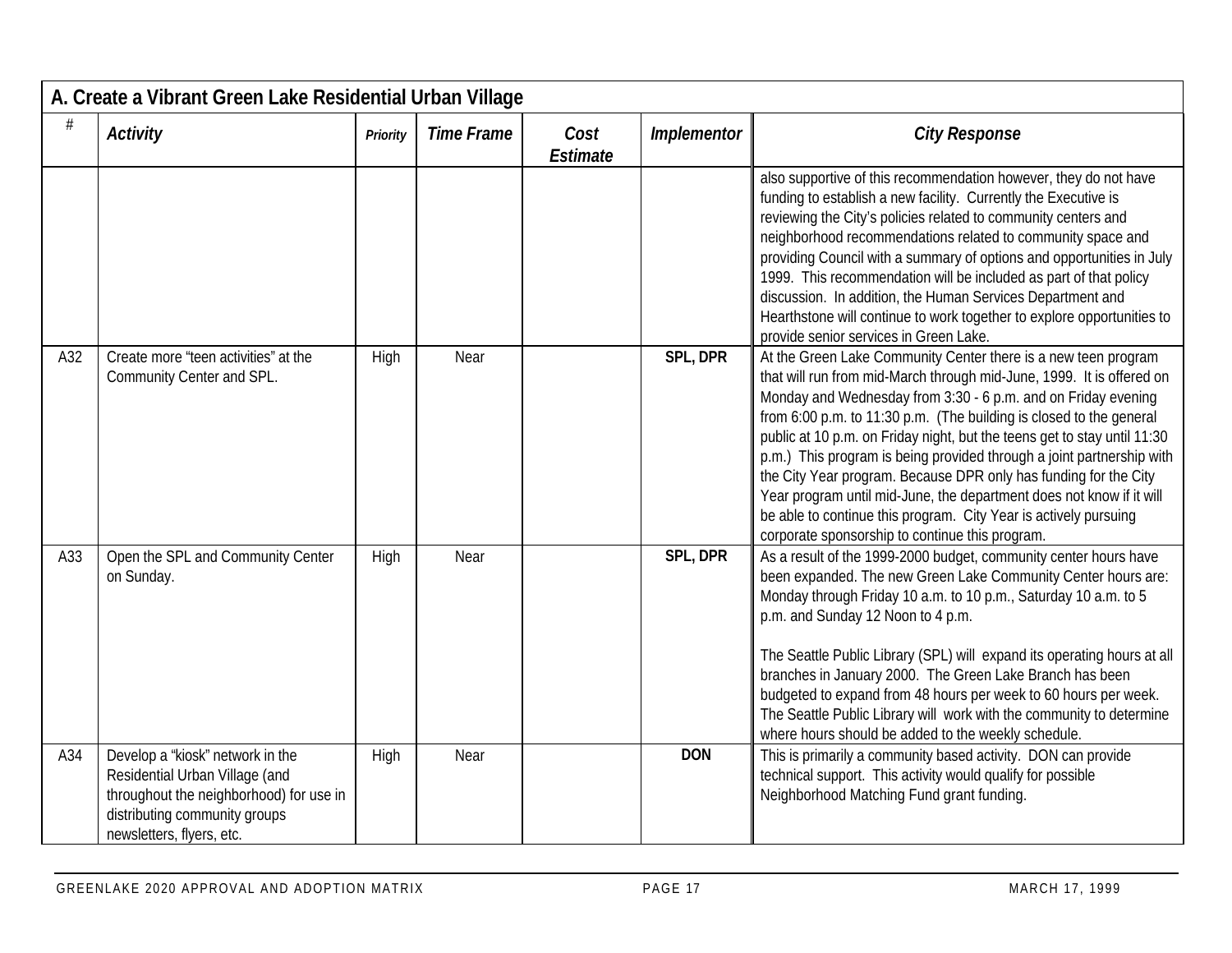| A. Create a Vibrant Green Lake Residential Urban Village | | | | | | |
|---|---|---|---|---|---|---|
| # | Activity | Priority | Time Frame | Cost Estimate | Implementor | City Response |
| | | | | | | also supportive of this recommendation however, they do not have funding to establish a new facility. Currently the Executive is reviewing the City's policies related to community centers and neighborhood recommendations related to community space and providing Council with a summary of options and opportunities in July 1999. This recommendation will be included as part of that policy discussion. In addition, the Human Services Department and Hearthstone will continue to work together to explore opportunities to provide senior services in Green Lake. |
| A32 | Create more "teen activities" at the Community Center and SPL. | High | Near | | **SPL, DPR** | At the Green Lake Community Center there is a new teen program that will run from mid-March through mid-June, 1999. It is offered on Monday and Wednesday from 3:30 - 6 p.m. and on Friday evening from 6:00 p.m. to 11:30 p.m. (The building is closed to the general public at 10 p.m. on Friday night, but the teens get to stay until 11:30 p.m.) This program is being provided through a joint partnership with the City Year program. Because DPR only has funding for the City Year program until mid-June, the department does not know if it will be able to continue this program. City Year is actively pursuing corporate sponsorship to continue this program. |
| A33 | Open the SPL and Community Center on Sunday. | High | Near | | **SPL, DPR** | As a result of the 1999-2000 budget, community center hours have been expanded. The new Green Lake Community Center hours are: Monday through Friday 10 a.m. to 10 p.m., Saturday 10 a.m. to 5 p.m. and Sunday 12 Noon to 4 p.m.<br><br>The Seattle Public Library (SPL) will expand its operating hours at all branches in January 2000. The Green Lake Branch has been budgeted to expand from 48 hours per week to 60 hours per week. The Seattle Public Library will work with the community to determine where hours should be added to the weekly schedule. |
| A34 | Develop a "kiosk" network in the Residential Urban Village (and throughout the neighborhood) for use in distributing community groups newsletters, flyers, etc. | High | Near | | **DON** | This is primarily a community based activity. DON can provide technical support. This activity would qualify for possible Neighborhood Matching Fund grant funding. |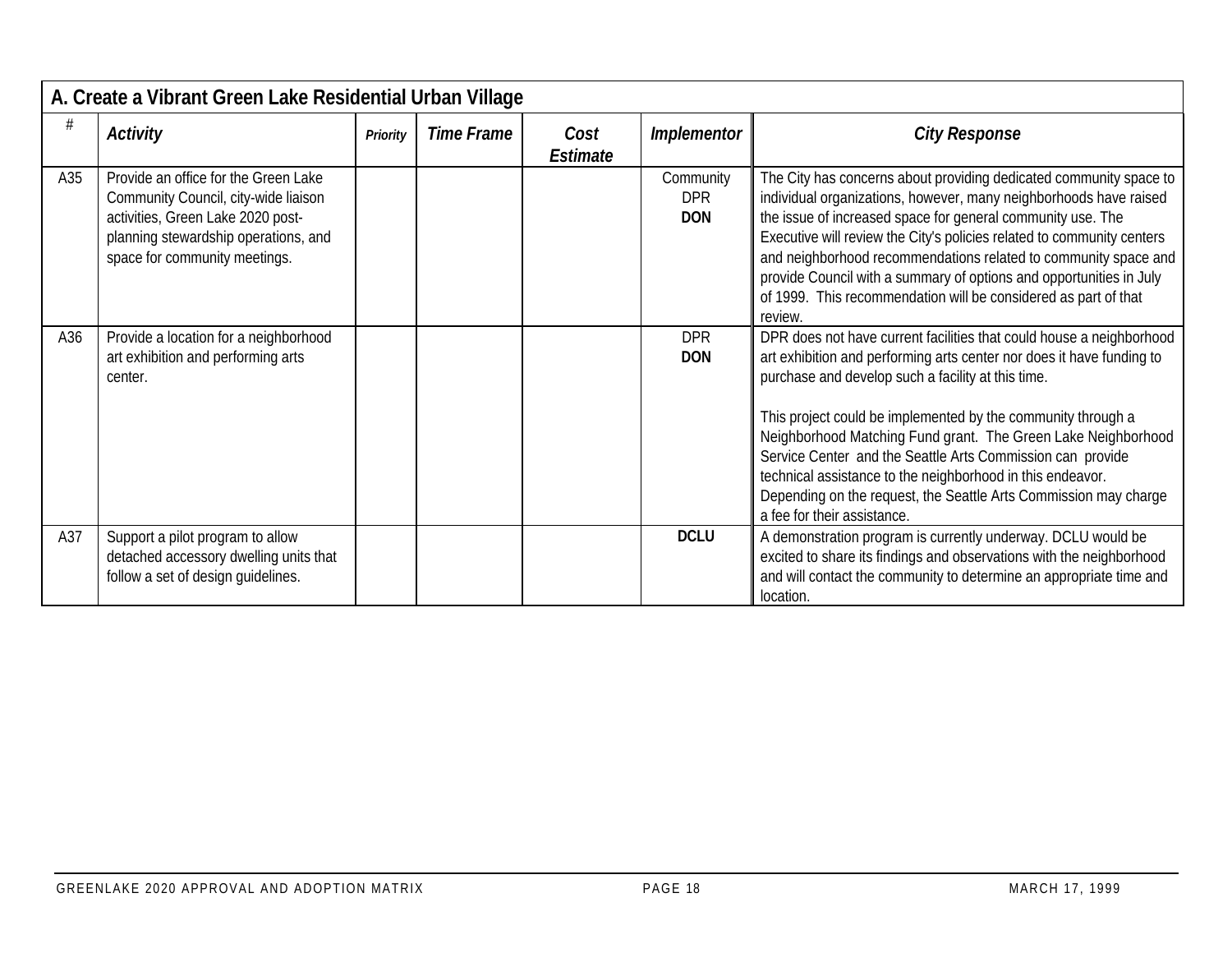| A. Create a Vibrant Green Lake Residential Urban Village | | | | | | |
|---|---|---|---|---|---|---|
| # | *Activity* | *Priority* | *Time Frame* | *Cost Estimate* | *Implementor* | *City Response* |
| A35 | Provide an office for the Green Lake Community Council, city-wide liaison activities, Green Lake 2020 post-planning stewardship operations, and space for community meetings. | | | | Community DPR **DON** | The City has concerns about providing dedicated community space to individual organizations, however, many neighborhoods have raised the issue of increased space for general community use. The Executive will review the City's policies related to community centers and neighborhood recommendations related to community space and provide Council with a summary of options and opportunities in July of 1999. This recommendation will be considered as part of that review. |
| A36 | Provide a location for a neighborhood art exhibition and performing arts center. | | | | DPR **DON** | DPR does not have current facilities that could house a neighborhood art exhibition and performing arts center nor does it have funding to purchase and develop such a facility at this time. This project could be implemented by the community through a Neighborhood Matching Fund grant. The Green Lake Neighborhood Service Center and the Seattle Arts Commission can provide technical assistance to the neighborhood in this endeavor. Depending on the request, the Seattle Arts Commission may charge a fee for their assistance. |
| A37 | Support a pilot program to allow detached accessory dwelling units that follow a set of design guidelines. | | | | **DCLU** | A demonstration program is currently underway. DCLU would be excited to share its findings and observations with the neighborhood and will contact the community to determine an appropriate time and location. |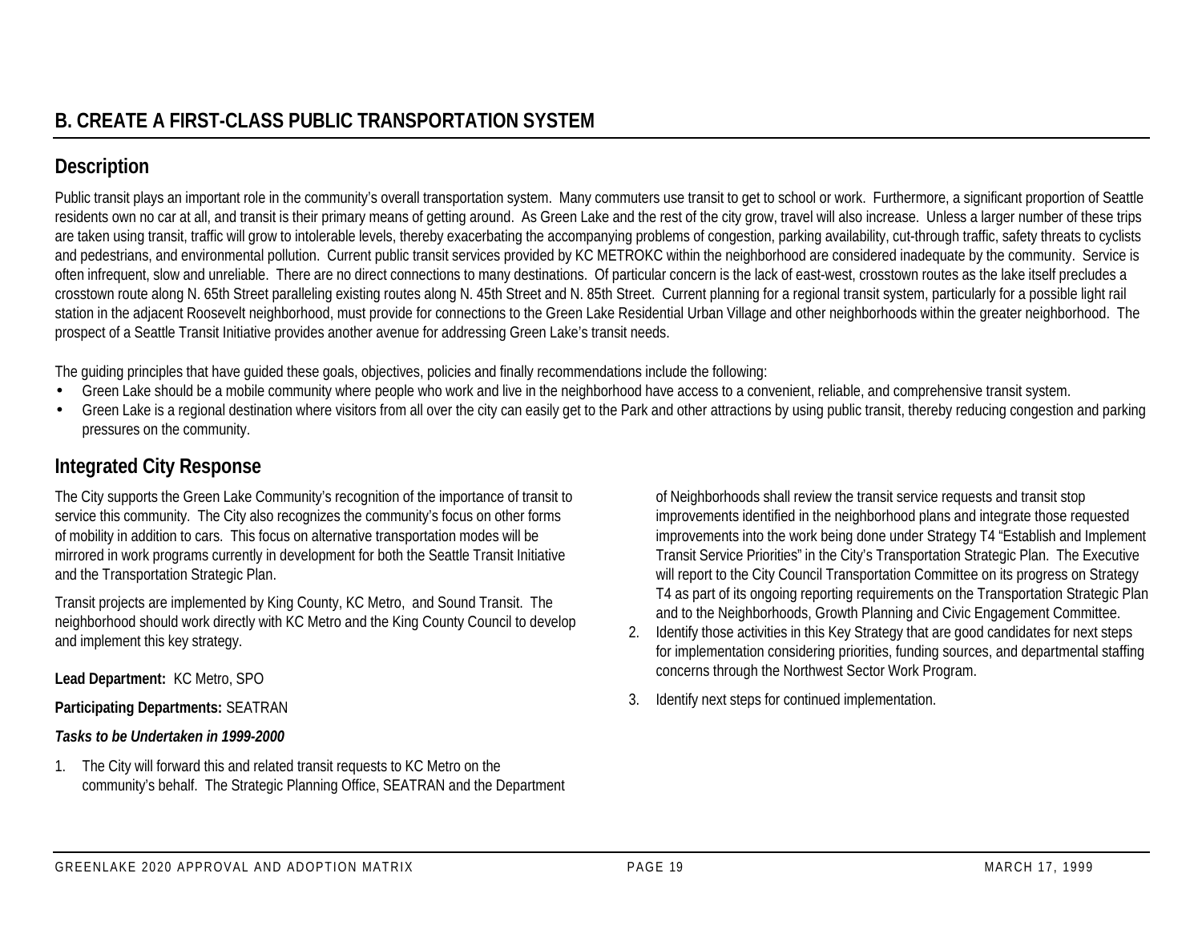## B. CREATE A FIRST-CLASS PUBLIC TRANSPORTATION SYSTEM

### Description

Public transit plays an important role in the community's overall transportation system. Many commuters use transit to get to school or work. Furthermore, a significant proportion of Seattle residents own no car at all, and transit is their primary means of getting around. As Green Lake and the rest of the city grow, travel will also increase. Unless a larger number of these trips are taken using transit, traffic will grow to intolerable levels, thereby exacerbating the accompanying problems of congestion, parking availability, cut-through traffic, safety threats to cyclists and pedestrians, and environmental pollution. Current public transit services provided by KC METROKC within the neighborhood are considered inadequate by the community. Service is often infrequent, slow and unreliable. There are no direct connections to many destinations. Of particular concern is the lack of east-west, crosstown routes as the lake itself precludes a crosstown route along N. 65th Street paralleling existing routes along N. 45th Street and N. 85th Street. Current planning for a regional transit system, particularly for a possible light rail station in the adjacent Roosevelt neighborhood, must provide for connections to the Green Lake Residential Urban Village and other neighborhoods within the greater neighborhood. The prospect of a Seattle Transit Initiative provides another avenue for addressing Green Lake's transit needs.

The guiding principles that have guided these goals, objectives, policies and finally recommendations include the following:

- Green Lake should be a mobile community where people who work and live in the neighborhood have access to a convenient, reliable, and comprehensive transit system.
- Green Lake is a regional destination where visitors from all over the city can easily get to the Park and other attractions by using public transit, thereby reducing congestion and parking pressures on the community.

### Integrated City Response

The City supports the Green Lake Community's recognition of the importance of transit to service this community. The City also recognizes the community's focus on other forms of mobility in addition to cars. This focus on alternative transportation modes will be mirrored in work programs currently in development for both the Seattle Transit Initiative and the Transportation Strategic Plan.

Transit projects are implemented by King County, KC Metro, and Sound Transit. The neighborhood should work directly with KC Metro and the King County Council to develop and implement this key strategy.

**Lead Department:** KC Metro, SPO

**Participating Departments:** SEATRAN

***Tasks to be Undertaken in 1999-2000***

1. The City will forward this and related transit requests to KC Metro on the community's behalf. The Strategic Planning Office, SEATRAN and the Department of Neighborhoods shall review the transit service requests and transit stop improvements identified in the neighborhood plans and integrate those requested improvements into the work being done under Strategy T4 "Establish and Implement Transit Service Priorities" in the City's Transportation Strategic Plan. The Executive will report to the City Council Transportation Committee on its progress on Strategy T4 as part of its ongoing reporting requirements on the Transportation Strategic Plan and to the Neighborhoods, Growth Planning and Civic Engagement Committee.
2. Identify those activities in this Key Strategy that are good candidates for next steps for implementation considering priorities, funding sources, and departmental staffing concerns through the Northwest Sector Work Program.
3. Identify next steps for continued implementation.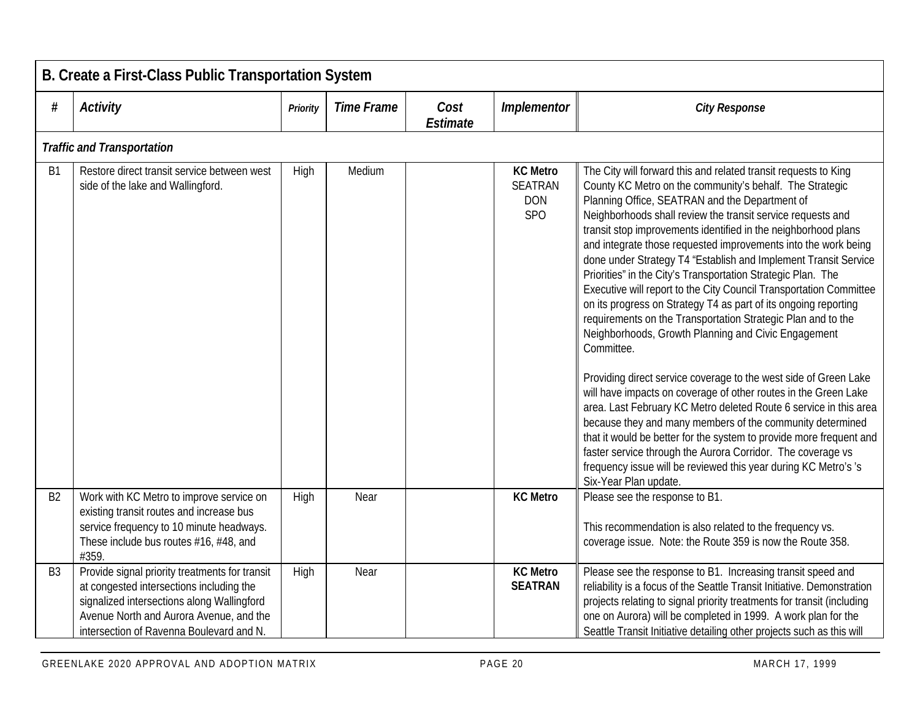## B. Create a First-Class Public Transportation System

| # | Activity | Priority | Time Frame | Cost Estimate | Implementor | City Response |
|---|---|---|---|---|---|---|
| *Traffic and Transportation* | | | | | | |
| B1 | Restore direct transit service between west side of the lake and Wallingford. | High | Medium | | **KC Metro** SEATRAN DON SPO | The City will forward this and related transit requests to King County KC Metro on the community's behalf. The Strategic Planning Office, SEATRAN and the Department of Neighborhoods shall review the transit service requests and transit stop improvements identified in the neighborhood plans and integrate those requested improvements into the work being done under Strategy T4 "Establish and Implement Transit Service Priorities" in the City's Transportation Strategic Plan. The Executive will report to the City Council Transportation Committee on its progress on Strategy T4 as part of its ongoing reporting requirements on the Transportation Strategic Plan and to the Neighborhoods, Growth Planning and Civic Engagement Committee.<br><br>Providing direct service coverage to the west side of Green Lake will have impacts on coverage of other routes in the Green Lake area. Last February KC Metro deleted Route 6 service in this area because they and many members of the community determined that it would be better for the system to provide more frequent and faster service through the Aurora Corridor. The coverage vs frequency issue will be reviewed this year during KC Metro's 's Six-Year Plan update. |
| B2 | Work with KC Metro to improve service on existing transit routes and increase bus service frequency to 10 minute headways. These include bus routes #16, #48, and #359. | High | Near | | **KC Metro** | Please see the response to B1.<br><br>This recommendation is also related to the frequency vs. coverage issue. Note: the Route 359 is now the Route 358. |
| B3 | Provide signal priority treatments for transit at congested intersections including the signalized intersections along Wallingford Avenue North and Aurora Avenue, and the intersection of Ravenna Boulevard and N. | High | Near | | **KC Metro SEATRAN** | Please see the response to B1. Increasing transit speed and reliability is a focus of the Seattle Transit Initiative. Demonstration projects relating to signal priority treatments for transit (including one on Aurora) will be completed in 1999. A work plan for the Seattle Transit Initiative detailing other projects such as this will |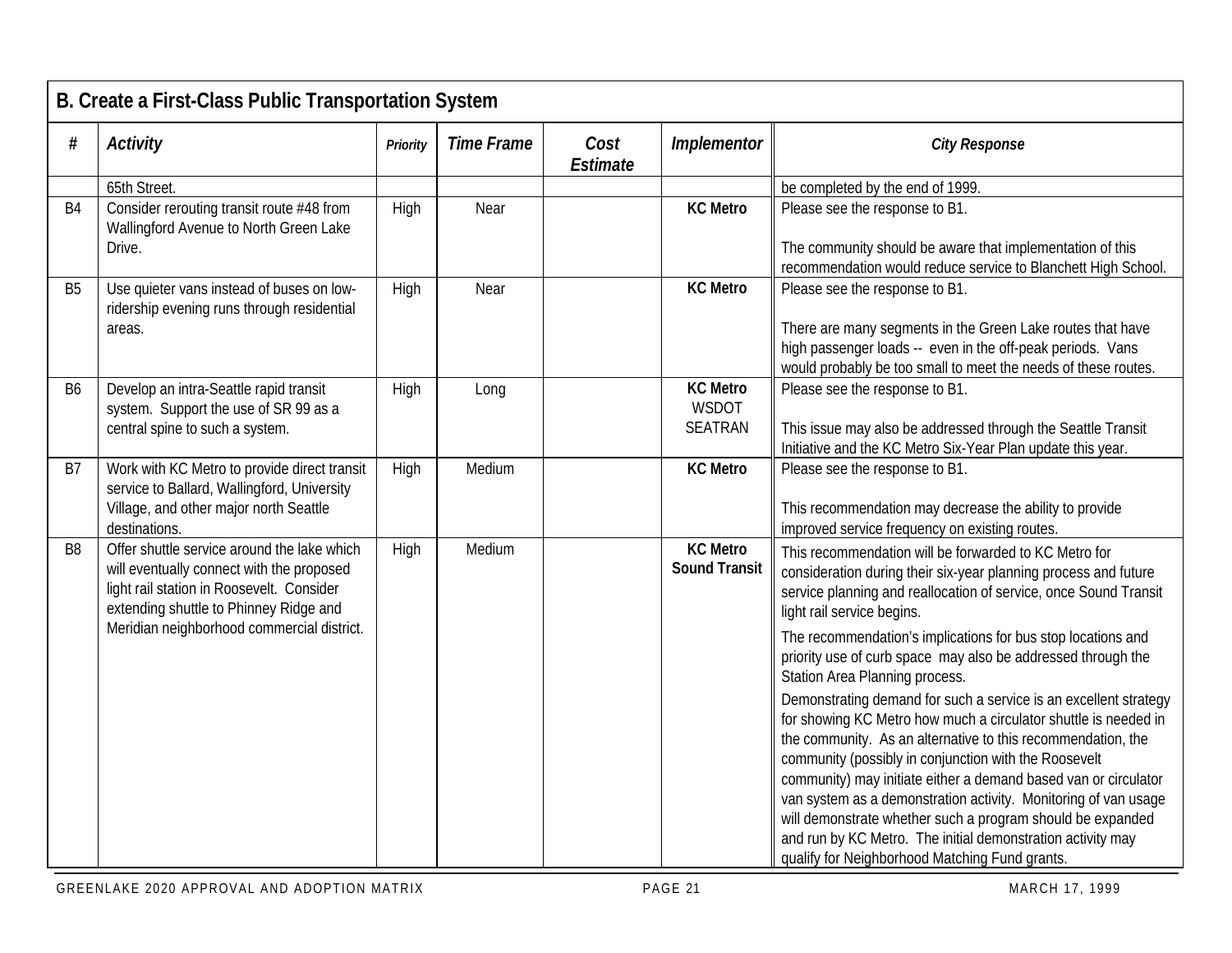## B. Create a First-Class Public Transportation System

| # | Activity | Priority | Time Frame | Cost Estimate | Implementor | City Response |
|---|---|---|---|---|---|---|
| | 65th Street. | | | | | be completed by the end of 1999. |
| B4 | Consider rerouting transit route #48 from Wallingford Avenue to North Green Lake Drive. | High | Near | | **KC Metro** | Please see the response to B1.<br><br>The community should be aware that implementation of this recommendation would reduce service to Blanchett High School. |
| B5 | Use quieter vans instead of buses on low-ridership evening runs through residential areas. | High | Near | | **KC Metro** | Please see the response to B1.<br><br>There are many segments in the Green Lake routes that have high passenger loads -- even in the off-peak periods. Vans would probably be too small to meet the needs of these routes. |
| B6 | Develop an intra-Seattle rapid transit system. Support the use of SR 99 as a central spine to such a system. | High | Long | | **KC Metro**<br>WSDOT<br>SEATRAN | Please see the response to B1.<br><br>This issue may also be addressed through the Seattle Transit Initiative and the KC Metro Six-Year Plan update this year. |
| B7 | Work with KC Metro to provide direct transit service to Ballard, Wallingford, University Village, and other major north Seattle destinations. | High | Medium | | **KC Metro** | Please see the response to B1.<br><br>This recommendation may decrease the ability to provide improved service frequency on existing routes. |
| B8 | Offer shuttle service around the lake which will eventually connect with the proposed light rail station in Roosevelt. Consider extending shuttle to Phinney Ridge and Meridian neighborhood commercial district. | High | Medium | | **KC Metro**<br>**Sound Transit** | This recommendation will be forwarded to KC Metro for consideration during their six-year planning process and future service planning and reallocation of service, once Sound Transit light rail service begins.<br><br>The recommendation's implications for bus stop locations and priority use of curb space may also be addressed through the Station Area Planning process.<br><br>Demonstrating demand for such a service is an excellent strategy for showing KC Metro how much a circulator shuttle is needed in the community. As an alternative to this recommendation, the community (possibly in conjunction with the Roosevelt community) may initiate either a demand based van or circulator van system as a demonstration activity. Monitoring of van usage will demonstrate whether such a program should be expanded and run by KC Metro. The initial demonstration activity may qualify for Neighborhood Matching Fund grants. |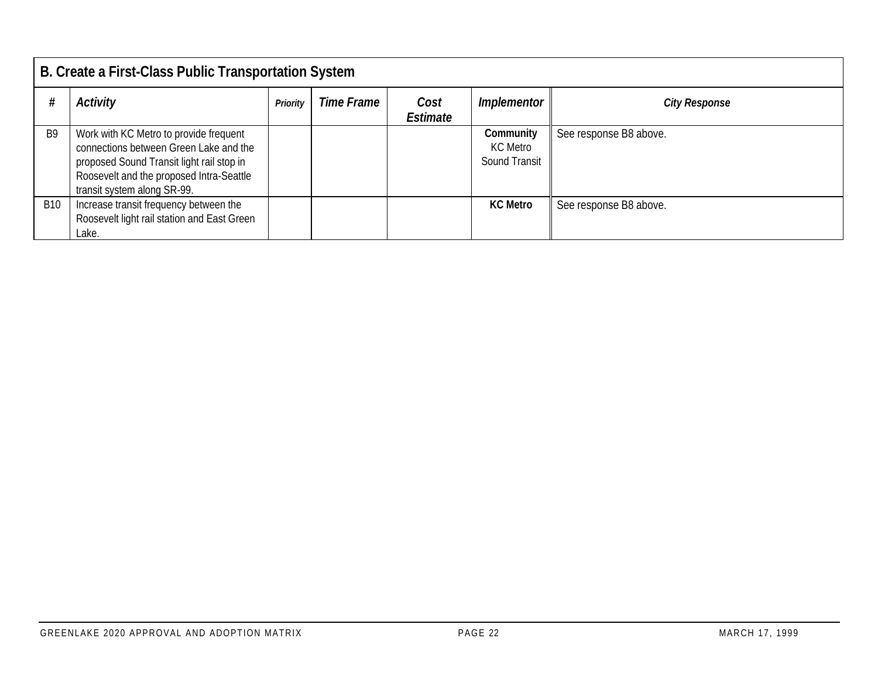## B. Create a First-Class Public Transportation System

| # | *Activity* | *Priority* | *Time Frame* | *Cost Estimate* | *Implementor* | *City Response* |
|---|---|---|---|---|---|---|
| B9 | Work with KC Metro to provide frequent connections between Green Lake and the proposed Sound Transit light rail stop in Roosevelt and the proposed Intra-Seattle transit system along SR-99. | | | | **Community** KC Metro Sound Transit | See response B8 above. |
| B10 | Increase transit frequency between the Roosevelt light rail station and East Green Lake. | | | | **KC Metro** | See response B8 above. |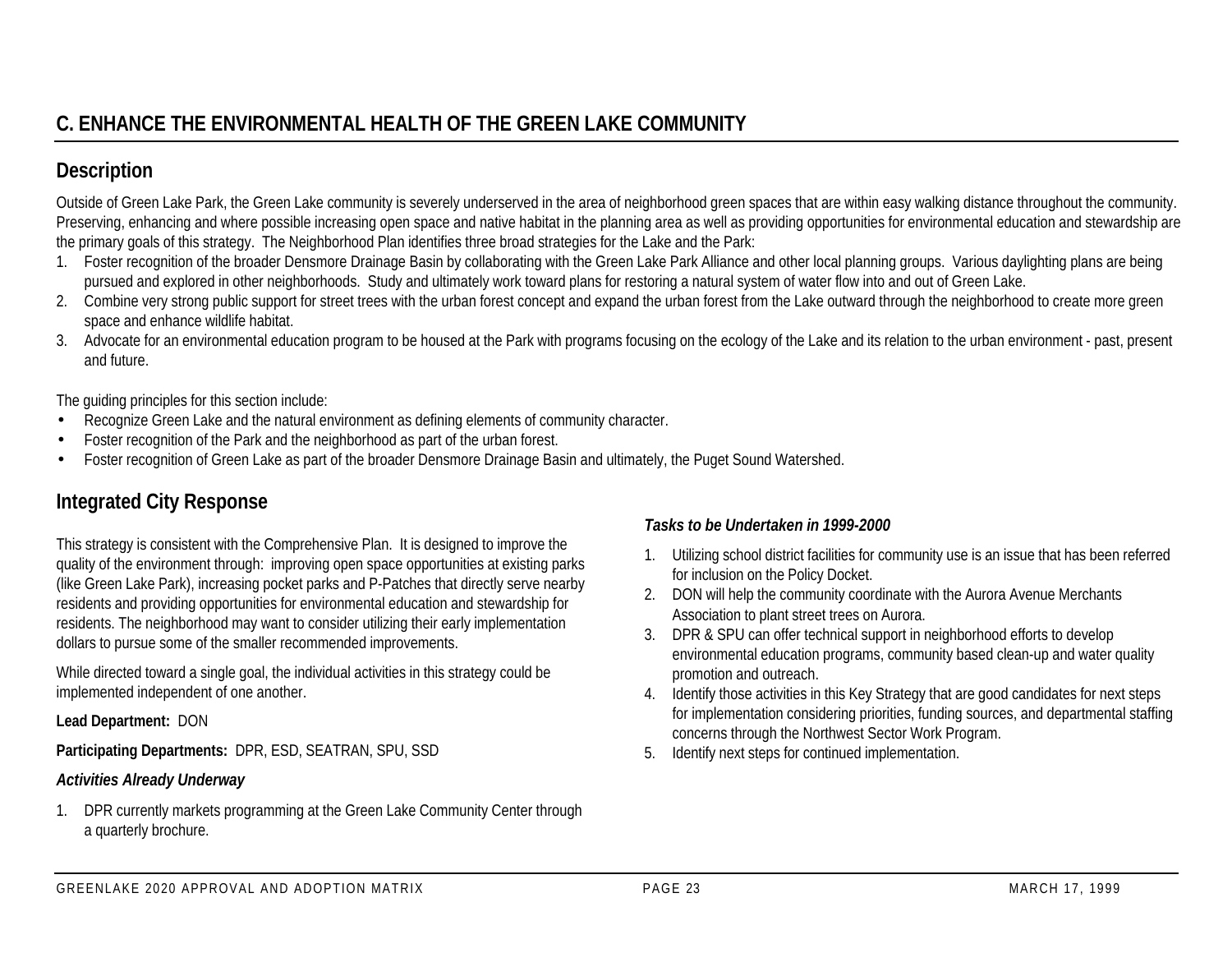## C. ENHANCE THE ENVIRONMENTAL HEALTH OF THE GREEN LAKE COMMUNITY

### Description

Outside of Green Lake Park, the Green Lake community is severely underserved in the area of neighborhood green spaces that are within easy walking distance throughout the community. Preserving, enhancing and where possible increasing open space and native habitat in the planning area as well as providing opportunities for environmental education and stewardship are the primary goals of this strategy. The Neighborhood Plan identifies three broad strategies for the Lake and the Park:

1. Foster recognition of the broader Densmore Drainage Basin by collaborating with the Green Lake Park Alliance and other local planning groups. Various daylighting plans are being pursued and explored in other neighborhoods. Study and ultimately work toward plans for restoring a natural system of water flow into and out of Green Lake.
2. Combine very strong public support for street trees with the urban forest concept and expand the urban forest from the Lake outward through the neighborhood to create more green space and enhance wildlife habitat.
3. Advocate for an environmental education program to be housed at the Park with programs focusing on the ecology of the Lake and its relation to the urban environment - past, present and future.

The guiding principles for this section include:

- Recognize Green Lake and the natural environment as defining elements of community character.
- Foster recognition of the Park and the neighborhood as part of the urban forest.
- Foster recognition of Green Lake as part of the broader Densmore Drainage Basin and ultimately, the Puget Sound Watershed.

### Integrated City Response

This strategy is consistent with the Comprehensive Plan. It is designed to improve the quality of the environment through: improving open space opportunities at existing parks (like Green Lake Park), increasing pocket parks and P-Patches that directly serve nearby residents and providing opportunities for environmental education and stewardship for residents. The neighborhood may want to consider utilizing their early implementation dollars to pursue some of the smaller recommended improvements.

While directed toward a single goal, the individual activities in this strategy could be implemented independent of one another.

**Lead Department:** DON

**Participating Departments:** DPR, ESD, SEATRAN, SPU, SSD

***Activities Already Underway***

1. DPR currently markets programming at the Green Lake Community Center through a quarterly brochure.

***Tasks to be Undertaken in 1999-2000***

1. Utilizing school district facilities for community use is an issue that has been referred for inclusion on the Policy Docket.
2. DON will help the community coordinate with the Aurora Avenue Merchants Association to plant street trees on Aurora.
3. DPR & SPU can offer technical support in neighborhood efforts to develop environmental education programs, community based clean-up and water quality promotion and outreach.
4. Identify those activities in this Key Strategy that are good candidates for next steps for implementation considering priorities, funding sources, and departmental staffing concerns through the Northwest Sector Work Program.
5. Identify next steps for continued implementation.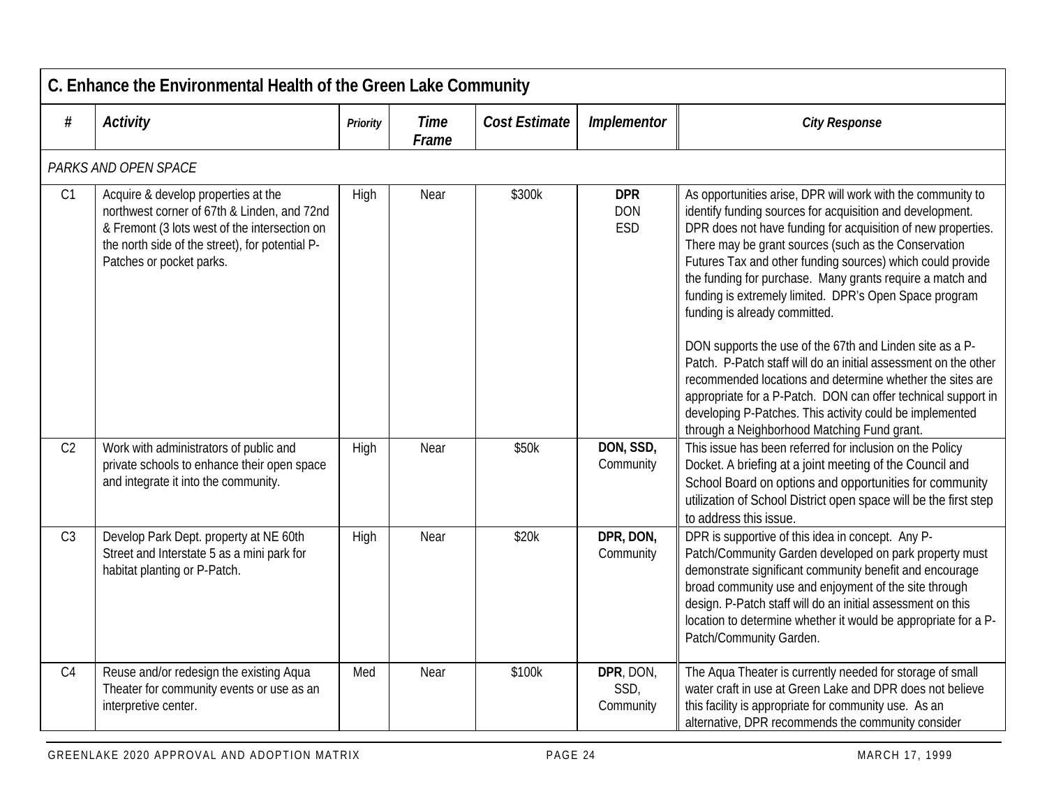## C. Enhance the Environmental Health of the Green Lake Community

| # | *Activity* | *Priority* | *Time Frame* | *Cost Estimate* | *Implementor* | *City Response* |
|---|---|---|---|---|---|---|
| *PARKS AND OPEN SPACE* | | | | | | |
| C1 | Acquire & develop properties at the northwest corner of 67th & Linden, and 72nd & Fremont (3 lots west of the intersection on the north side of the street), for potential P-Patches or pocket parks. | High | Near | $300k | **DPR** DON ESD | As opportunities arise, DPR will work with the community to identify funding sources for acquisition and development. DPR does not have funding for acquisition of new properties. There may be grant sources (such as the Conservation Futures Tax and other funding sources) which could provide the funding for purchase. Many grants require a match and funding is extremely limited. DPR's Open Space program funding is already committed.<br><br>DON supports the use of the 67th and Linden site as a P-Patch. P-Patch staff will do an initial assessment on the other recommended locations and determine whether the sites are appropriate for a P-Patch. DON can offer technical support in developing P-Patches. This activity could be implemented through a Neighborhood Matching Fund grant. |
| C2 | Work with administrators of public and private schools to enhance their open space and integrate it into the community. | High | Near | $50k | **DON, SSD,** Community | This issue has been referred for inclusion on the Policy Docket. A briefing at a joint meeting of the Council and School Board on options and opportunities for community utilization of School District open space will be the first step to address this issue. |
| C3 | Develop Park Dept. property at NE 60th Street and Interstate 5 as a mini park for habitat planting or P-Patch. | High | Near | $20k | **DPR, DON,** Community | DPR is supportive of this idea in concept. Any P-Patch/Community Garden developed on park property must demonstrate significant community benefit and encourage broad community use and enjoyment of the site through design. P-Patch staff will do an initial assessment on this location to determine whether it would be appropriate for a P-Patch/Community Garden. |
| C4 | Reuse and/or redesign the existing Aqua Theater for community events or use as an interpretive center. | Med | Near | $100k | **DPR**, DON, SSD, Community | The Aqua Theater is currently needed for storage of small water craft in use at Green Lake and DPR does not believe this facility is appropriate for community use. As an alternative, DPR recommends the community consider |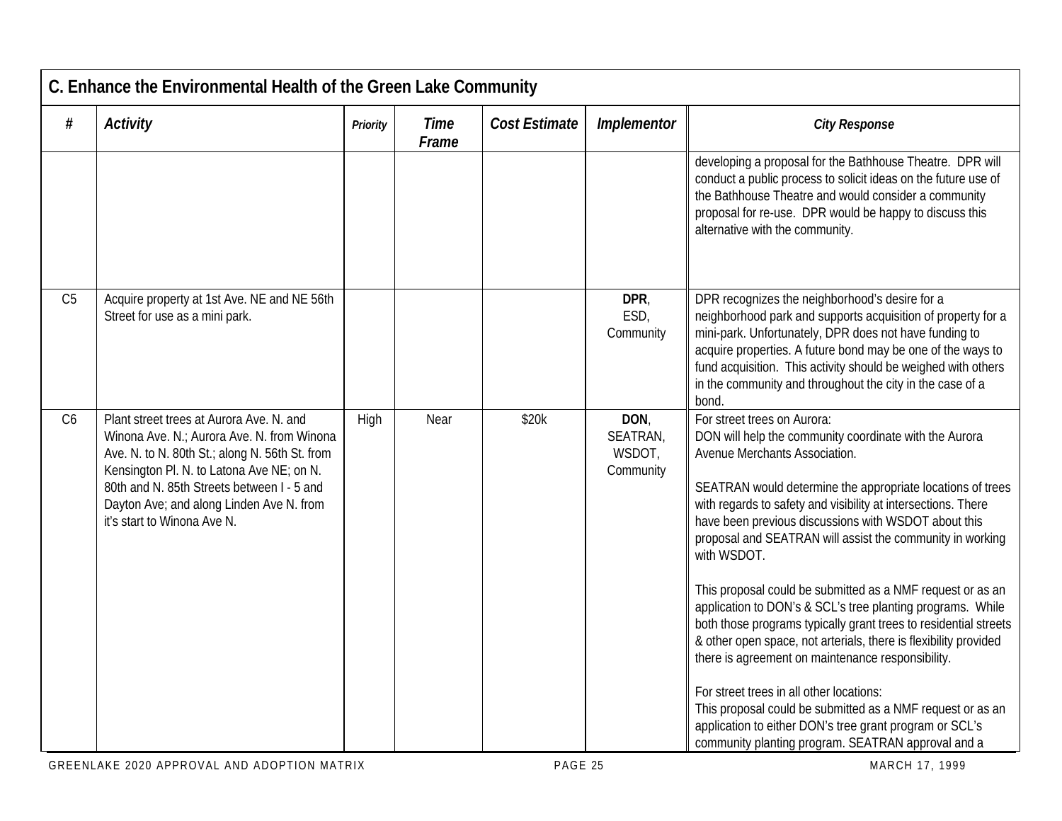## C. Enhance the Environmental Health of the Green Lake Community

| # | Activity | Priority | Time Frame | Cost Estimate | Implementor | City Response |
|---|---|---|---|---|---|---|
| | | | | | | developing a proposal for the Bathhouse Theatre. DPR will conduct a public process to solicit ideas on the future use of the Bathhouse Theatre and would consider a community proposal for re-use. DPR would be happy to discuss this alternative with the community. |
| C5 | Acquire property at 1st Ave. NE and NE 56th Street for use as a mini park. | | | | **DPR**, ESD, Community | DPR recognizes the neighborhood's desire for a neighborhood park and supports acquisition of property for a mini-park. Unfortunately, DPR does not have funding to acquire properties. A future bond may be one of the ways to fund acquisition. This activity should be weighed with others in the community and throughout the city in the case of a bond. |
| C6 | Plant street trees at Aurora Ave. N. and Winona Ave. N.; Aurora Ave. N. from Winona Ave. N. to N. 80th St.; along N. 56th St. from Kensington Pl. N. to Latona Ave NE; on N. 80th and N. 85th Streets between I - 5 and Dayton Ave; and along Linden Ave N. from it's start to Winona Ave N. | High | Near | $20k | **DON**, SEATRAN, WSDOT, Community | For street trees on Aurora:<br>DON will help the community coordinate with the Aurora Avenue Merchants Association.<br><br>SEATRAN would determine the appropriate locations of trees with regards to safety and visibility at intersections. There have been previous discussions with WSDOT about this proposal and SEATRAN will assist the community in working with WSDOT.<br><br>This proposal could be submitted as a NMF request or as an application to DON's & SCL's tree planting programs. While both those programs typically grant trees to residential streets & other open space, not arterials, there is flexibility provided there is agreement on maintenance responsibility.<br><br>For street trees in all other locations:<br>This proposal could be submitted as a NMF request or as an application to either DON's tree grant program or SCL's community planting program. SEATRAN approval and a |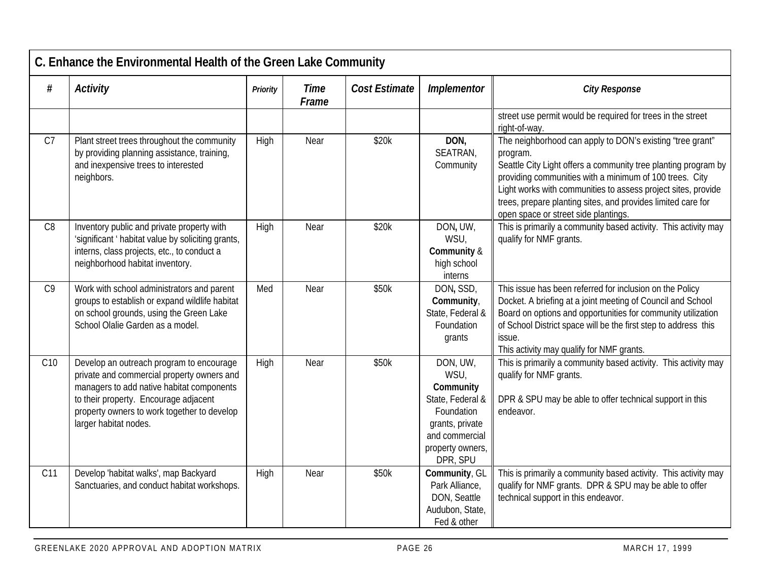| C. Enhance the Environmental Health of the Green Lake Community | | | | | | |
|---|---|---|---|---|---|---|
| **#** | ***Activity*** | ***Priority*** | ***Time Frame*** | ***Cost Estimate*** | ***Implementor*** | ***City Response*** |
| | | | | | | street use permit would be required for trees in the street right-of-way. |
| C7 | Plant street trees throughout the community by providing planning assistance, training, and inexpensive trees to interested neighbors. | High | Near | $20k | **DON,** SEATRAN, Community | The neighborhood can apply to DON's existing "tree grant" program.<br>Seattle City Light offers a community tree planting program by providing communities with a minimum of 100 trees. City Light works with communities to assess project sites, provide trees, prepare planting sites, and provides limited care for open space or street side plantings. |
| C8 | Inventory public and private property with 'significant ' habitat value by soliciting grants, interns, class projects, etc., to conduct a neighborhood habitat inventory. | High | Near | $20k | DON**,** UW, WSU, **Community** & high school interns | This is primarily a community based activity. This activity may qualify for NMF grants. |
| C9 | Work with school administrators and parent groups to establish or expand wildlife habitat on school grounds, using the Green Lake School Olalie Garden as a model. | Med | Near | $50k | DON**,** SSD, **Community**, State, Federal & Foundation grants | This issue has been referred for inclusion on the Policy Docket. A briefing at a joint meeting of Council and School Board on options and opportunities for community utilization of School District space will be the first step to address this issue.<br>This activity may qualify for NMF grants. |
| C10 | Develop an outreach program to encourage private and commercial property owners and managers to add native habitat components to their property. Encourage adjacent property owners to work together to develop larger habitat nodes. | High | Near | $50k | DON, UW, WSU, **Community** State, Federal & Foundation grants, private and commercial property owners, DPR, SPU | This is primarily a community based activity. This activity may qualify for NMF grants.<br><br>DPR & SPU may be able to offer technical support in this endeavor. |
| C11 | Develop 'habitat walks', map Backyard Sanctuaries, and conduct habitat workshops. | High | Near | $50k | **Community**, GL Park Alliance, DON, Seattle Audubon, State, Fed & other | This is primarily a community based activity. This activity may qualify for NMF grants. DPR & SPU may be able to offer technical support in this endeavor. |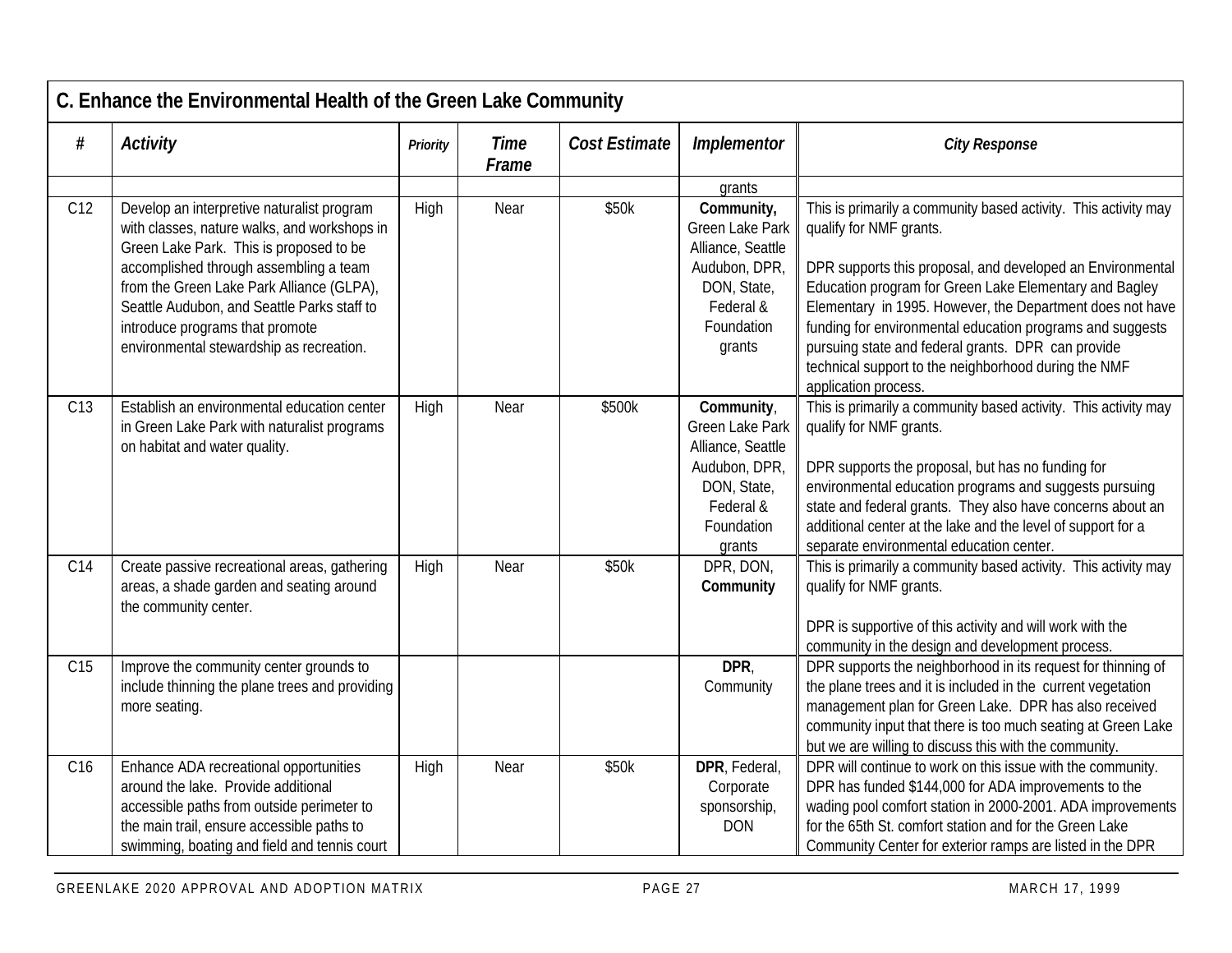## C. Enhance the Environmental Health of the Green Lake Community

| # | *Activity* | *Priority* | *Time Frame* | *Cost Estimate* | *Implementor* | *City Response* |
|---|---|---|---|---|---|---|
| | | | | | grants | |
| C12 | Develop an interpretive naturalist program with classes, nature walks, and workshops in Green Lake Park. This is proposed to be accomplished through assembling a team from the Green Lake Park Alliance (GLPA), Seattle Audubon, and Seattle Parks staff to introduce programs that promote environmental stewardship as recreation. | High | Near | $50k | **Community,** Green Lake Park Alliance, Seattle Audubon, DPR, DON, State, Federal & Foundation grants | This is primarily a community based activity. This activity may qualify for NMF grants.<br><br>DPR supports this proposal, and developed an Environmental Education program for Green Lake Elementary and Bagley Elementary in 1995. However, the Department does not have funding for environmental education programs and suggests pursuing state and federal grants. DPR can provide technical support to the neighborhood during the NMF application process. |
| C13 | Establish an environmental education center in Green Lake Park with naturalist programs on habitat and water quality. | High | Near | $500k | **Community**, Green Lake Park Alliance, Seattle Audubon, DPR, DON, State, Federal & Foundation grants | This is primarily a community based activity. This activity may qualify for NMF grants.<br><br>DPR supports the proposal, but has no funding for environmental education programs and suggests pursuing state and federal grants. They also have concerns about an additional center at the lake and the level of support for a separate environmental education center. |
| C14 | Create passive recreational areas, gathering areas, a shade garden and seating around the community center. | High | Near | $50k | DPR, DON, **Community** | This is primarily a community based activity. This activity may qualify for NMF grants.<br><br>DPR is supportive of this activity and will work with the community in the design and development process. |
| C15 | Improve the community center grounds to include thinning the plane trees and providing more seating. | | | | **DPR**, Community | DPR supports the neighborhood in its request for thinning of the plane trees and it is included in the current vegetation management plan for Green Lake. DPR has also received community input that there is too much seating at Green Lake but we are willing to discuss this with the community. |
| C16 | Enhance ADA recreational opportunities around the lake. Provide additional accessible paths from outside perimeter to the main trail, ensure accessible paths to swimming, boating and field and tennis court | High | Near | $50k | **DPR**, Federal, Corporate sponsorship, DON | DPR will continue to work on this issue with the community. DPR has funded $144,000 for ADA improvements to the wading pool comfort station in 2000-2001. ADA improvements for the 65th St. comfort station and for the Green Lake Community Center for exterior ramps are listed in the DPR |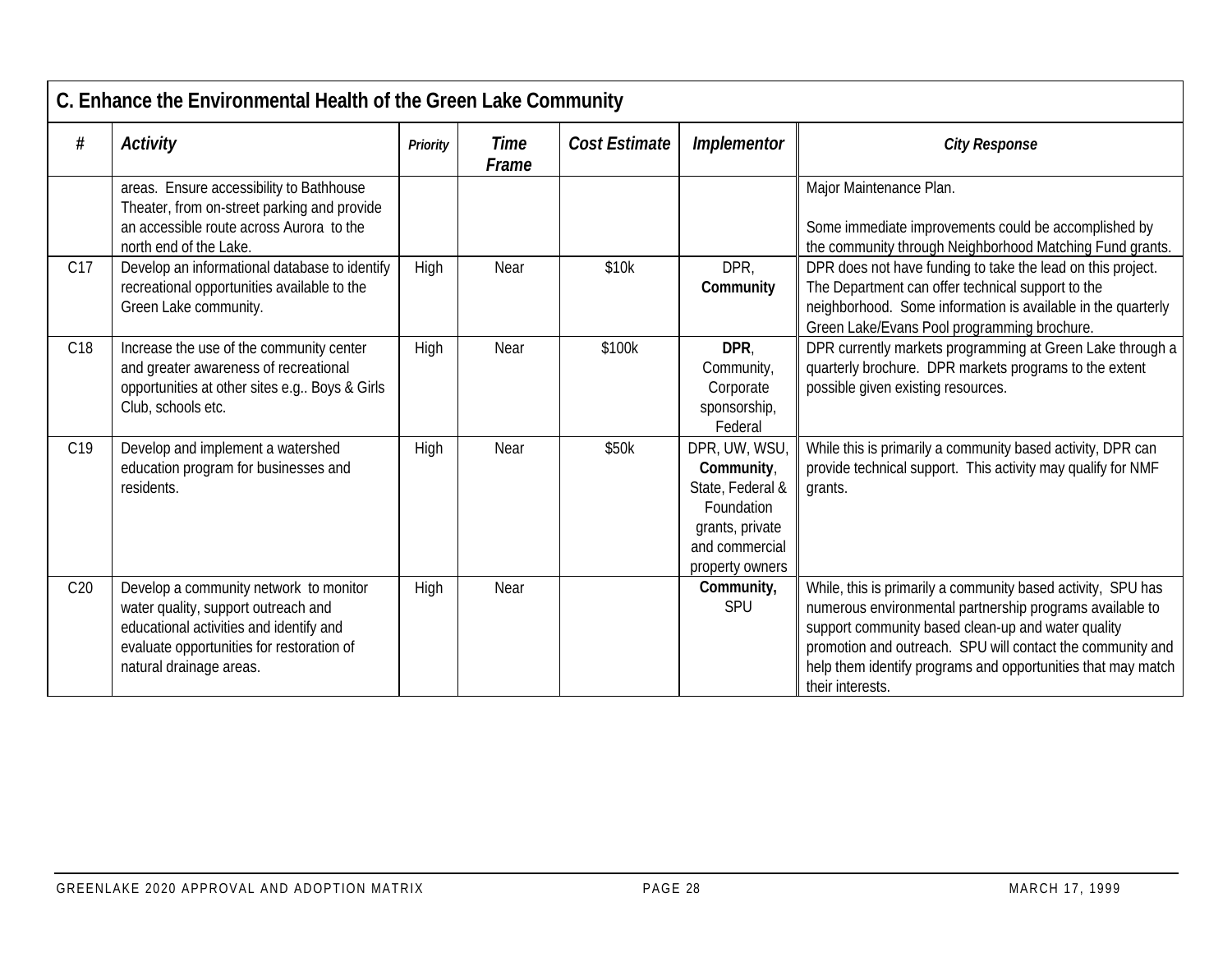| C. Enhance the Environmental Health of the Green Lake Community | | | | | | |
|---|---|---|---|---|---|---|
| **#** | ***Activity*** | ***Priority*** | ***Time Frame*** | ***Cost Estimate*** | ***Implementor*** | ***City Response*** |
| | areas. Ensure accessibility to Bathhouse Theater, from on-street parking and provide an accessible route across Aurora to the north end of the Lake. | | | | | Major Maintenance Plan.<br><br>Some immediate improvements could be accomplished by the community through Neighborhood Matching Fund grants. |
| C17 | Develop an informational database to identify recreational opportunities available to the Green Lake community. | High | Near | $10k | DPR, **Community** | DPR does not have funding to take the lead on this project. The Department can offer technical support to the neighborhood. Some information is available in the quarterly Green Lake/Evans Pool programming brochure. |
| C18 | Increase the use of the community center and greater awareness of recreational opportunities at other sites e.g.. Boys & Girls Club, schools etc. | High | Near | $100k | **DPR**, Community, Corporate sponsorship, Federal | DPR currently markets programming at Green Lake through a quarterly brochure. DPR markets programs to the extent possible given existing resources. |
| C19 | Develop and implement a watershed education program for businesses and residents. | High | Near | $50k | DPR, UW, WSU, **Community**, State, Federal & Foundation grants, private and commercial property owners | While this is primarily a community based activity, DPR can provide technical support. This activity may qualify for NMF grants. |
| C20 | Develop a community network to monitor water quality, support outreach and educational activities and identify and evaluate opportunities for restoration of natural drainage areas. | High | Near | | **Community,** SPU | While, this is primarily a community based activity, SPU has numerous environmental partnership programs available to support community based clean-up and water quality promotion and outreach. SPU will contact the community and help them identify programs and opportunities that may match their interests. |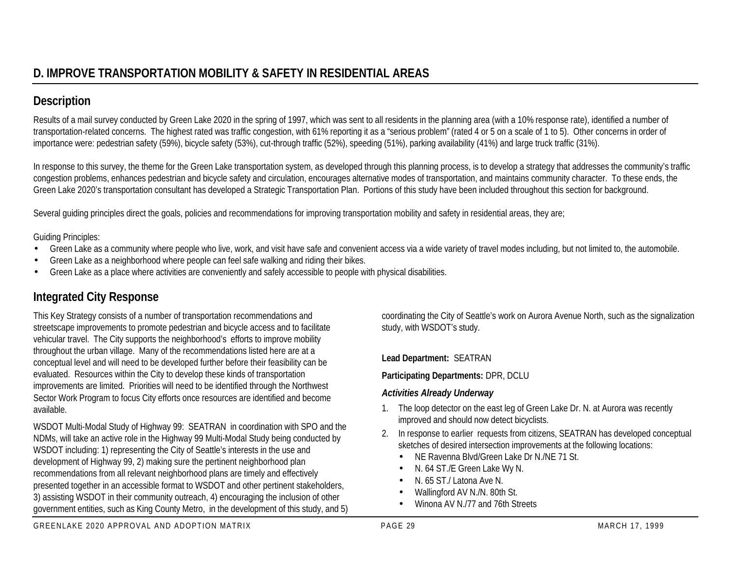## D. IMPROVE TRANSPORTATION MOBILITY & SAFETY IN RESIDENTIAL AREAS

### Description

Results of a mail survey conducted by Green Lake 2020 in the spring of 1997, which was sent to all residents in the planning area (with a 10% response rate), identified a number of transportation-related concerns. The highest rated was traffic congestion, with 61% reporting it as a "serious problem" (rated 4 or 5 on a scale of 1 to 5). Other concerns in order of importance were: pedestrian safety (59%), bicycle safety (53%), cut-through traffic (52%), speeding (51%), parking availability (41%) and large truck traffic (31%).

In response to this survey, the theme for the Green Lake transportation system, as developed through this planning process, is to develop a strategy that addresses the community's traffic congestion problems, enhances pedestrian and bicycle safety and circulation, encourages alternative modes of transportation, and maintains community character. To these ends, the Green Lake 2020's transportation consultant has developed a Strategic Transportation Plan. Portions of this study have been included throughout this section for background.

Several guiding principles direct the goals, policies and recommendations for improving transportation mobility and safety in residential areas, they are;

Guiding Principles:

- Green Lake as a community where people who live, work, and visit have safe and convenient access via a wide variety of travel modes including, but not limited to, the automobile.
- Green Lake as a neighborhood where people can feel safe walking and riding their bikes.
- Green Lake as a place where activities are conveniently and safely accessible to people with physical disabilities.

### Integrated City Response

This Key Strategy consists of a number of transportation recommendations and streetscape improvements to promote pedestrian and bicycle access and to facilitate vehicular travel. The City supports the neighborhood's efforts to improve mobility throughout the urban village. Many of the recommendations listed here are at a conceptual level and will need to be developed further before their feasibility can be evaluated. Resources within the City to develop these kinds of transportation improvements are limited. Priorities will need to be identified through the Northwest Sector Work Program to focus City efforts once resources are identified and become available.

WSDOT Multi-Modal Study of Highway 99: SEATRAN in coordination with SPO and the NDMs, will take an active role in the Highway 99 Multi-Modal Study being conducted by WSDOT including: 1) representing the City of Seattle's interests in the use and development of Highway 99, 2) making sure the pertinent neighborhood plan recommendations from all relevant neighborhood plans are timely and effectively presented together in an accessible format to WSDOT and other pertinent stakeholders, 3) assisting WSDOT in their community outreach, 4) encouraging the inclusion of other government entities, such as King County Metro, in the development of this study, and 5) coordinating the City of Seattle's work on Aurora Avenue North, such as the signalization study, with WSDOT's study.

**Lead Department:** SEATRAN

**Participating Departments:** DPR, DCLU

***Activities Already Underway***

1. The loop detector on the east leg of Green Lake Dr. N. at Aurora was recently improved and should now detect bicyclists.
2. In response to earlier requests from citizens, SEATRAN has developed conceptual sketches of desired intersection improvements at the following locations:
   - NE Ravenna Blvd/Green Lake Dr N./NE 71 St.
   - N. 64 ST./E Green Lake Wy N.
   - N. 65 ST./ Latona Ave N.
   - Wallingford AV N./N. 80th St.
   - Winona AV N./77 and 76th Streets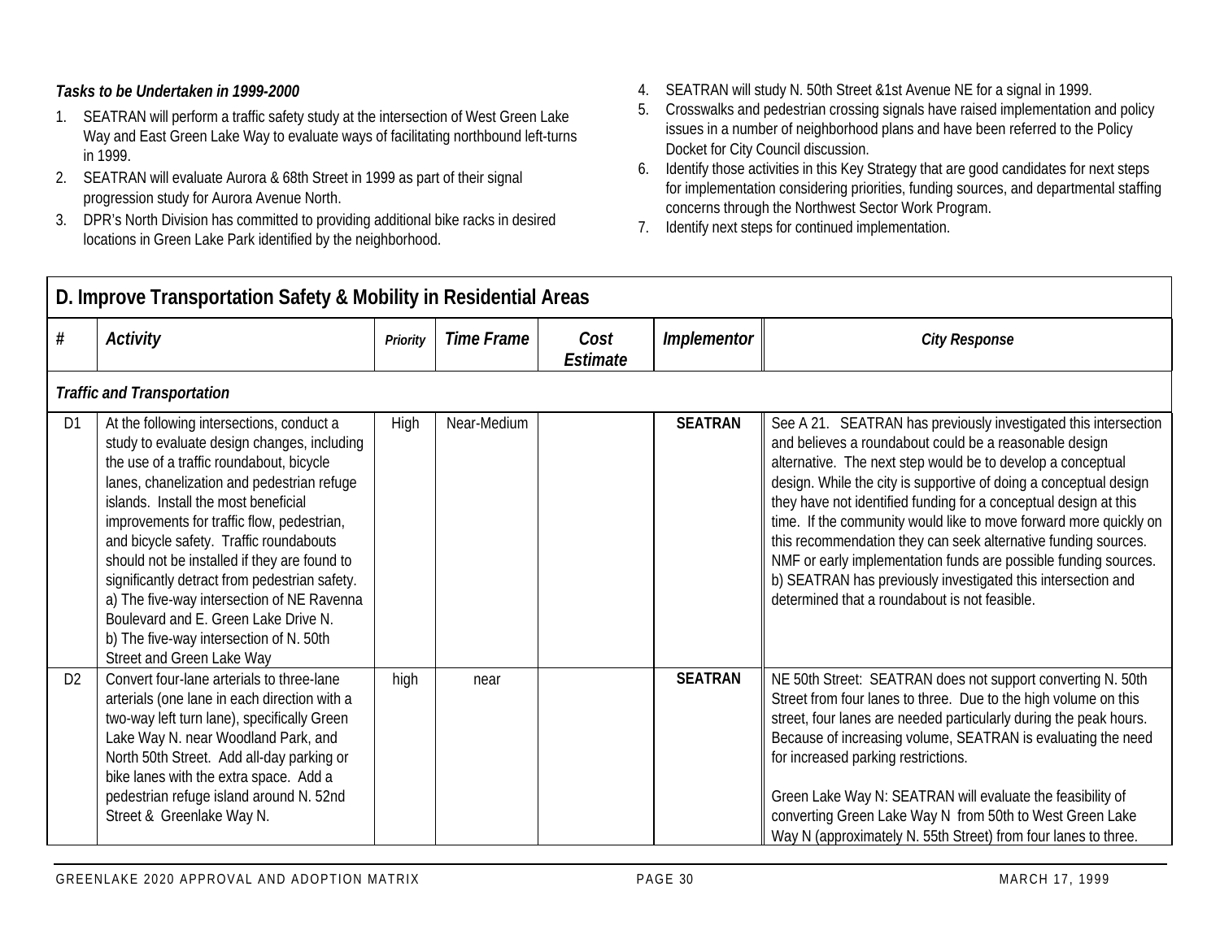***Tasks to be Undertaken in 1999-2000***

1. SEATRAN will perform a traffic safety study at the intersection of West Green Lake Way and East Green Lake Way to evaluate ways of facilitating northbound left-turns in 1999.
2. SEATRAN will evaluate Aurora & 68th Street in 1999 as part of their signal progression study for Aurora Avenue North.
3. DPR's North Division has committed to providing additional bike racks in desired locations in Green Lake Park identified by the neighborhood.
4. SEATRAN will study N. 50th Street &1st Avenue NE for a signal in 1999.
5. Crosswalks and pedestrian crossing signals have raised implementation and policy issues in a number of neighborhood plans and have been referred to the Policy Docket for City Council discussion.
6. Identify those activities in this Key Strategy that are good candidates for next steps for implementation considering priorities, funding sources, and departmental staffing concerns through the Northwest Sector Work Program.
7. Identify next steps for continued implementation.

## D. Improve Transportation Safety & Mobility in Residential Areas

| # | *Activity* | *Priority* | *Time Frame* | *Cost Estimate* | *Implementor* | *City Response* |
|---|---|---|---|---|---|---|
| ***Traffic and Transportation*** | | | | | | |
| D1 | At the following intersections, conduct a study to evaluate design changes, including the use of a traffic roundabout, bicycle lanes, chanelization and pedestrian refuge islands. Install the most beneficial improvements for traffic flow, pedestrian, and bicycle safety. Traffic roundabouts should not be installed if they are found to significantly detract from pedestrian safety.<br>a) The five-way intersection of NE Ravenna Boulevard and E. Green Lake Drive N.<br>b) The five-way intersection of N. 50th Street and Green Lake Way | High | Near-Medium | | **SEATRAN** | See A 21. SEATRAN has previously investigated this intersection and believes a roundabout could be a reasonable design alternative. The next step would be to develop a conceptual design. While the city is supportive of doing a conceptual design they have not identified funding for a conceptual design at this time. If the community would like to move forward more quickly on this recommendation they can seek alternative funding sources. NMF or early implementation funds are possible funding sources.<br>b) SEATRAN has previously investigated this intersection and determined that a roundabout is not feasible. |
| D2 | Convert four-lane arterials to three-lane arterials (one lane in each direction with a two-way left turn lane), specifically Green Lake Way N. near Woodland Park, and North 50th Street. Add all-day parking or bike lanes with the extra space. Add a pedestrian refuge island around N. 52nd Street & Greenlake Way N. | high | near | | **SEATRAN** | NE 50th Street: SEATRAN does not support converting N. 50th Street from four lanes to three. Due to the high volume on this street, four lanes are needed particularly during the peak hours. Because of increasing volume, SEATRAN is evaluating the need for increased parking restrictions.<br><br>Green Lake Way N: SEATRAN will evaluate the feasibility of converting Green Lake Way N from 50th to West Green Lake Way N (approximately N. 55th Street) from four lanes to three. |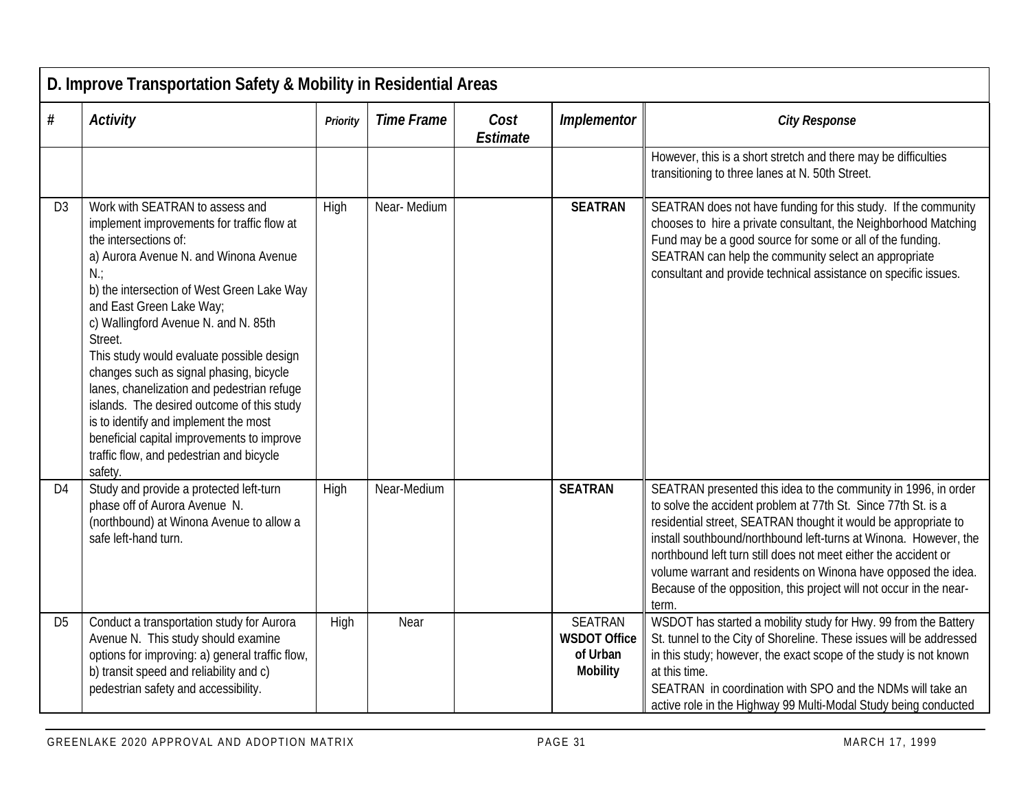| D. Improve Transportation Safety & Mobility in Residential Areas | | | | | | |
|---|---|---|---|---|---|---|
| # | *Activity* | *Priority* | *Time Frame* | *Cost Estimate* | *Implementor* | *City Response* |
| | | | | | | However, this is a short stretch and there may be difficulties transitioning to three lanes at N. 50th Street. |
| D3 | Work with SEATRAN to assess and implement improvements for traffic flow at the intersections of:<br>a) Aurora Avenue N. and Winona Avenue N.;<br>b) the intersection of West Green Lake Way and East Green Lake Way;<br>c) Wallingford Avenue N. and N. 85th Street.<br>This study would evaluate possible design changes such as signal phasing, bicycle lanes, chanelization and pedestrian refuge islands. The desired outcome of this study is to identify and implement the most beneficial capital improvements to improve traffic flow, and pedestrian and bicycle safety. | High | Near- Medium | | **SEATRAN** | SEATRAN does not have funding for this study. If the community chooses to hire a private consultant, the Neighborhood Matching Fund may be a good source for some or all of the funding. SEATRAN can help the community select an appropriate consultant and provide technical assistance on specific issues. |
| D4 | Study and provide a protected left-turn phase off of Aurora Avenue N. (northbound) at Winona Avenue to allow a safe left-hand turn. | High | Near-Medium | | **SEATRAN** | SEATRAN presented this idea to the community in 1996, in order to solve the accident problem at 77th St. Since 77th St. is a residential street, SEATRAN thought it would be appropriate to install southbound/northbound left-turns at Winona. However, the northbound left turn still does not meet either the accident or volume warrant and residents on Winona have opposed the idea. Because of the opposition, this project will not occur in the near-term. |
| D5 | Conduct a transportation study for Aurora Avenue N. This study should examine options for improving: a) general traffic flow, b) transit speed and reliability and c) pedestrian safety and accessibility. | High | Near | | SEATRAN<br>**WSDOT Office of Urban Mobility** | WSDOT has started a mobility study for Hwy. 99 from the Battery St. tunnel to the City of Shoreline. These issues will be addressed in this study; however, the exact scope of the study is not known at this time.<br>SEATRAN in coordination with SPO and the NDMs will take an active role in the Highway 99 Multi-Modal Study being conducted |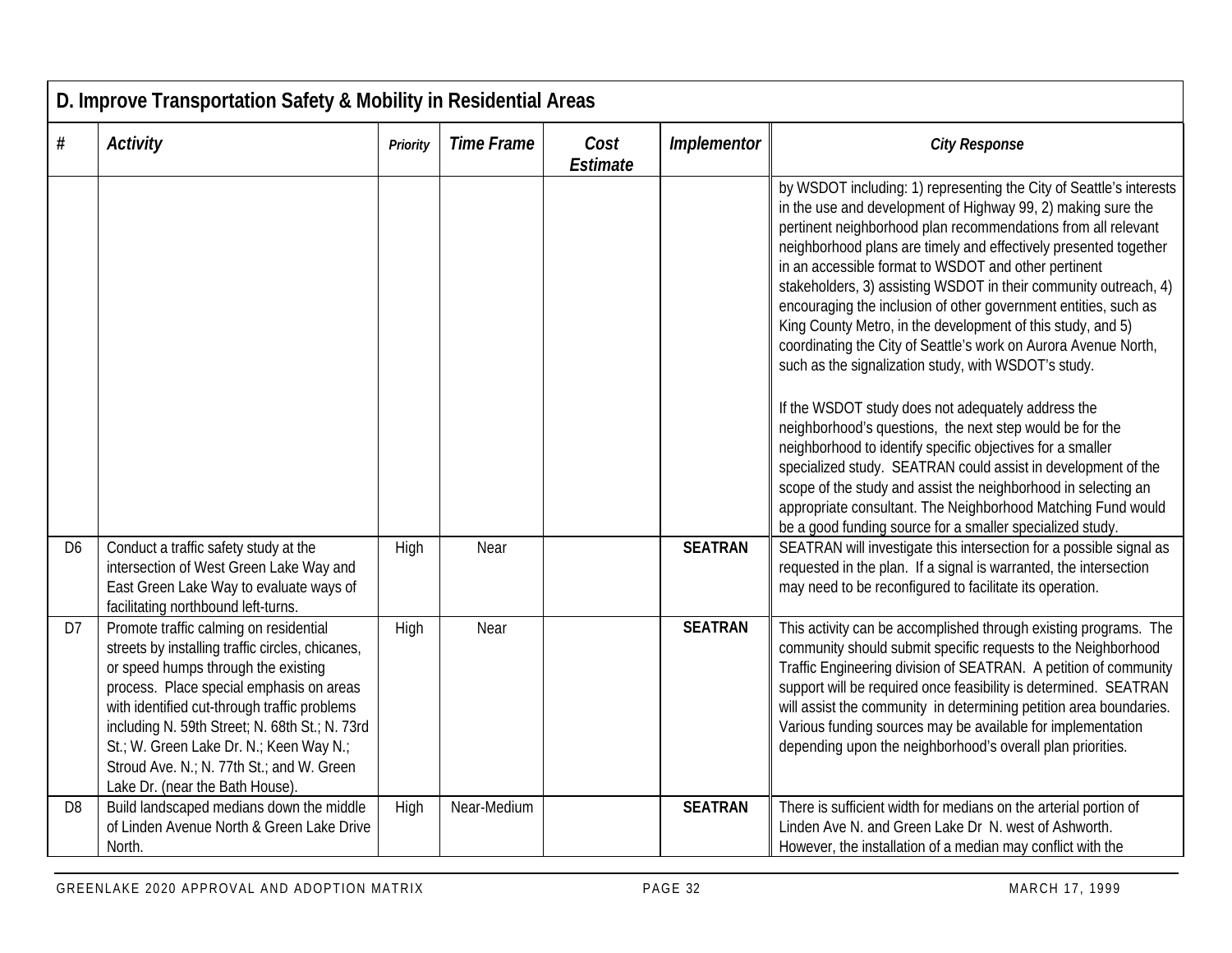## D. Improve Transportation Safety & Mobility in Residential Areas

| # | Activity | Priority | Time Frame | Cost Estimate | Implementor | City Response |
|---|---|---|---|---|---|---|
| | | | | | | by WSDOT including: 1) representing the City of Seattle's interests in the use and development of Highway 99, 2) making sure the pertinent neighborhood plan recommendations from all relevant neighborhood plans are timely and effectively presented together in an accessible format to WSDOT and other pertinent stakeholders, 3) assisting WSDOT in their community outreach, 4) encouraging the inclusion of other government entities, such as King County Metro, in the development of this study, and 5) coordinating the City of Seattle's work on Aurora Avenue North, such as the signalization study, with WSDOT's study.<br><br>If the WSDOT study does not adequately address the neighborhood's questions, the next step would be for the neighborhood to identify specific objectives for a smaller specialized study. SEATRAN could assist in development of the scope of the study and assist the neighborhood in selecting an appropriate consultant. The Neighborhood Matching Fund would be a good funding source for a smaller specialized study. |
| D6 | Conduct a traffic safety study at the intersection of West Green Lake Way and East Green Lake Way to evaluate ways of facilitating northbound left-turns. | High | Near | | **SEATRAN** | SEATRAN will investigate this intersection for a possible signal as requested in the plan. If a signal is warranted, the intersection may need to be reconfigured to facilitate its operation. |
| D7 | Promote traffic calming on residential streets by installing traffic circles, chicanes, or speed humps through the existing process. Place special emphasis on areas with identified cut-through traffic problems including N. 59th Street; N. 68th St.; N. 73rd St.; W. Green Lake Dr. N.; Keen Way N.; Stroud Ave. N.; N. 77th St.; and W. Green Lake Dr. (near the Bath House). | High | Near | | **SEATRAN** | This activity can be accomplished through existing programs. The community should submit specific requests to the Neighborhood Traffic Engineering division of SEATRAN. A petition of community support will be required once feasibility is determined. SEATRAN will assist the community in determining petition area boundaries. Various funding sources may be available for implementation depending upon the neighborhood's overall plan priorities. |
| D8 | Build landscaped medians down the middle of Linden Avenue North & Green Lake Drive North. | High | Near-Medium | | **SEATRAN** | There is sufficient width for medians on the arterial portion of Linden Ave N. and Green Lake Dr N. west of Ashworth. However, the installation of a median may conflict with the |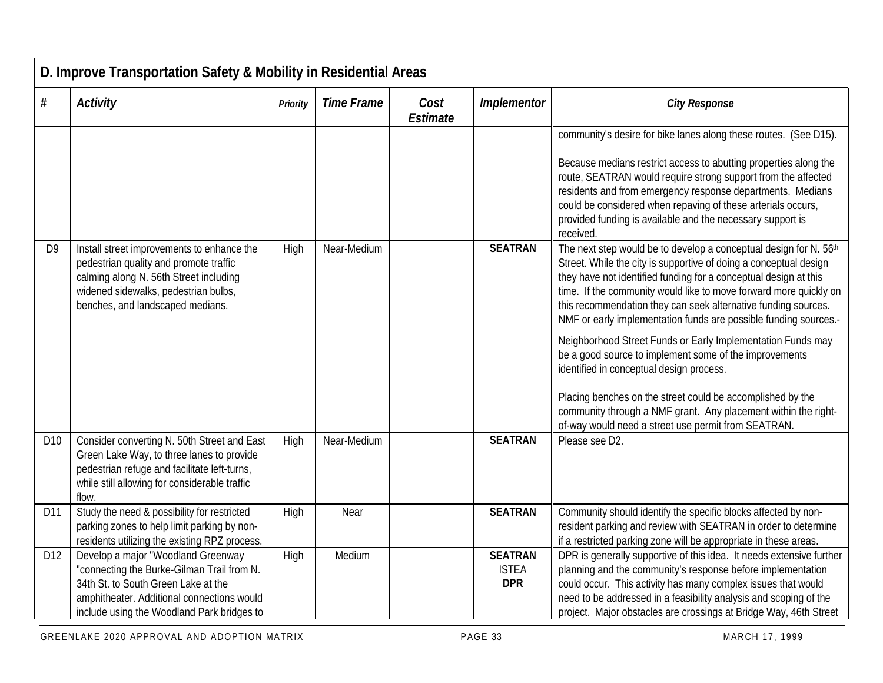## D. Improve Transportation Safety & Mobility in Residential Areas

| # | Activity | Priority | Time Frame | Cost Estimate | Implementor | City Response |
|---|---|---|---|---|---|---|
| | | | | | | community's desire for bike lanes along these routes. (See D15).<br><br>Because medians restrict access to abutting properties along the route, SEATRAN would require strong support from the affected residents and from emergency response departments. Medians could be considered when repaving of these arterials occurs, provided funding is available and the necessary support is received. |
| D9 | Install street improvements to enhance the pedestrian quality and promote traffic calming along N. 56th Street including widened sidewalks, pedestrian bulbs, benches, and landscaped medians. | High | Near-Medium | | **SEATRAN** | The next step would be to develop a conceptual design for N. 56th Street. While the city is supportive of doing a conceptual design they have not identified funding for a conceptual design at this time. If the community would like to move forward more quickly on this recommendation they can seek alternative funding sources. NMF or early implementation funds are possible funding sources.-<br><br>Neighborhood Street Funds or Early Implementation Funds may be a good source to implement some of the improvements identified in conceptual design process.<br><br>Placing benches on the street could be accomplished by the community through a NMF grant. Any placement within the right-of-way would need a street use permit from SEATRAN. |
| D10 | Consider converting N. 50th Street and East Green Lake Way, to three lanes to provide pedestrian refuge and facilitate left-turns, while still allowing for considerable traffic flow. | High | Near-Medium | | **SEATRAN** | Please see D2. |
| D11 | Study the need & possibility for restricted parking zones to help limit parking by non-residents utilizing the existing RPZ process. | High | Near | | **SEATRAN** | Community should identify the specific blocks affected by non-resident parking and review with SEATRAN in order to determine if a restricted parking zone will be appropriate in these areas. |
| D12 | Develop a major "Woodland Greenway "connecting the Burke-Gilman Trail from N. 34th St. to South Green Lake at the amphitheater. Additional connections would include using the Woodland Park bridges to | High | Medium | | **SEATRAN**<br>ISTEA<br>**DPR** | DPR is generally supportive of this idea. It needs extensive further planning and the community's response before implementation could occur. This activity has many complex issues that would need to be addressed in a feasibility analysis and scoping of the project. Major obstacles are crossings at Bridge Way, 46th Street |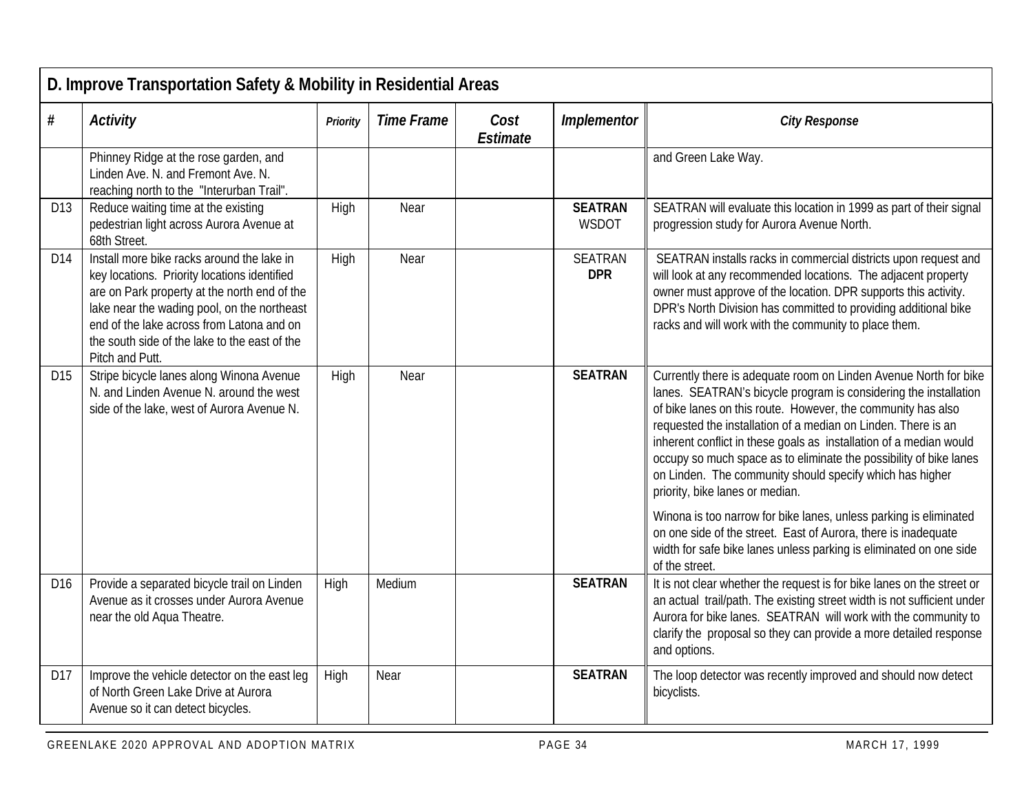## D. Improve Transportation Safety & Mobility in Residential Areas

| # | *Activity* | *Priority* | *Time Frame* | *Cost Estimate* | *Implementor* | *City Response* |
|---|---|---|---|---|---|---|
| | Phinney Ridge at the rose garden, and Linden Ave. N. and Fremont Ave. N. reaching north to the "Interurban Trail". | | | | | and Green Lake Way. |
| D13 | Reduce waiting time at the existing pedestrian light across Aurora Avenue at 68th Street. | High | Near | | **SEATRAN** WSDOT | SEATRAN will evaluate this location in 1999 as part of their signal progression study for Aurora Avenue North. |
| D14 | Install more bike racks around the lake in key locations. Priority locations identified are on Park property at the north end of the lake near the wading pool, on the northeast end of the lake across from Latona and on the south side of the lake to the east of the Pitch and Putt. | High | Near | | SEATRAN **DPR** | SEATRAN installs racks in commercial districts upon request and will look at any recommended locations. The adjacent property owner must approve of the location. DPR supports this activity. DPR's North Division has committed to providing additional bike racks and will work with the community to place them. |
| D15 | Stripe bicycle lanes along Winona Avenue N. and Linden Avenue N. around the west side of the lake, west of Aurora Avenue N. | High | Near | | **SEATRAN** | Currently there is adequate room on Linden Avenue North for bike lanes. SEATRAN's bicycle program is considering the installation of bike lanes on this route. However, the community has also requested the installation of a median on Linden. There is an inherent conflict in these goals as installation of a median would occupy so much space as to eliminate the possibility of bike lanes on Linden. The community should specify which has higher priority, bike lanes or median.<br><br>Winona is too narrow for bike lanes, unless parking is eliminated on one side of the street. East of Aurora, there is inadequate width for safe bike lanes unless parking is eliminated on one side of the street. |
| D16 | Provide a separated bicycle trail on Linden Avenue as it crosses under Aurora Avenue near the old Aqua Theatre. | High | Medium | | **SEATRAN** | It is not clear whether the request is for bike lanes on the street or an actual trail/path. The existing street width is not sufficient under Aurora for bike lanes. SEATRAN will work with the community to clarify the proposal so they can provide a more detailed response and options. |
| D17 | Improve the vehicle detector on the east leg of North Green Lake Drive at Aurora Avenue so it can detect bicycles. | High | Near | | **SEATRAN** | The loop detector was recently improved and should now detect bicyclists. |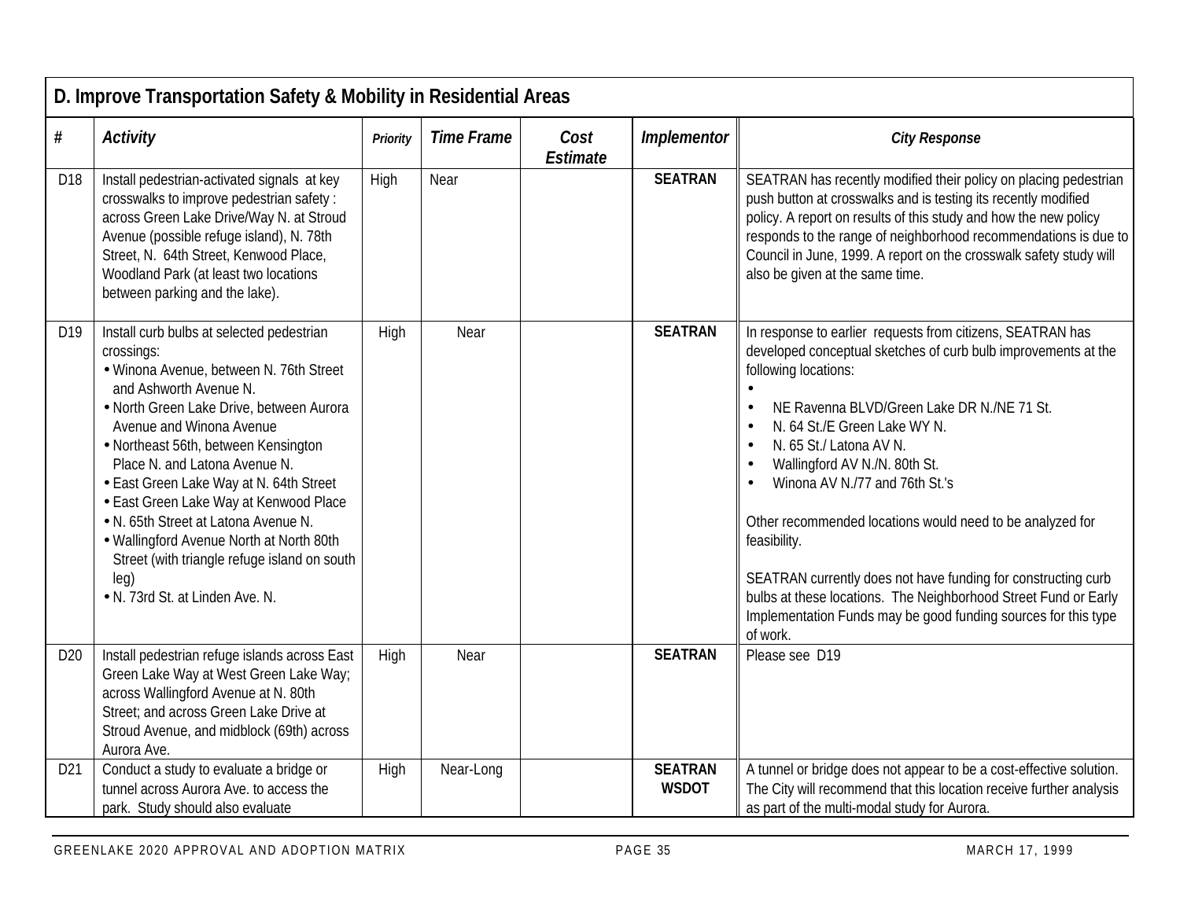## D. Improve Transportation Safety & Mobility in Residential Areas

| # | Activity | Priority | Time Frame | Cost Estimate | Implementor | City Response |
|---|---|---|---|---|---|---|
| D18 | Install pedestrian-activated signals at key crosswalks to improve pedestrian safety : across Green Lake Drive/Way N. at Stroud Avenue (possible refuge island), N. 78th Street, N. 64th Street, Kenwood Place, Woodland Park (at least two locations between parking and the lake). | High | Near | | **SEATRAN** | SEATRAN has recently modified their policy on placing pedestrian push button at crosswalks and is testing its recently modified policy. A report on results of this study and how the new policy responds to the range of neighborhood recommendations is due to Council in June, 1999. A report on the crosswalk safety study will also be given at the same time. |
| D19 | Install curb bulbs at selected pedestrian crossings:<br>• Winona Avenue, between N. 76th Street and Ashworth Avenue N.<br>• North Green Lake Drive, between Aurora Avenue and Winona Avenue<br>• Northeast 56th, between Kensington Place N. and Latona Avenue N.<br>• East Green Lake Way at N. 64th Street<br>• East Green Lake Way at Kenwood Place<br>• N. 65th Street at Latona Avenue N.<br>• Wallingford Avenue North at North 80th Street (with triangle refuge island on south leg)<br>• N. 73rd St. at Linden Ave. N. | High | Near | | **SEATRAN** | In response to earlier requests from citizens, SEATRAN has developed conceptual sketches of curb bulb improvements at the following locations:<br>•<br>• NE Ravenna BLVD/Green Lake DR N./NE 71 St.<br>• N. 64 St./E Green Lake WY N.<br>• N. 65 St./ Latona AV N.<br>• Wallingford AV N./N. 80th St.<br>• Winona AV N./77 and 76th St.'s<br><br>Other recommended locations would need to be analyzed for feasibility.<br><br>SEATRAN currently does not have funding for constructing curb bulbs at these locations. The Neighborhood Street Fund or Early Implementation Funds may be good funding sources for this type of work. |
| D20 | Install pedestrian refuge islands across East Green Lake Way at West Green Lake Way; across Wallingford Avenue at N. 80th Street; and across Green Lake Drive at Stroud Avenue, and midblock (69th) across Aurora Ave. | High | Near | | **SEATRAN** | Please see D19 |
| D21 | Conduct a study to evaluate a bridge or tunnel across Aurora Ave. to access the park. Study should also evaluate | High | Near-Long | | **SEATRAN WSDOT** | A tunnel or bridge does not appear to be a cost-effective solution. The City will recommend that this location receive further analysis as part of the multi-modal study for Aurora. |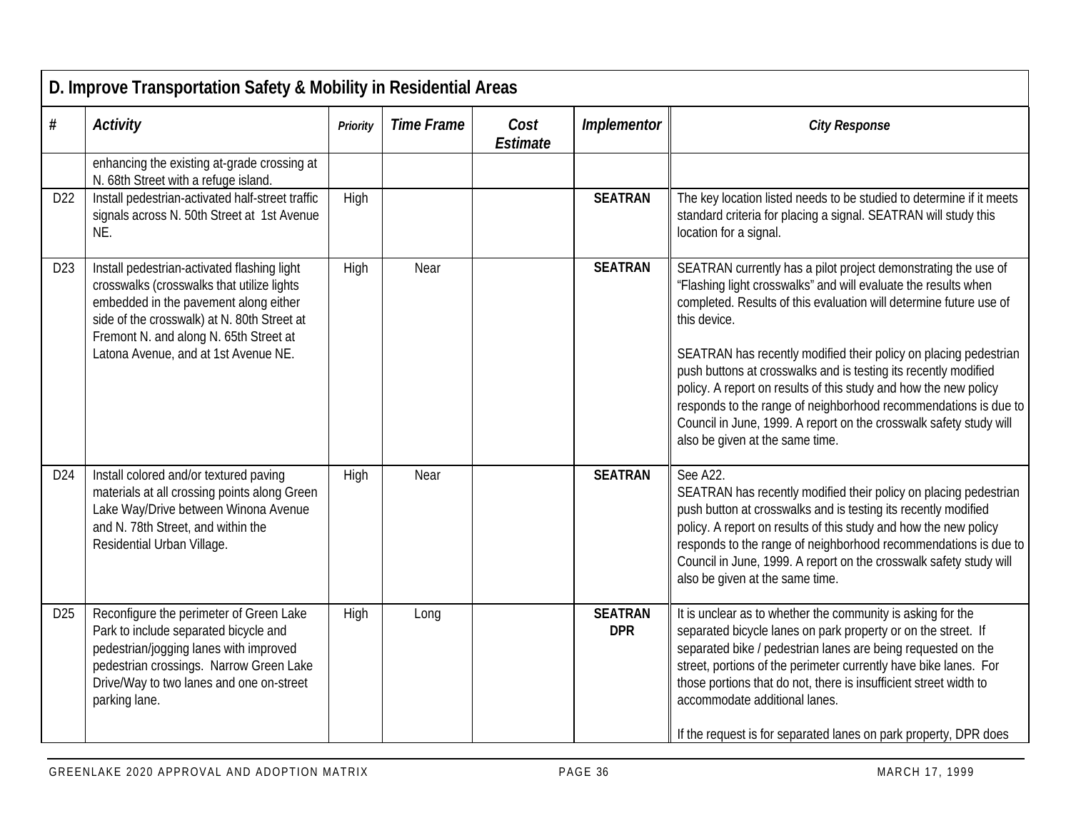## D. Improve Transportation Safety & Mobility in Residential Areas

| # | Activity | Priority | Time Frame | Cost Estimate | Implementor | City Response |
|---|---|---|---|---|---|---|
| | enhancing the existing at-grade crossing at N. 68th Street with a refuge island. | | | | | |
| D22 | Install pedestrian-activated half-street traffic signals across N. 50th Street at 1st Avenue NE. | High | | | **SEATRAN** | The key location listed needs to be studied to determine if it meets standard criteria for placing a signal. SEATRAN will study this location for a signal. |
| D23 | Install pedestrian-activated flashing light crosswalks (crosswalks that utilize lights embedded in the pavement along either side of the crosswalk) at N. 80th Street at Fremont N. and along N. 65th Street at Latona Avenue, and at 1st Avenue NE. | High | Near | | **SEATRAN** | SEATRAN currently has a pilot project demonstrating the use of "Flashing light crosswalks" and will evaluate the results when completed. Results of this evaluation will determine future use of this device.<br><br>SEATRAN has recently modified their policy on placing pedestrian push buttons at crosswalks and is testing its recently modified policy. A report on results of this study and how the new policy responds to the range of neighborhood recommendations is due to Council in June, 1999. A report on the crosswalk safety study will also be given at the same time. |
| D24 | Install colored and/or textured paving materials at all crossing points along Green Lake Way/Drive between Winona Avenue and N. 78th Street, and within the Residential Urban Village. | High | Near | | **SEATRAN** | See A22.<br>SEATRAN has recently modified their policy on placing pedestrian push button at crosswalks and is testing its recently modified policy. A report on results of this study and how the new policy responds to the range of neighborhood recommendations is due to Council in June, 1999. A report on the crosswalk safety study will also be given at the same time. |
| D25 | Reconfigure the perimeter of Green Lake Park to include separated bicycle and pedestrian/jogging lanes with improved pedestrian crossings. Narrow Green Lake Drive/Way to two lanes and one on-street parking lane. | High | Long | | **SEATRAN**<br>**DPR** | It is unclear as to whether the community is asking for the separated bicycle lanes on park property or on the street. If separated bike / pedestrian lanes are being requested on the street, portions of the perimeter currently have bike lanes. For those portions that do not, there is insufficient street width to accommodate additional lanes.<br><br>If the request is for separated lanes on park property, DPR does |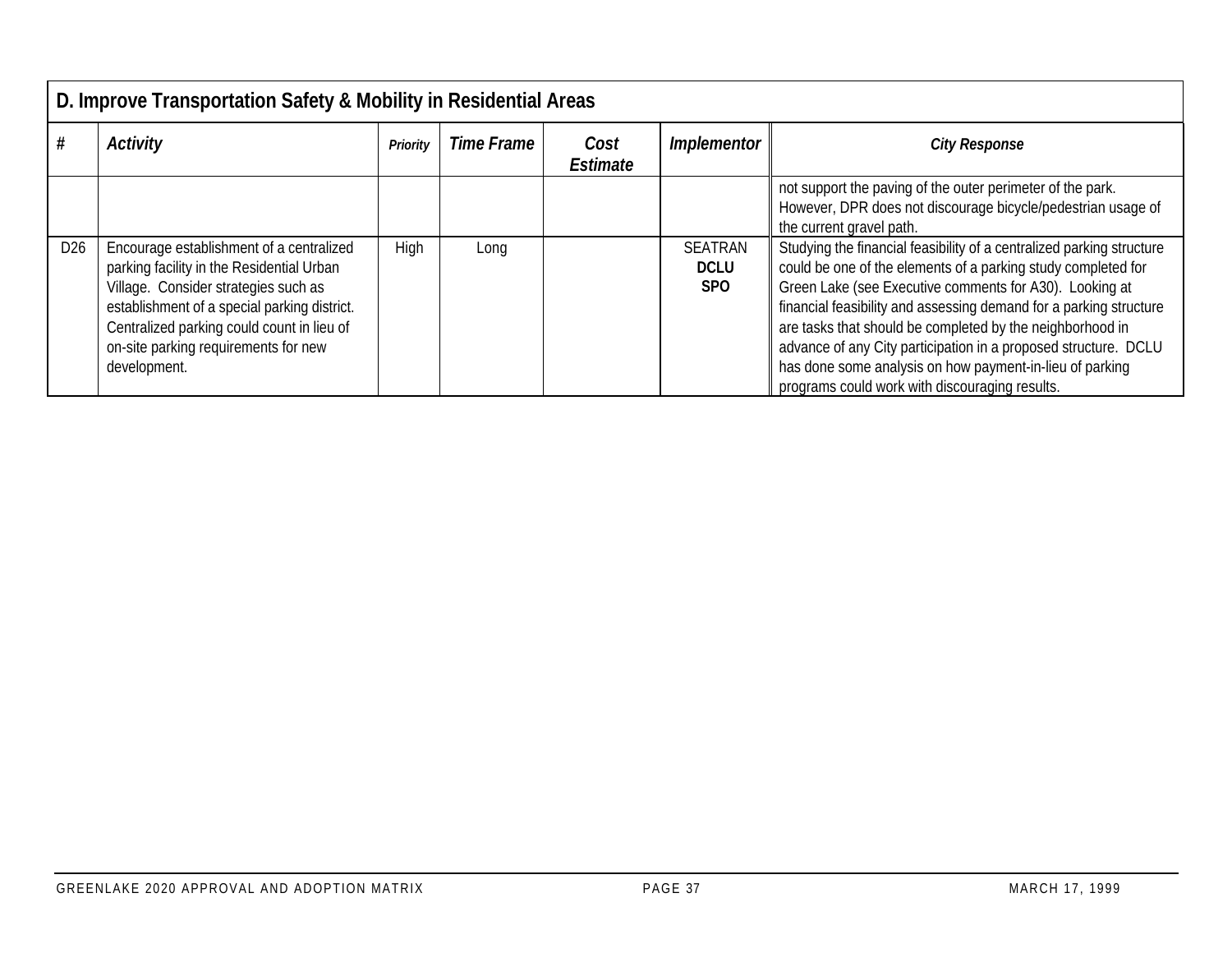## D. Improve Transportation Safety & Mobility in Residential Areas

| # | *Activity* | *Priority* | *Time Frame* | *Cost Estimate* | *Implementor* | *City Response* |
|---|---|---|---|---|---|---|
| | | | | | | not support the paving of the outer perimeter of the park. However, DPR does not discourage bicycle/pedestrian usage of the current gravel path. |
| D26 | Encourage establishment of a centralized parking facility in the Residential Urban Village. Consider strategies such as establishment of a special parking district. Centralized parking could count in lieu of on-site parking requirements for new development. | High | Long | | SEATRAN **DCLU** **SPO** | Studying the financial feasibility of a centralized parking structure could be one of the elements of a parking study completed for Green Lake (see Executive comments for A30). Looking at financial feasibility and assessing demand for a parking structure are tasks that should be completed by the neighborhood in advance of any City participation in a proposed structure. DCLU has done some analysis on how payment-in-lieu of parking programs could work with discouraging results. |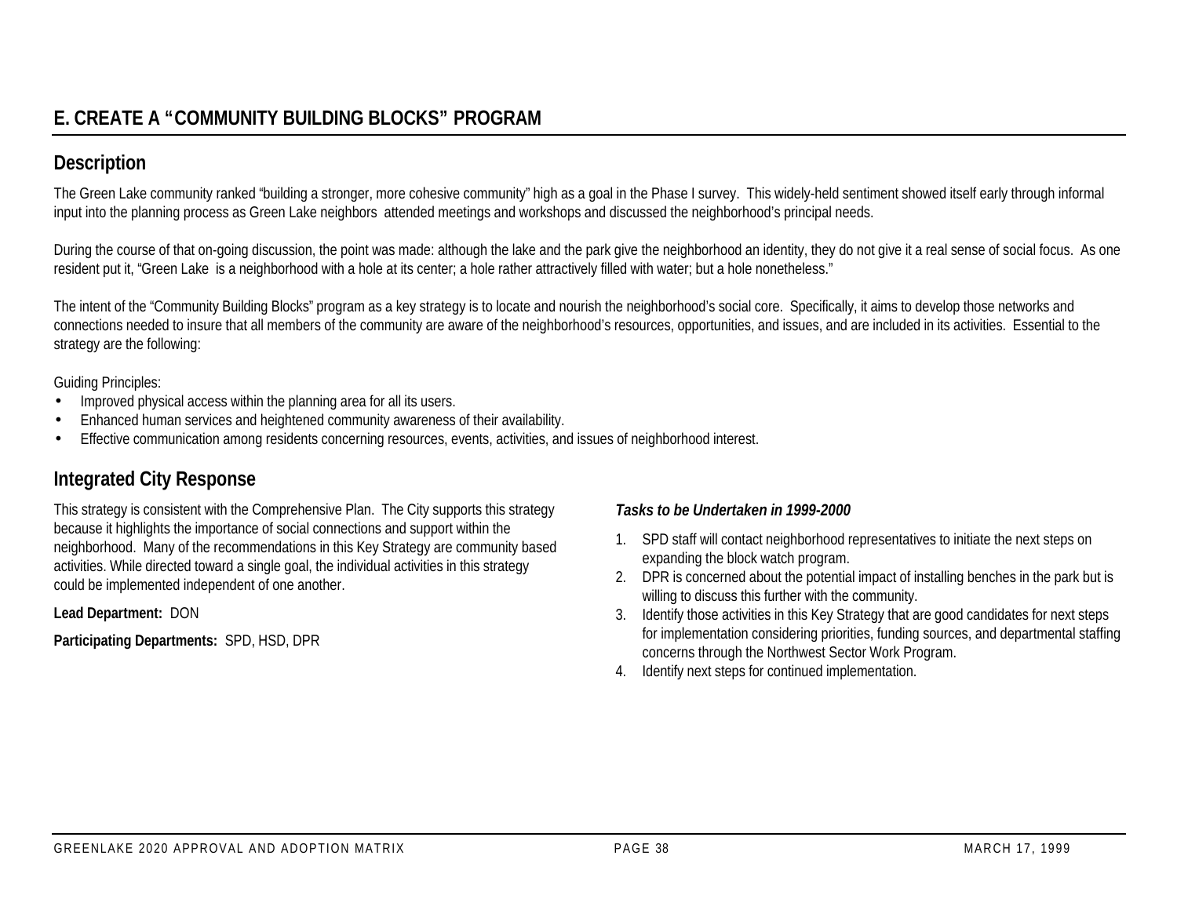## E. CREATE A "COMMUNITY BUILDING BLOCKS" PROGRAM

### Description

The Green Lake community ranked "building a stronger, more cohesive community" high as a goal in the Phase I survey. This widely-held sentiment showed itself early through informal input into the planning process as Green Lake neighbors attended meetings and workshops and discussed the neighborhood's principal needs.

During the course of that on-going discussion, the point was made: although the lake and the park give the neighborhood an identity, they do not give it a real sense of social focus. As one resident put it, "Green Lake is a neighborhood with a hole at its center; a hole rather attractively filled with water; but a hole nonetheless."

The intent of the "Community Building Blocks" program as a key strategy is to locate and nourish the neighborhood's social core. Specifically, it aims to develop those networks and connections needed to insure that all members of the community are aware of the neighborhood's resources, opportunities, and issues, and are included in its activities. Essential to the strategy are the following:

Guiding Principles:

- Improved physical access within the planning area for all its users.
- Enhanced human services and heightened community awareness of their availability.
- Effective communication among residents concerning resources, events, activities, and issues of neighborhood interest.

### Integrated City Response

This strategy is consistent with the Comprehensive Plan. The City supports this strategy because it highlights the importance of social connections and support within the neighborhood. Many of the recommendations in this Key Strategy are community based activities. While directed toward a single goal, the individual activities in this strategy could be implemented independent of one another.

**Lead Department:** DON

**Participating Departments:** SPD, HSD, DPR

***Tasks to be Undertaken in 1999-2000***

1. SPD staff will contact neighborhood representatives to initiate the next steps on expanding the block watch program.
2. DPR is concerned about the potential impact of installing benches in the park but is willing to discuss this further with the community.
3. Identify those activities in this Key Strategy that are good candidates for next steps for implementation considering priorities, funding sources, and departmental staffing concerns through the Northwest Sector Work Program.
4. Identify next steps for continued implementation.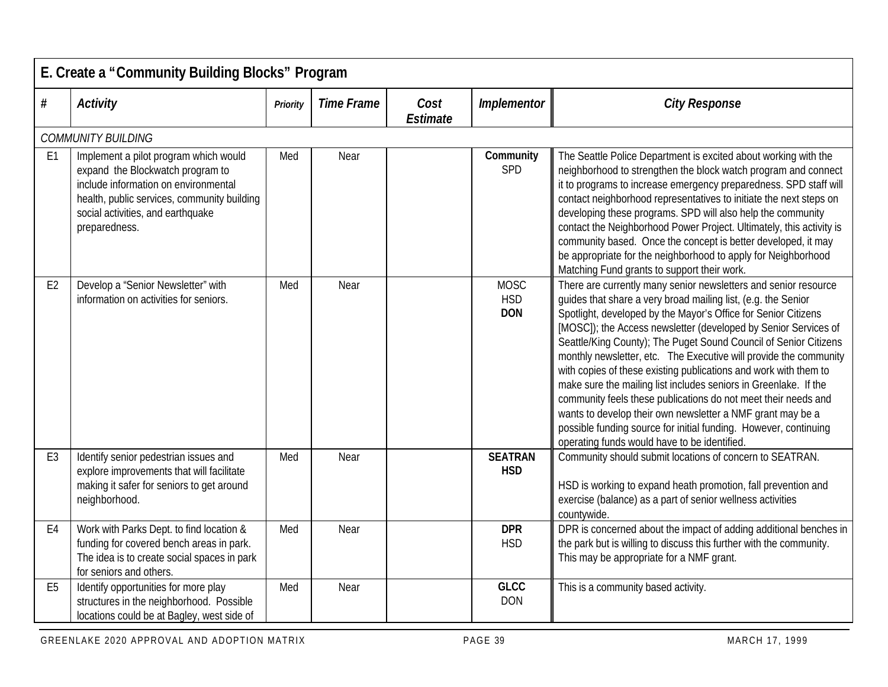## E. Create a "Community Building Blocks" Program

| # | *Activity* | *Priority* | *Time Frame* | *Cost Estimate* | *Implementor* | *City Response* |
|---|---|---|---|---|---|---|
| *COMMUNITY BUILDING* | | | | | | |
| E1 | Implement a pilot program which would expand the Blockwatch program to include information on environmental health, public services, community building social activities, and earthquake preparedness. | Med | Near | | **Community** SPD | The Seattle Police Department is excited about working with the neighborhood to strengthen the block watch program and connect it to programs to increase emergency preparedness. SPD staff will contact neighborhood representatives to initiate the next steps on developing these programs. SPD will also help the community contact the Neighborhood Power Project. Ultimately, this activity is community based. Once the concept is better developed, it may be appropriate for the neighborhood to apply for Neighborhood Matching Fund grants to support their work. |
| E2 | Develop a "Senior Newsletter" with information on activities for seniors. | Med | Near | | MOSC HSD **DON** | There are currently many senior newsletters and senior resource guides that share a very broad mailing list, (e.g. the Senior Spotlight, developed by the Mayor's Office for Senior Citizens [MOSC]); the Access newsletter (developed by Senior Services of Seattle/King County); The Puget Sound Council of Senior Citizens monthly newsletter, etc. The Executive will provide the community with copies of these existing publications and work with them to make sure the mailing list includes seniors in Greenlake. If the community feels these publications do not meet their needs and wants to develop their own newsletter a NMF grant may be a possible funding source for initial funding. However, continuing operating funds would have to be identified. |
| E3 | Identify senior pedestrian issues and explore improvements that will facilitate making it safer for seniors to get around neighborhood. | Med | Near | | **SEATRAN HSD** | Community should submit locations of concern to SEATRAN.<br><br>HSD is working to expand heath promotion, fall prevention and exercise (balance) as a part of senior wellness activities countywide. |
| E4 | Work with Parks Dept. to find location & funding for covered bench areas in park. The idea is to create social spaces in park for seniors and others. | Med | Near | | **DPR** HSD | DPR is concerned about the impact of adding additional benches in the park but is willing to discuss this further with the community. This may be appropriate for a NMF grant. |
| E5 | Identify opportunities for more play structures in the neighborhood. Possible locations could be at Bagley, west side of | Med | Near | | **GLCC** DON | This is a community based activity. |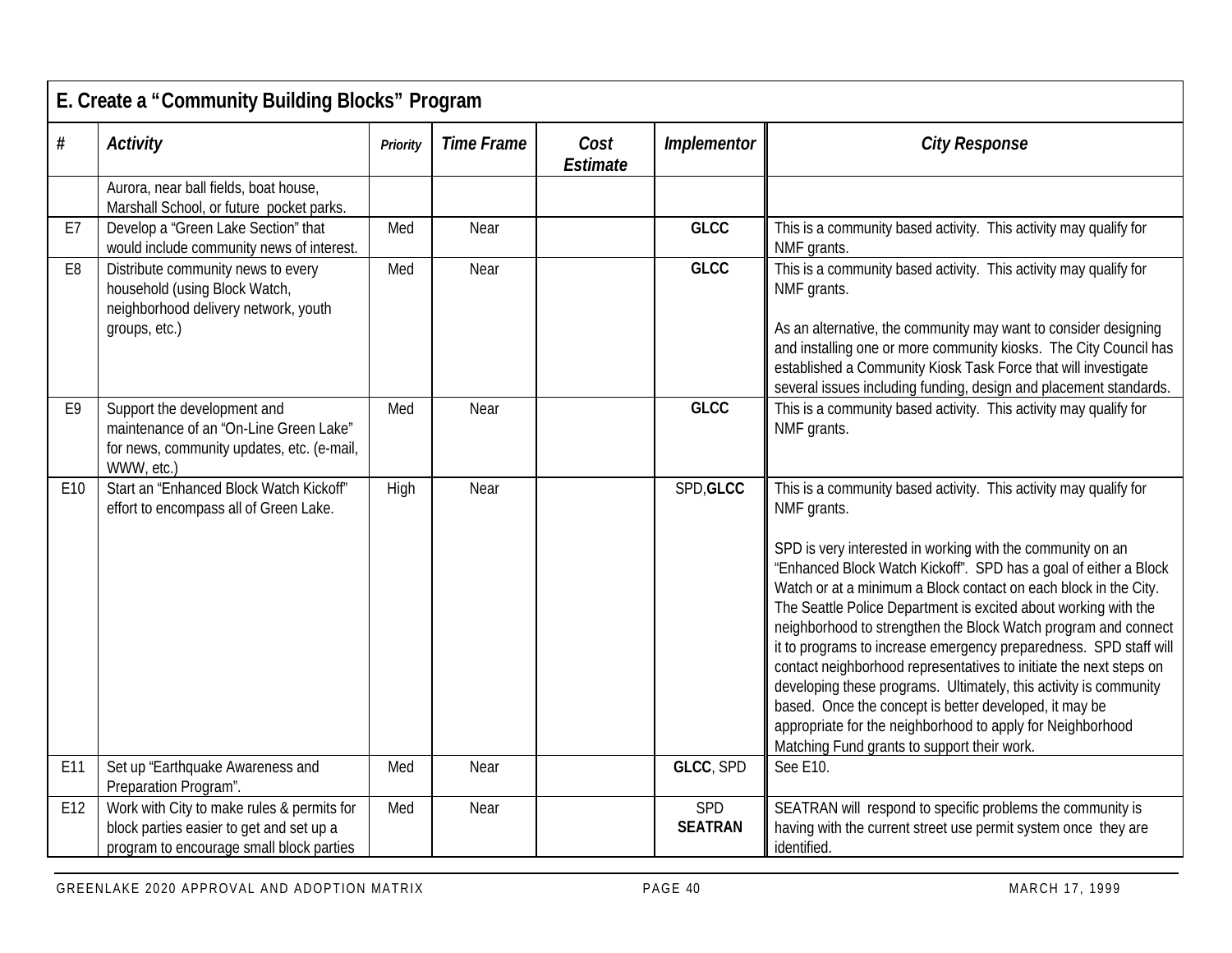## E. Create a "Community Building Blocks" Program

| # | *Activity* | *Priority* | *Time Frame* | *Cost Estimate* | *Implementor* | *City Response* |
|---|---|---|---|---|---|---|
| | Aurora, near ball fields, boat house, Marshall School, or future pocket parks. | | | | | |
| E7 | Develop a "Green Lake Section" that would include community news of interest. | Med | Near | | **GLCC** | This is a community based activity. This activity may qualify for NMF grants. |
| E8 | Distribute community news to every household (using Block Watch, neighborhood delivery network, youth groups, etc.) | Med | Near | | **GLCC** | This is a community based activity. This activity may qualify for NMF grants.<br><br>As an alternative, the community may want to consider designing and installing one or more community kiosks. The City Council has established a Community Kiosk Task Force that will investigate several issues including funding, design and placement standards. |
| E9 | Support the development and maintenance of an "On-Line Green Lake" for news, community updates, etc. (e-mail, WWW, etc.) | Med | Near | | **GLCC** | This is a community based activity. This activity may qualify for NMF grants. |
| E10 | Start an "Enhanced Block Watch Kickoff" effort to encompass all of Green Lake. | High | Near | | SPD,**GLCC** | This is a community based activity. This activity may qualify for NMF grants.<br><br>SPD is very interested in working with the community on an "Enhanced Block Watch Kickoff". SPD has a goal of either a Block Watch or at a minimum a Block contact on each block in the City. The Seattle Police Department is excited about working with the neighborhood to strengthen the Block Watch program and connect it to programs to increase emergency preparedness. SPD staff will contact neighborhood representatives to initiate the next steps on developing these programs. Ultimately, this activity is community based. Once the concept is better developed, it may be appropriate for the neighborhood to apply for Neighborhood Matching Fund grants to support their work. |
| E11 | Set up "Earthquake Awareness and Preparation Program". | Med | Near | | **GLCC**, SPD | See E10. |
| E12 | Work with City to make rules & permits for block parties easier to get and set up a program to encourage small block parties | Med | Near | | SPD **SEATRAN** | SEATRAN will respond to specific problems the community is having with the current street use permit system once they are identified. |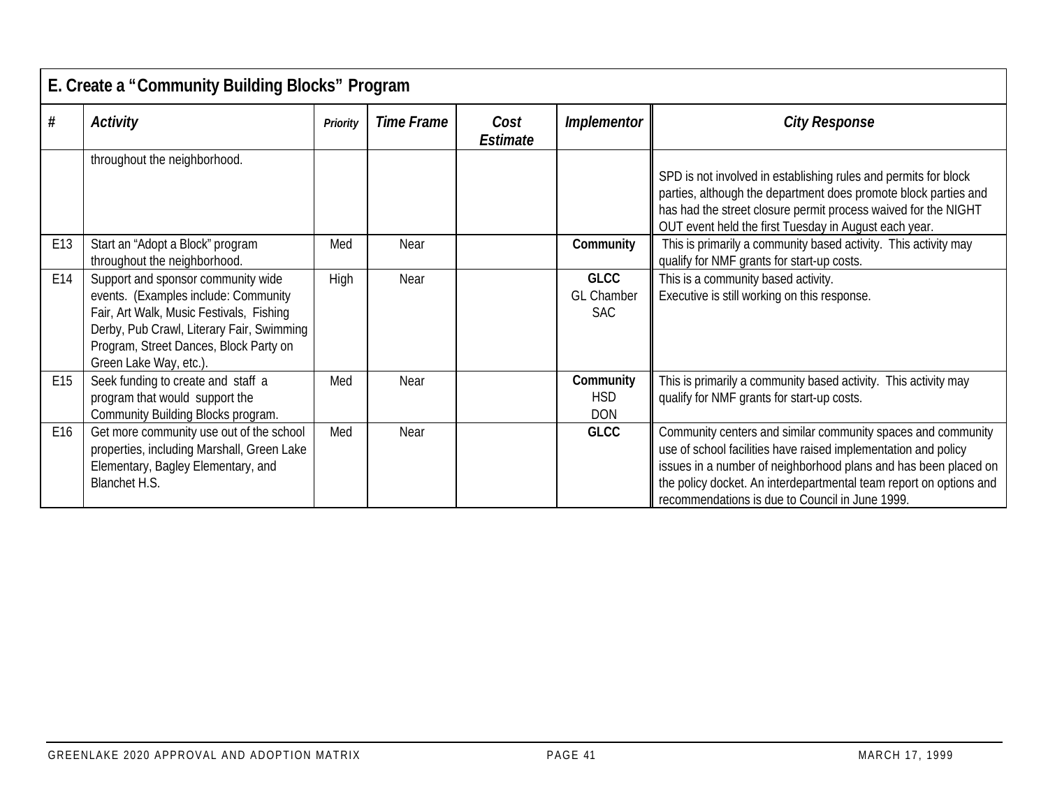## E. Create a "Community Building Blocks" Program

| # | *Activity* | *Priority* | *Time Frame* | *Cost Estimate* | *Implementor* | *City Response* |
|---|---|---|---|---|---|---|
| | throughout the neighborhood. | | | | | SPD is not involved in establishing rules and permits for block parties, although the department does promote block parties and has had the street closure permit process waived for the NIGHT OUT event held the first Tuesday in August each year. |
| E13 | Start an "Adopt a Block" program throughout the neighborhood. | Med | Near | | **Community** | This is primarily a community based activity. This activity may qualify for NMF grants for start-up costs. |
| E14 | Support and sponsor community wide events. (Examples include: Community Fair, Art Walk, Music Festivals, Fishing Derby, Pub Crawl, Literary Fair, Swimming Program, Street Dances, Block Party on Green Lake Way, etc.). | High | Near | | **GLCC**<br>GL Chamber<br>SAC | This is a community based activity.<br>Executive is still working on this response. |
| E15 | Seek funding to create and staff a program that would support the Community Building Blocks program. | Med | Near | | **Community**<br>HSD<br>DON | This is primarily a community based activity. This activity may qualify for NMF grants for start-up costs. |
| E16 | Get more community use out of the school properties, including Marshall, Green Lake Elementary, Bagley Elementary, and Blanchet H.S. | Med | Near | | **GLCC** | Community centers and similar community spaces and community use of school facilities have raised implementation and policy issues in a number of neighborhood plans and has been placed on the policy docket. An interdepartmental team report on options and recommendations is due to Council in June 1999. |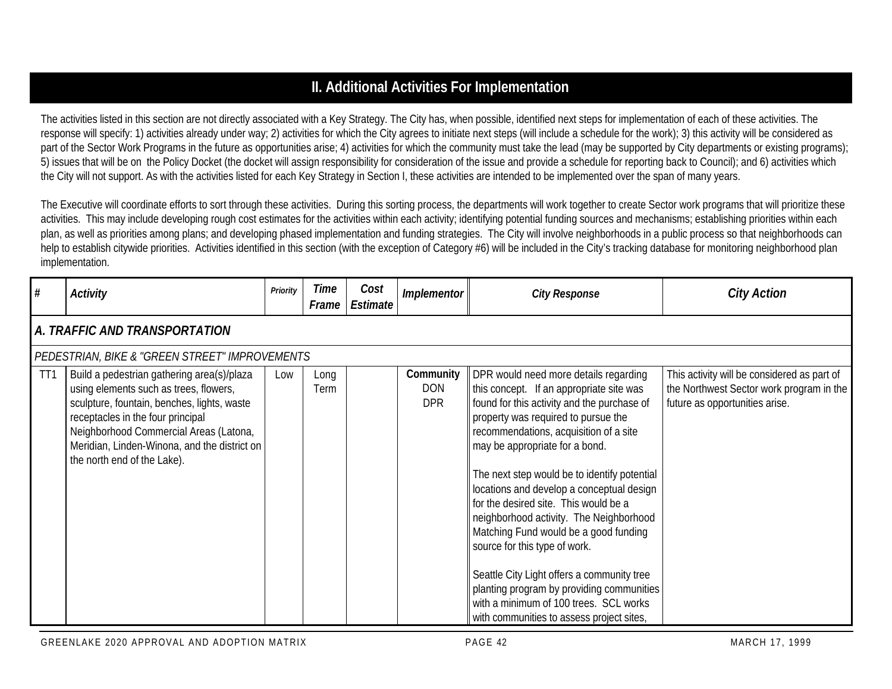## II. Additional Activities For Implementation

The activities listed in this section are not directly associated with a Key Strategy. The City has, when possible, identified next steps for implementation of each of these activities. The response will specify: 1) activities already under way; 2) activities for which the City agrees to initiate next steps (will include a schedule for the work); 3) this activity will be considered as part of the Sector Work Programs in the future as opportunities arise; 4) activities for which the community must take the lead (may be supported by City departments or existing programs); 5) issues that will be on the Policy Docket (the docket will assign responsibility for consideration of the issue and provide a schedule for reporting back to Council); and 6) activities which the City will not support. As with the activities listed for each Key Strategy in Section I, these activities are intended to be implemented over the span of many years.

The Executive will coordinate efforts to sort through these activities. During this sorting process, the departments will work together to create Sector work programs that will prioritize these activities. This may include developing rough cost estimates for the activities within each activity; identifying potential funding sources and mechanisms; establishing priorities within each plan, as well as priorities among plans; and developing phased implementation and funding strategies. The City will involve neighborhoods in a public process so that neighborhoods can help to establish citywide priorities. Activities identified in this section (with the exception of Category #6) will be included in the City's tracking database for monitoring neighborhood plan implementation.

| # | Activity | Priority | Time Frame | Cost Estimate | Implementor | City Response | City Action |
|---|---|---|---|---|---|---|---|
| ***A. TRAFFIC AND TRANSPORTATION*** | | | | | | | |
| *PEDESTRIAN, BIKE & "GREEN STREET" IMPROVEMENTS* | | | | | | | |
| TT1 | Build a pedestrian gathering area(s)/plaza using elements such as trees, flowers, sculpture, fountain, benches, lights, waste receptacles in the four principal Neighborhood Commercial Areas (Latona, Meridian, Linden-Winona, and the district on the north end of the Lake). | Low | Long Term | | **Community** DON DPR | DPR would need more details regarding this concept. If an appropriate site was found for this activity and the purchase of property was required to pursue the recommendations, acquisition of a site may be appropriate for a bond.<br><br>The next step would be to identify potential locations and develop a conceptual design for the desired site. This would be a neighborhood activity. The Neighborhood Matching Fund would be a good funding source for this type of work.<br><br>Seattle City Light offers a community tree planting program by providing communities with a minimum of 100 trees. SCL works with communities to assess project sites, | This activity will be considered as part of the Northwest Sector work program in the future as opportunities arise. |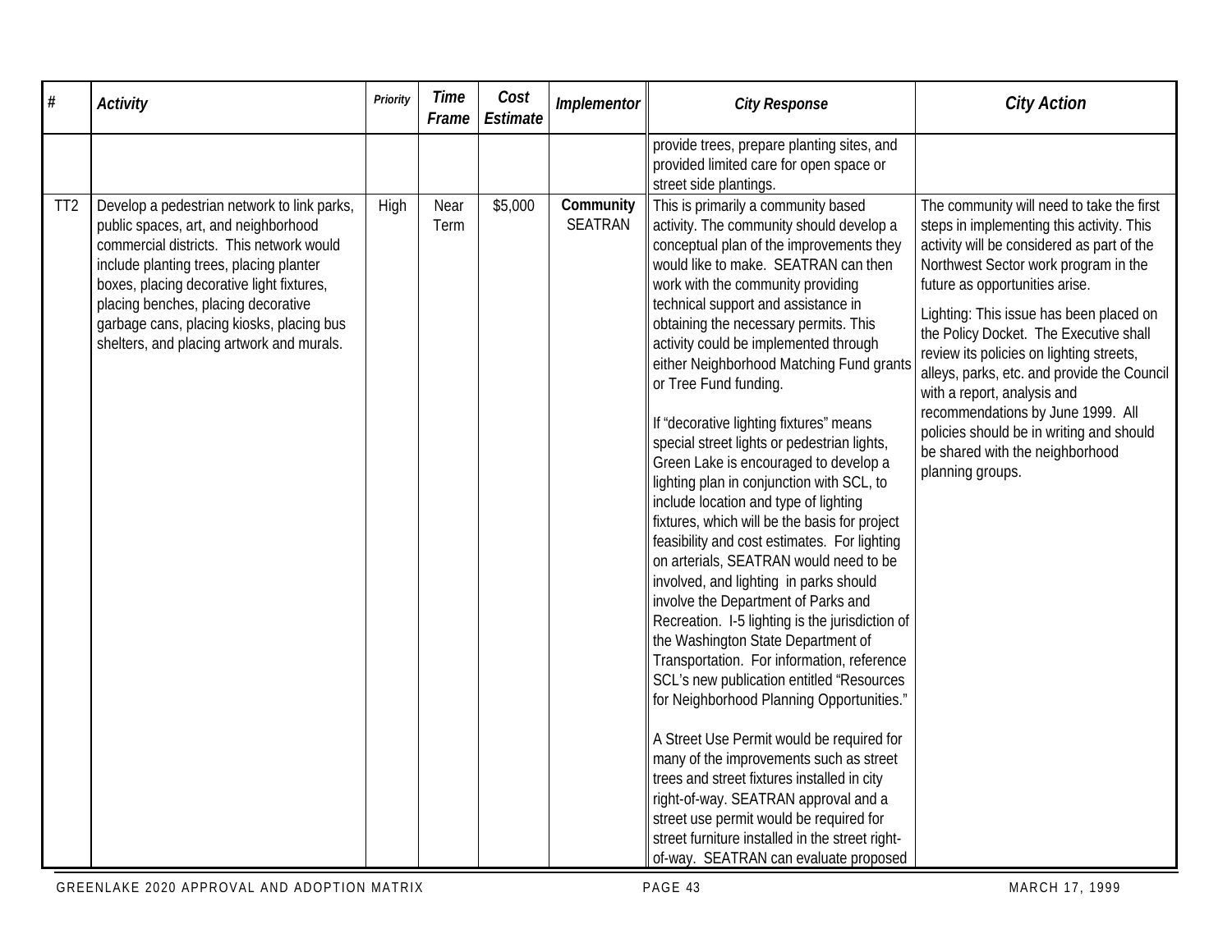| # | Activity | Priority | Time Frame | Cost Estimate | Implementor | City Response | City Action |
|---|---|---|---|---|---|---|---|
| | | | | | | provide trees, prepare planting sites, and provided limited care for open space or street side plantings. | |
| TT2 | Develop a pedestrian network to link parks, public spaces, art, and neighborhood commercial districts. This network would include planting trees, placing planter boxes, placing decorative light fixtures, placing benches, placing decorative garbage cans, placing kiosks, placing bus shelters, and placing artwork and murals. | High | Near Term | $5,000 | **Community** SEATRAN | This is primarily a community based activity. The community should develop a conceptual plan of the improvements they would like to make. SEATRAN can then work with the community providing technical support and assistance in obtaining the necessary permits. This activity could be implemented through either Neighborhood Matching Fund grants or Tree Fund funding.<br><br>If "decorative lighting fixtures" means special street lights or pedestrian lights, Green Lake is encouraged to develop a lighting plan in conjunction with SCL, to include location and type of lighting fixtures, which will be the basis for project feasibility and cost estimates. For lighting on arterials, SEATRAN would need to be involved, and lighting in parks should involve the Department of Parks and Recreation. I-5 lighting is the jurisdiction of the Washington State Department of Transportation. For information, reference SCL's new publication entitled "Resources for Neighborhood Planning Opportunities."<br><br>A Street Use Permit would be required for many of the improvements such as street trees and street fixtures installed in city right-of-way. SEATRAN approval and a street use permit would be required for street furniture installed in the street right-of-way. SEATRAN can evaluate proposed | The community will need to take the first steps in implementing this activity. This activity will be considered as part of the Northwest Sector work program in the future as opportunities arise.<br><br>Lighting: This issue has been placed on the Policy Docket. The Executive shall review its policies on lighting streets, alleys, parks, etc. and provide the Council with a report, analysis and recommendations by June 1999. All policies should be in writing and should be shared with the neighborhood planning groups. |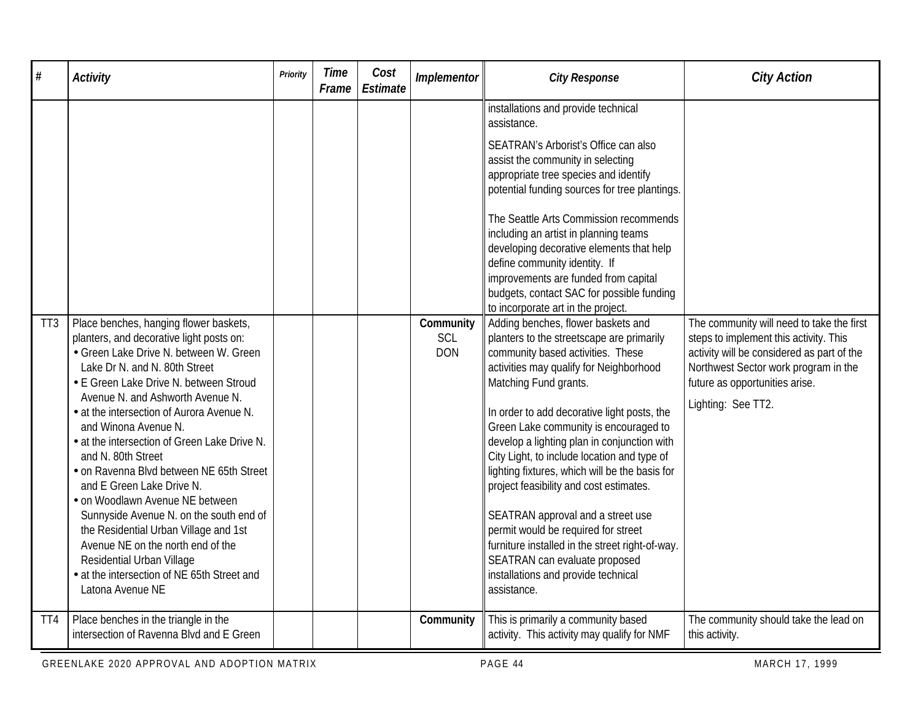| # | Activity | Priority | Time Frame | Cost Estimate | Implementor | City Response | City Action |
|---|---|---|---|---|---|---|---|
| | | | | | | installations and provide technical assistance.<br><br>SEATRAN's Arborist's Office can also assist the community in selecting appropriate tree species and identify potential funding sources for tree plantings.<br><br>The Seattle Arts Commission recommends including an artist in planning teams developing decorative elements that help define community identity. If improvements are funded from capital budgets, contact SAC for possible funding to incorporate art in the project. | |
| TT3 | Place benches, hanging flower baskets, planters, and decorative light posts on:<br>• Green Lake Drive N. between W. Green Lake Dr N. and N. 80th Street<br>• E Green Lake Drive N. between Stroud Avenue N. and Ashworth Avenue N.<br>• at the intersection of Aurora Avenue N. and Winona Avenue N.<br>• at the intersection of Green Lake Drive N. and N. 80th Street<br>• on Ravenna Blvd between NE 65th Street and E Green Lake Drive N.<br>• on Woodlawn Avenue NE between Sunnyside Avenue N. on the south end of the Residential Urban Village and 1st Avenue NE on the north end of the Residential Urban Village<br>• at the intersection of NE 65th Street and Latona Avenue NE | | | | **Community**<br>SCL<br>DON | Adding benches, flower baskets and planters to the streetscape are primarily community based activities. These activities may qualify for Neighborhood Matching Fund grants.<br><br>In order to add decorative light posts, the Green Lake community is encouraged to develop a lighting plan in conjunction with City Light, to include location and type of lighting fixtures, which will be the basis for project feasibility and cost estimates.<br><br>SEATRAN approval and a street use permit would be required for street furniture installed in the street right-of-way. SEATRAN can evaluate proposed installations and provide technical assistance. | The community will need to take the first steps to implement this activity. This activity will be considered as part of the Northwest Sector work program in the future as opportunities arise.<br><br>Lighting: See TT2. |
| TT4 | Place benches in the triangle in the intersection of Ravenna Blvd and E Green | | | | **Community** | This is primarily a community based activity. This activity may qualify for NMF | The community should take the lead on this activity. |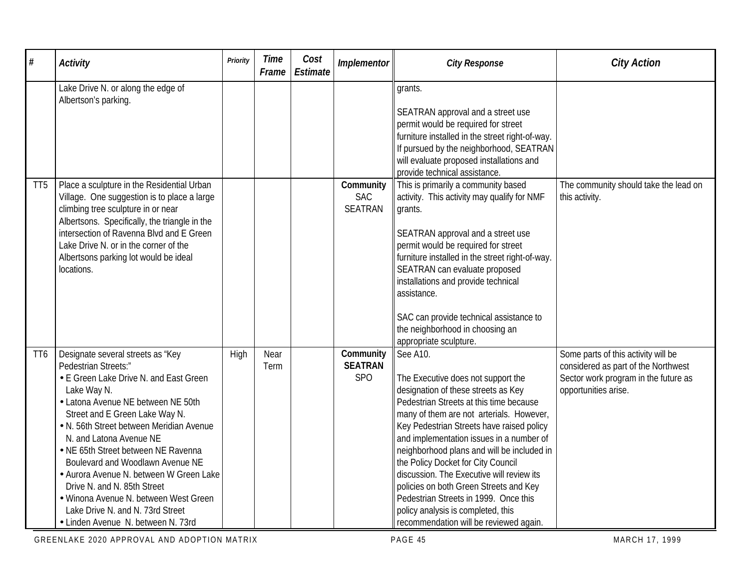| # | Activity | Priority | Time Frame | Cost Estimate | Implementor | City Response | City Action |
|---|---|---|---|---|---|---|---|
| | Lake Drive N. or along the edge of Albertson's parking. | | | | | grants.<br><br>SEATRAN approval and a street use permit would be required for street furniture installed in the street right-of-way. If pursued by the neighborhood, SEATRAN will evaluate proposed installations and provide technical assistance. | |
| TT5 | Place a sculpture in the Residential Urban Village. One suggestion is to place a large climbing tree sculpture in or near Albertsons. Specifically, the triangle in the intersection of Ravenna Blvd and E Green Lake Drive N. or in the corner of the Albertsons parking lot would be ideal locations. | | | | **Community**<br>SAC<br>SEATRAN | This is primarily a community based activity. This activity may qualify for NMF grants.<br><br>SEATRAN approval and a street use permit would be required for street furniture installed in the street right-of-way. SEATRAN can evaluate proposed installations and provide technical assistance.<br><br>SAC can provide technical assistance to the neighborhood in choosing an appropriate sculpture. | The community should take the lead on this activity. |
| TT6 | Designate several streets as "Key Pedestrian Streets:"<br>• E Green Lake Drive N. and East Green Lake Way N.<br>• Latona Avenue NE between NE 50th Street and E Green Lake Way N.<br>• N. 56th Street between Meridian Avenue N. and Latona Avenue NE<br>• NE 65th Street between NE Ravenna Boulevard and Woodlawn Avenue NE<br>• Aurora Avenue N. between W Green Lake Drive N. and N. 85th Street<br>• Winona Avenue N. between West Green Lake Drive N. and N. 73rd Street<br>• Linden Avenue N. between N. 73rd | High | Near Term | | **Community**<br>**SEATRAN**<br>SPO | See A10.<br><br>The Executive does not support the designation of these streets as Key Pedestrian Streets at this time because many of them are not arterials. However, Key Pedestrian Streets have raised policy and implementation issues in a number of neighborhood plans and will be included in the Policy Docket for City Council discussion. The Executive will review its policies on both Green Streets and Key Pedestrian Streets in 1999. Once this policy analysis is completed, this recommendation will be reviewed again. | Some parts of this activity will be considered as part of the Northwest Sector work program in the future as opportunities arise. |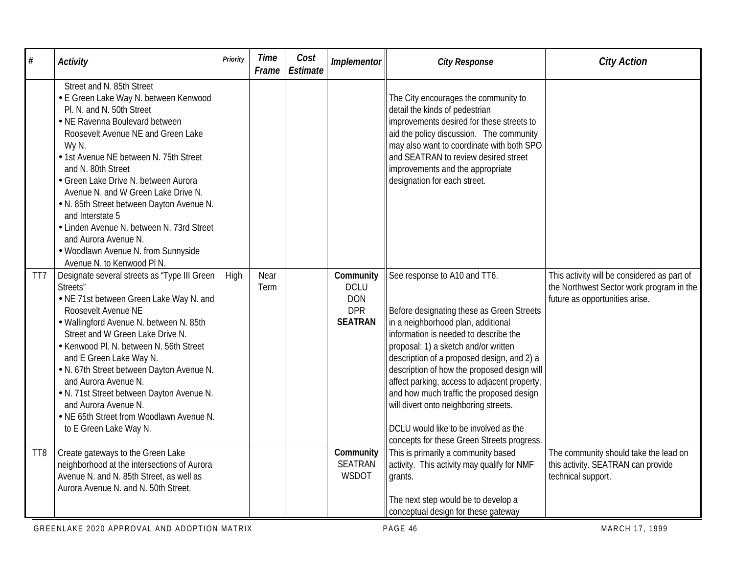| # | Activity | Priority | Time Frame | Cost Estimate | Implementor | City Response | City Action |
|---|---|---|---|---|---|---|---|
| | Street and N. 85th Street<br>• E Green Lake Way N. between Kenwood Pl. N. and N. 50th Street<br>• NE Ravenna Boulevard between Roosevelt Avenue NE and Green Lake Wy N.<br>• 1st Avenue NE between N. 75th Street and N. 80th Street<br>• Green Lake Drive N. between Aurora Avenue N. and W Green Lake Drive N.<br>• N. 85th Street between Dayton Avenue N. and Interstate 5<br>• Linden Avenue N. between N. 73rd Street and Aurora Avenue N.<br>• Woodlawn Avenue N. from Sunnyside Avenue N. to Kenwood Pl N. | | | | | The City encourages the community to detail the kinds of pedestrian improvements desired for these streets to aid the policy discussion. The community may also want to coordinate with both SPO and SEATRAN to review desired street improvements and the appropriate designation for each street. | |
| TT7 | Designate several streets as "Type III Green Streets"<br>• NE 71st between Green Lake Way N. and Roosevelt Avenue NE<br>• Wallingford Avenue N. between N. 85th Street and W Green Lake Drive N.<br>• Kenwood Pl. N. between N. 56th Street and E Green Lake Way N.<br>• N. 67th Street between Dayton Avenue N. and Aurora Avenue N.<br>• N. 71st Street between Dayton Avenue N. and Aurora Avenue N.<br>• NE 65th Street from Woodlawn Avenue N. to E Green Lake Way N. | High | Near Term | | **Community**<br>DCLU<br>DON<br>DPR<br>**SEATRAN** | See response to A10 and TT6.<br><br>Before designating these as Green Streets in a neighborhood plan, additional information is needed to describe the proposal: 1) a sketch and/or written description of a proposed design, and 2) a description of how the proposed design will affect parking, access to adjacent property, and how much traffic the proposed design will divert onto neighboring streets.<br><br>DCLU would like to be involved as the concepts for these Green Streets progress. | This activity will be considered as part of the Northwest Sector work program in the future as opportunities arise. |
| TT8 | Create gateways to the Green Lake neighborhood at the intersections of Aurora Avenue N. and N. 85th Street, as well as Aurora Avenue N. and N. 50th Street. | | | | **Community**<br>SEATRAN<br>WSDOT | This is primarily a community based activity. This activity may qualify for NMF grants.<br><br>The next step would be to develop a conceptual design for these gateway | The community should take the lead on this activity. SEATRAN can provide technical support. |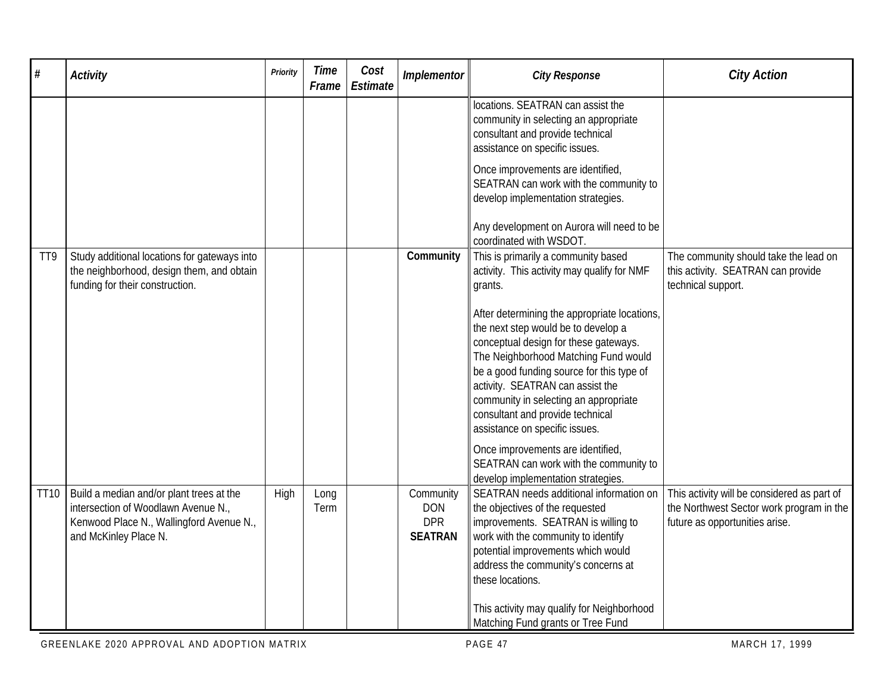| # | Activity | Priority | Time Frame | Cost Estimate | Implementor | City Response | City Action |
|---|---|---|---|---|---|---|---|
| | | | | | | locations. SEATRAN can assist the community in selecting an appropriate consultant and provide technical assistance on specific issues.<br><br>Once improvements are identified, SEATRAN can work with the community to develop implementation strategies.<br><br>Any development on Aurora will need to be coordinated with WSDOT. | |
| TT9 | Study additional locations for gateways into the neighborhood, design them, and obtain funding for their construction. | | | | **Community** | This is primarily a community based activity. This activity may qualify for NMF grants.<br><br>After determining the appropriate locations, the next step would be to develop a conceptual design for these gateways. The Neighborhood Matching Fund would be a good funding source for this type of activity. SEATRAN can assist the community in selecting an appropriate consultant and provide technical assistance on specific issues.<br><br>Once improvements are identified, SEATRAN can work with the community to develop implementation strategies. | The community should take the lead on this activity. SEATRAN can provide technical support. |
| TT10 | Build a median and/or plant trees at the intersection of Woodlawn Avenue N., Kenwood Place N., Wallingford Avenue N., and McKinley Place N. | High | Long Term | | Community<br>DON<br>DPR<br>**SEATRAN** | SEATRAN needs additional information on the objectives of the requested improvements. SEATRAN is willing to work with the community to identify potential improvements which would address the community's concerns at these locations.<br><br>This activity may qualify for Neighborhood Matching Fund grants or Tree Fund | This activity will be considered as part of the Northwest Sector work program in the future as opportunities arise. |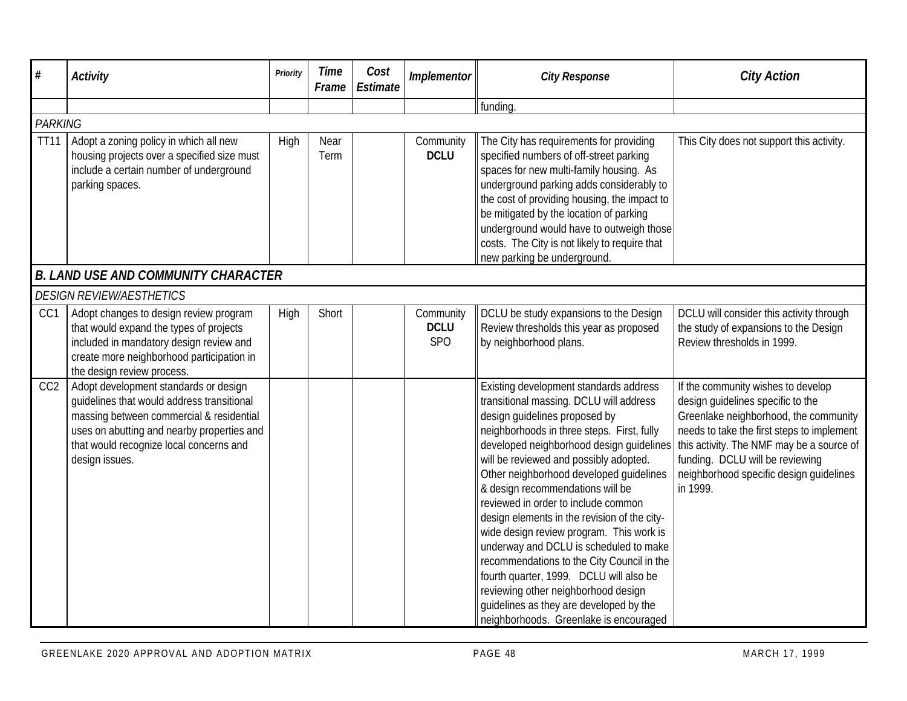| # | Activity | Priority | Time Frame | Cost Estimate | Implementor | City Response | City Action |
|---|---|---|---|---|---|---|---|
| | | | | | | funding. | |
| *PARKING* | | | | | | | |
| TT11 | Adopt a zoning policy in which all new housing projects over a specified size must include a certain number of underground parking spaces. | High | Near Term | | Community **DCLU** | The City has requirements for providing specified numbers of off-street parking spaces for new multi-family housing. As underground parking adds considerably to the cost of providing housing, the impact to be mitigated by the location of parking underground would have to outweigh those costs. The City is not likely to require that new parking be underground. | This City does not support this activity. |
| ***B. LAND USE AND COMMUNITY CHARACTER*** | | | | | | | |
| *DESIGN REVIEW/AESTHETICS* | | | | | | | |
| CC1 | Adopt changes to design review program that would expand the types of projects included in mandatory design review and create more neighborhood participation in the design review process. | High | Short | | Community **DCLU** SPO | DCLU be study expansions to the Design Review thresholds this year as proposed by neighborhood plans. | DCLU will consider this activity through the study of expansions to the Design Review thresholds in 1999. |
| CC2 | Adopt development standards or design guidelines that would address transitional massing between commercial & residential uses on abutting and nearby properties and that would recognize local concerns and design issues. | | | | | Existing development standards address transitional massing. DCLU will address design guidelines proposed by neighborhoods in three steps. First, fully developed neighborhood design guidelines will be reviewed and possibly adopted. Other neighborhood developed guidelines & design recommendations will be reviewed in order to include common design elements in the revision of the city-wide design review program. This work is underway and DCLU is scheduled to make recommendations to the City Council in the fourth quarter, 1999. DCLU will also be reviewing other neighborhood design guidelines as they are developed by the neighborhoods. Greenlake is encouraged | If the community wishes to develop design guidelines specific to the Greenlake neighborhood, the community needs to take the first steps to implement this activity. The NMF may be a source of funding. DCLU will be reviewing neighborhood specific design guidelines in 1999. |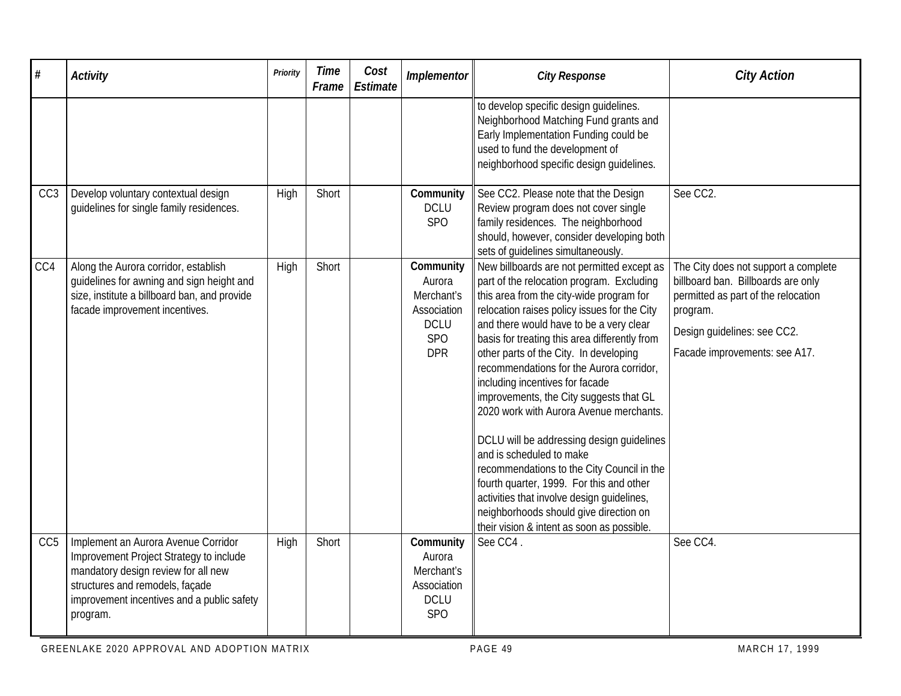| # | Activity | Priority | Time Frame | Cost Estimate | Implementor | City Response | City Action |
|---|---|---|---|---|---|---|---|
| | | | | | | to develop specific design guidelines. Neighborhood Matching Fund grants and Early Implementation Funding could be used to fund the development of neighborhood specific design guidelines. | |
| CC3 | Develop voluntary contextual design guidelines for single family residences. | High | Short | | **Community** DCLU SPO | See CC2. Please note that the Design Review program does not cover single family residences. The neighborhood should, however, consider developing both sets of guidelines simultaneously. | See CC2. |
| CC4 | Along the Aurora corridor, establish guidelines for awning and sign height and size, institute a billboard ban, and provide facade improvement incentives. | High | Short | | **Community** Aurora Merchant's Association DCLU SPO DPR | New billboards are not permitted except as part of the relocation program. Excluding this area from the city-wide program for relocation raises policy issues for the City and there would have to be a very clear basis for treating this area differently from other parts of the City. In developing recommendations for the Aurora corridor, including incentives for facade improvements, the City suggests that GL 2020 work with Aurora Avenue merchants.<br><br>DCLU will be addressing design guidelines and is scheduled to make recommendations to the City Council in the fourth quarter, 1999. For this and other activities that involve design guidelines, neighborhoods should give direction on their vision & intent as soon as possible. | The City does not support a complete billboard ban. Billboards are only permitted as part of the relocation program.<br><br>Design guidelines: see CC2.<br><br>Facade improvements: see A17. |
| CC5 | Implement an Aurora Avenue Corridor Improvement Project Strategy to include mandatory design review for all new structures and remodels, façade improvement incentives and a public safety program. | High | Short | | **Community** Aurora Merchant's Association DCLU SPO | See CC4 . | See CC4. |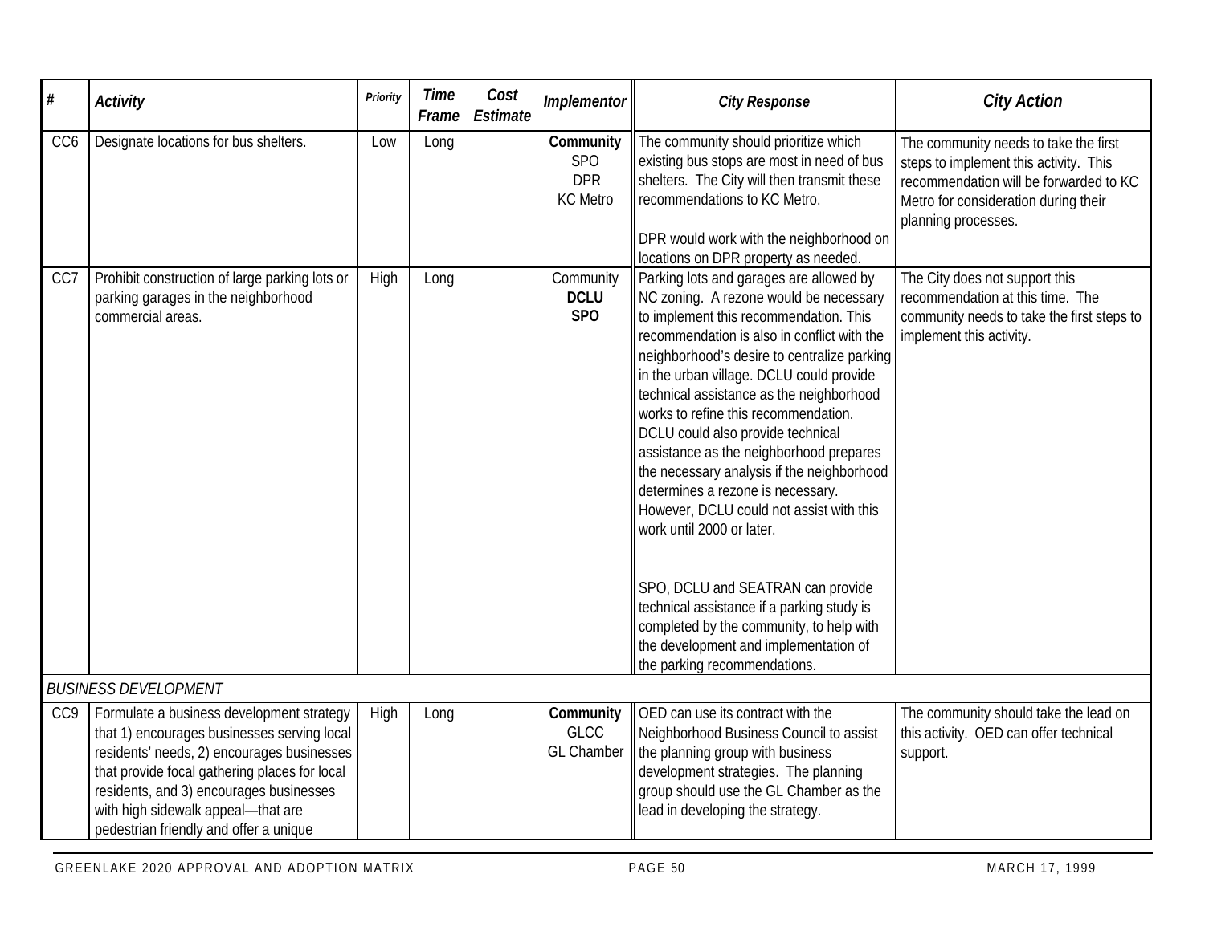| # | Activity | Priority | Time Frame | Cost Estimate | Implementor | City Response | City Action |
|---|---|---|---|---|---|---|---|
| CC6 | Designate locations for bus shelters. | Low | Long | | **Community** SPO DPR KC Metro | The community should prioritize which existing bus stops are most in need of bus shelters. The City will then transmit these recommendations to KC Metro. DPR would work with the neighborhood on locations on DPR property as needed. | The community needs to take the first steps to implement this activity. This recommendation will be forwarded to KC Metro for consideration during their planning processes. |
| CC7 | Prohibit construction of large parking lots or parking garages in the neighborhood commercial areas. | High | Long | | Community **DCLU** **SPO** | Parking lots and garages are allowed by NC zoning. A rezone would be necessary to implement this recommendation. This recommendation is also in conflict with the neighborhood's desire to centralize parking in the urban village. DCLU could provide technical assistance as the neighborhood works to refine this recommendation. DCLU could also provide technical assistance as the neighborhood prepares the necessary analysis if the neighborhood determines a rezone is necessary. However, DCLU could not assist with this work until 2000 or later. SPO, DCLU and SEATRAN can provide technical assistance if a parking study is completed by the community, to help with the development and implementation of the parking recommendations. | The City does not support this recommendation at this time. The community needs to take the first steps to implement this activity. |
| *BUSINESS DEVELOPMENT* | | | | | | | |
| CC9 | Formulate a business development strategy that 1) encourages businesses serving local residents' needs, 2) encourages businesses that provide focal gathering places for local residents, and 3) encourages businesses with high sidewalk appeal—that are pedestrian friendly and offer a unique | High | Long | | **Community** GLCC GL Chamber | OED can use its contract with the Neighborhood Business Council to assist the planning group with business development strategies. The planning group should use the GL Chamber as the lead in developing the strategy. | The community should take the lead on this activity. OED can offer technical support. |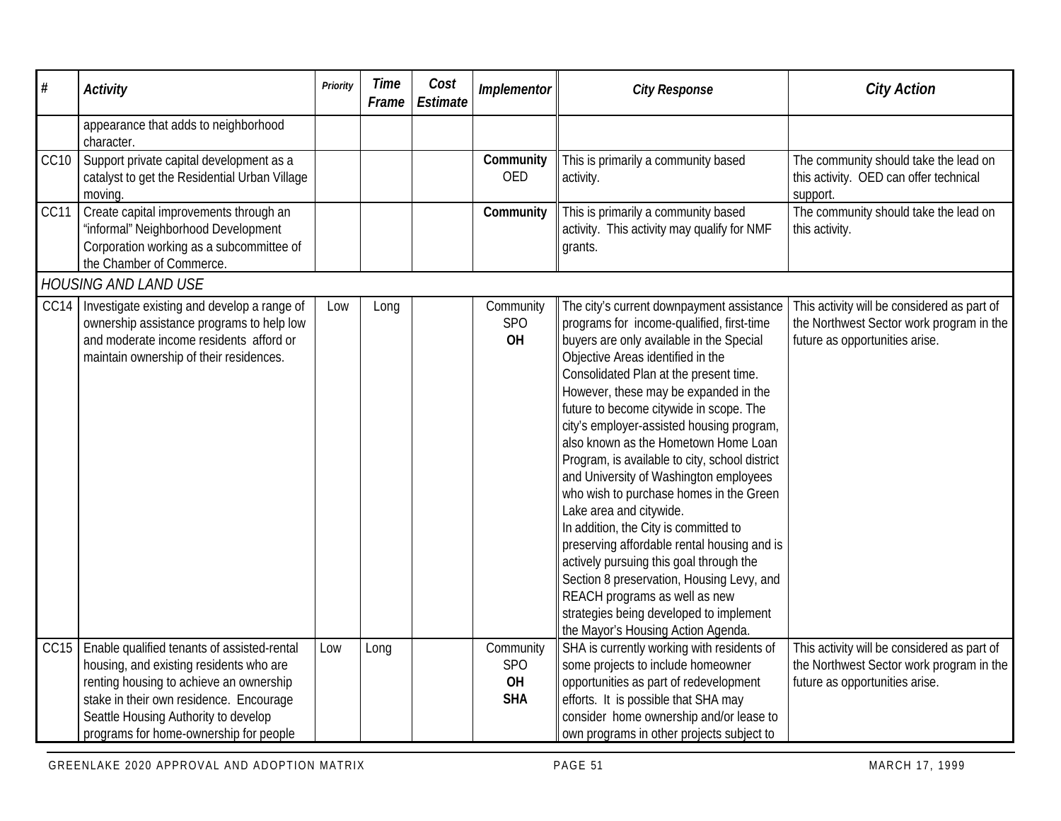| # | Activity | Priority | Time Frame | Cost Estimate | Implementor | City Response | City Action |
|---|---|---|---|---|---|---|---|
| | appearance that adds to neighborhood character. | | | | | | |
| CC10 | Support private capital development as a catalyst to get the Residential Urban Village moving. | | | | **Community** OED | This is primarily a community based activity. | The community should take the lead on this activity. OED can offer technical support. |
| CC11 | Create capital improvements through an "informal" Neighborhood Development Corporation working as a subcommittee of the Chamber of Commerce. | | | | **Community** | This is primarily a community based activity. This activity may qualify for NMF grants. | The community should take the lead on this activity. |
| | *HOUSING AND LAND USE* | | | | | | |
| CC14 | Investigate existing and develop a range of ownership assistance programs to help low and moderate income residents afford or maintain ownership of their residences. | Low | Long | | Community SPO **OH** | The city's current downpayment assistance programs for income-qualified, first-time buyers are only available in the Special Objective Areas identified in the Consolidated Plan at the present time. However, these may be expanded in the future to become citywide in scope. The city's employer-assisted housing program, also known as the Hometown Home Loan Program, is available to city, school district and University of Washington employees who wish to purchase homes in the Green Lake area and citywide. In addition, the City is committed to preserving affordable rental housing and is actively pursuing this goal through the Section 8 preservation, Housing Levy, and REACH programs as well as new strategies being developed to implement the Mayor's Housing Action Agenda. | This activity will be considered as part of the Northwest Sector work program in the future as opportunities arise. |
| CC15 | Enable qualified tenants of assisted-rental housing, and existing residents who are renting housing to achieve an ownership stake in their own residence. Encourage Seattle Housing Authority to develop programs for home-ownership for people | Low | Long | | Community SPO **OH** **SHA** | SHA is currently working with residents of some projects to include homeowner opportunities as part of redevelopment efforts. It is possible that SHA may consider home ownership and/or lease to own programs in other projects subject to | This activity will be considered as part of the Northwest Sector work program in the future as opportunities arise. |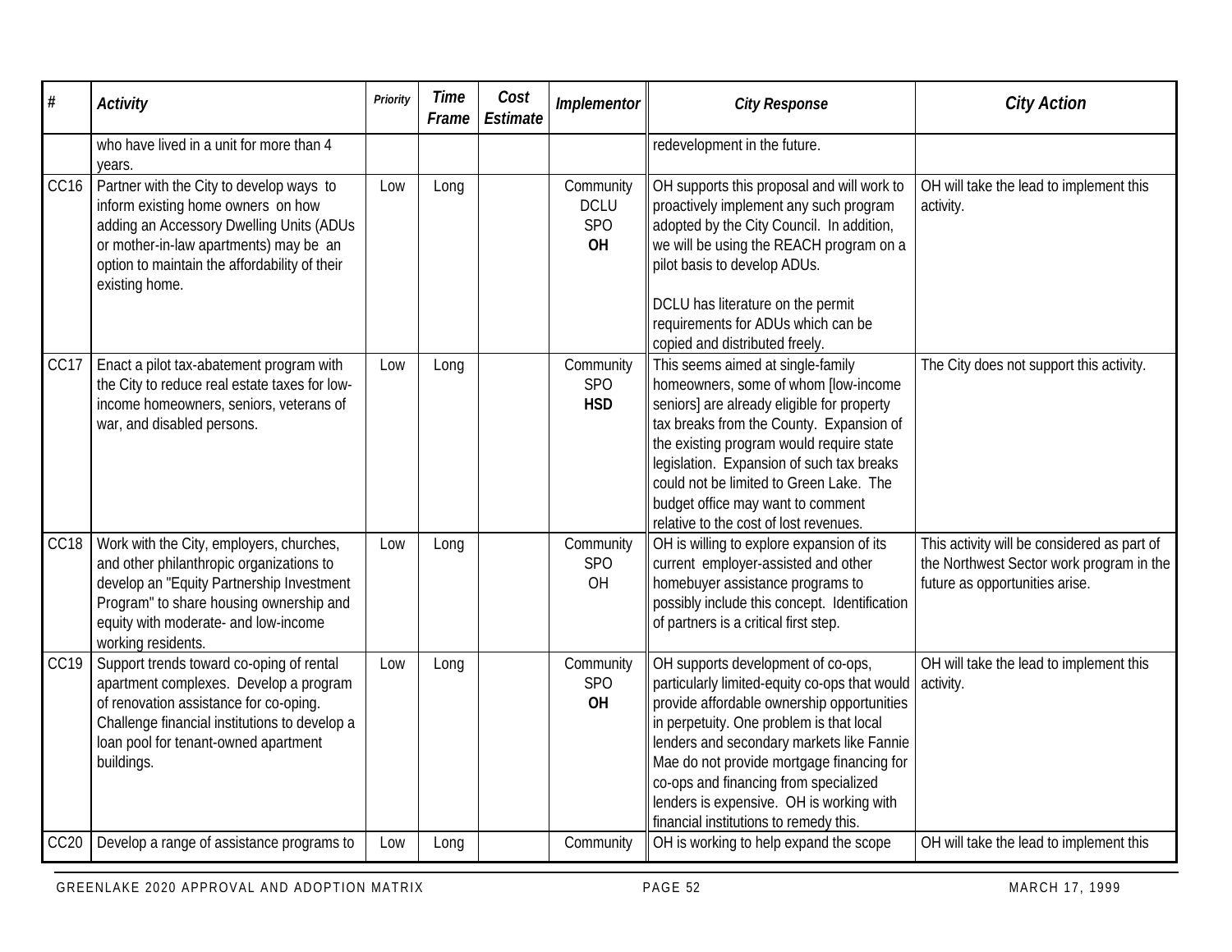| # | Activity | Priority | Time Frame | Cost Estimate | Implementor | City Response | City Action |
|---|---|---|---|---|---|---|---|
| | who have lived in a unit for more than 4 years. | | | | | redevelopment in the future. | |
| CC16 | Partner with the City to develop ways to inform existing home owners on how adding an Accessory Dwelling Units (ADUs or mother-in-law apartments) may be an option to maintain the affordability of their existing home. | Low | Long | | Community DCLU SPO **OH** | OH supports this proposal and will work to proactively implement any such program adopted by the City Council. In addition, we will be using the REACH program on a pilot basis to develop ADUs.<br><br>DCLU has literature on the permit requirements for ADUs which can be copied and distributed freely. | OH will take the lead to implement this activity. |
| CC17 | Enact a pilot tax-abatement program with the City to reduce real estate taxes for low-income homeowners, seniors, veterans of war, and disabled persons. | Low | Long | | Community SPO **HSD** | This seems aimed at single-family homeowners, some of whom [low-income seniors] are already eligible for property tax breaks from the County. Expansion of the existing program would require state legislation. Expansion of such tax breaks could not be limited to Green Lake. The budget office may want to comment relative to the cost of lost revenues. | The City does not support this activity. |
| CC18 | Work with the City, employers, churches, and other philanthropic organizations to develop an "Equity Partnership Investment Program" to share housing ownership and equity with moderate- and low-income working residents. | Low | Long | | Community SPO OH | OH is willing to explore expansion of its current employer-assisted and other homebuyer assistance programs to possibly include this concept. Identification of partners is a critical first step. | This activity will be considered as part of the Northwest Sector work program in the future as opportunities arise. |
| CC19 | Support trends toward co-oping of rental apartment complexes. Develop a program of renovation assistance for co-oping. Challenge financial institutions to develop a loan pool for tenant-owned apartment buildings. | Low | Long | | Community SPO **OH** | OH supports development of co-ops, particularly limited-equity co-ops that would provide affordable ownership opportunities in perpetuity. One problem is that local lenders and secondary markets like Fannie Mae do not provide mortgage financing for co-ops and financing from specialized lenders is expensive. OH is working with financial institutions to remedy this. | OH will take the lead to implement this activity. |
| CC20 | Develop a range of assistance programs to | Low | Long | | Community | OH is working to help expand the scope | OH will take the lead to implement this |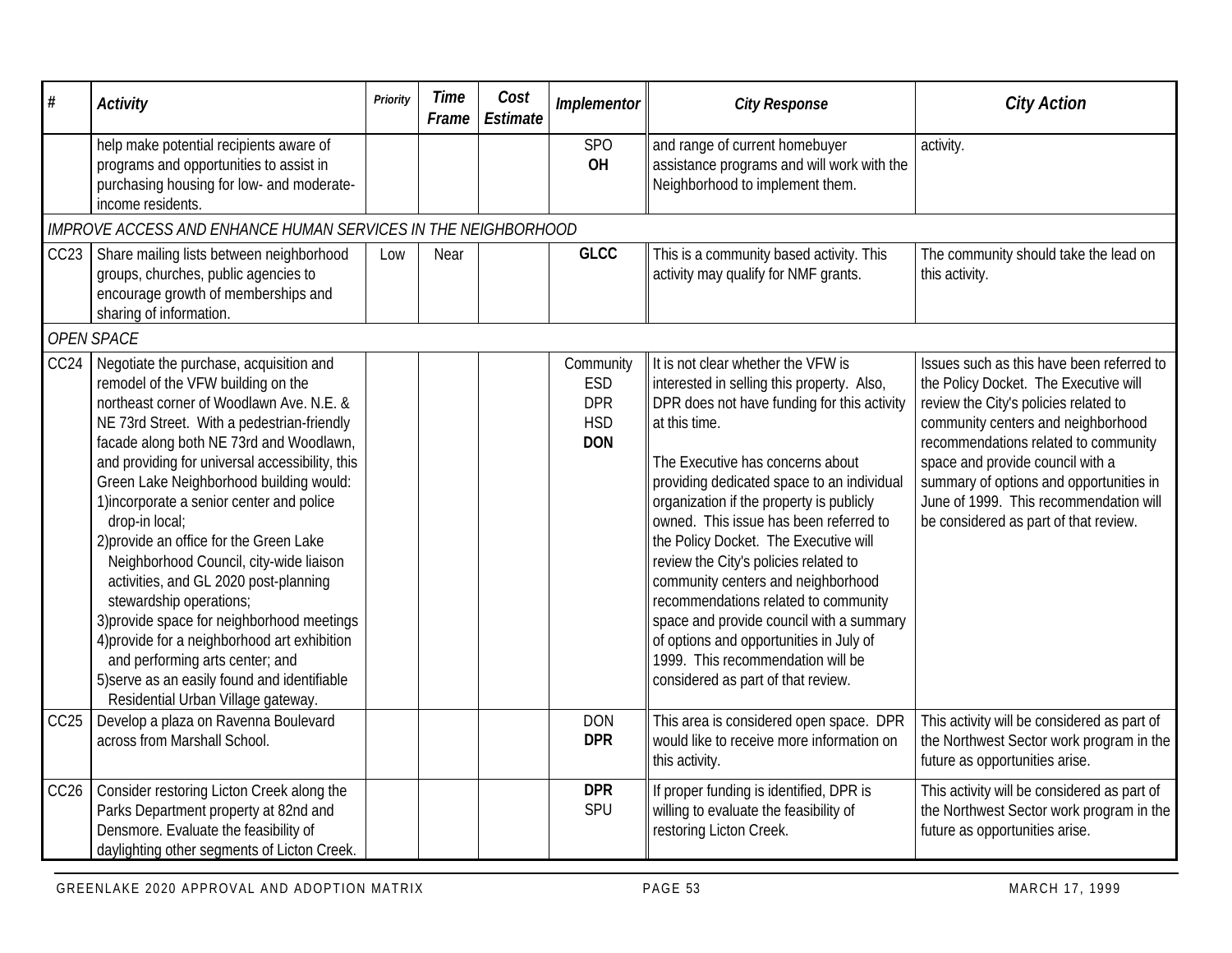| # | Activity | Priority | Time Frame | Cost Estimate | Implementor | City Response | City Action |
|---|---|---|---|---|---|---|---|
| | help make potential recipients aware of programs and opportunities to assist in purchasing housing for low- and moderate-income residents. | | | | SPO **OH** | and range of current homebuyer assistance programs and will work with the Neighborhood to implement them. | activity. |
| *IMPROVE ACCESS AND ENHANCE HUMAN SERVICES IN THE NEIGHBORHOOD* | | | | | | | |
| CC23 | Share mailing lists between neighborhood groups, churches, public agencies to encourage growth of memberships and sharing of information. | Low | Near | | **GLCC** | This is a community based activity. This activity may qualify for NMF grants. | The community should take the lead on this activity. |
| *OPEN SPACE* | | | | | | | |
| CC24 | Negotiate the purchase, acquisition and remodel of the VFW building on the northeast corner of Woodlawn Ave. N.E. & NE 73rd Street. With a pedestrian-friendly facade along both NE 73rd and Woodlawn, and providing for universal accessibility, this Green Lake Neighborhood building would: 1)incorporate a senior center and police drop-in local; 2)provide an office for the Green Lake Neighborhood Council, city-wide liaison activities, and GL 2020 post-planning stewardship operations; 3)provide space for neighborhood meetings 4)provide for a neighborhood art exhibition and performing arts center; and 5)serve as an easily found and identifiable Residential Urban Village gateway. | | | | Community ESD DPR HSD **DON** | It is not clear whether the VFW is interested in selling this property. Also, DPR does not have funding for this activity at this time. The Executive has concerns about providing dedicated space to an individual organization if the property is publicly owned. This issue has been referred to the Policy Docket. The Executive will review the City's policies related to community centers and neighborhood recommendations related to community space and provide council with a summary of options and opportunities in July of 1999. This recommendation will be considered as part of that review. | Issues such as this have been referred to the Policy Docket. The Executive will review the City's policies related to community centers and neighborhood recommendations related to community space and provide council with a summary of options and opportunities in June of 1999. This recommendation will be considered as part of that review. |
| CC25 | Develop a plaza on Ravenna Boulevard across from Marshall School. | | | | DON **DPR** | This area is considered open space. DPR would like to receive more information on this activity. | This activity will be considered as part of the Northwest Sector work program in the future as opportunities arise. |
| CC26 | Consider restoring Licton Creek along the Parks Department property at 82nd and Densmore. Evaluate the feasibility of daylighting other segments of Licton Creek. | | | | **DPR** SPU | If proper funding is identified, DPR is willing to evaluate the feasibility of restoring Licton Creek. | This activity will be considered as part of the Northwest Sector work program in the future as opportunities arise. |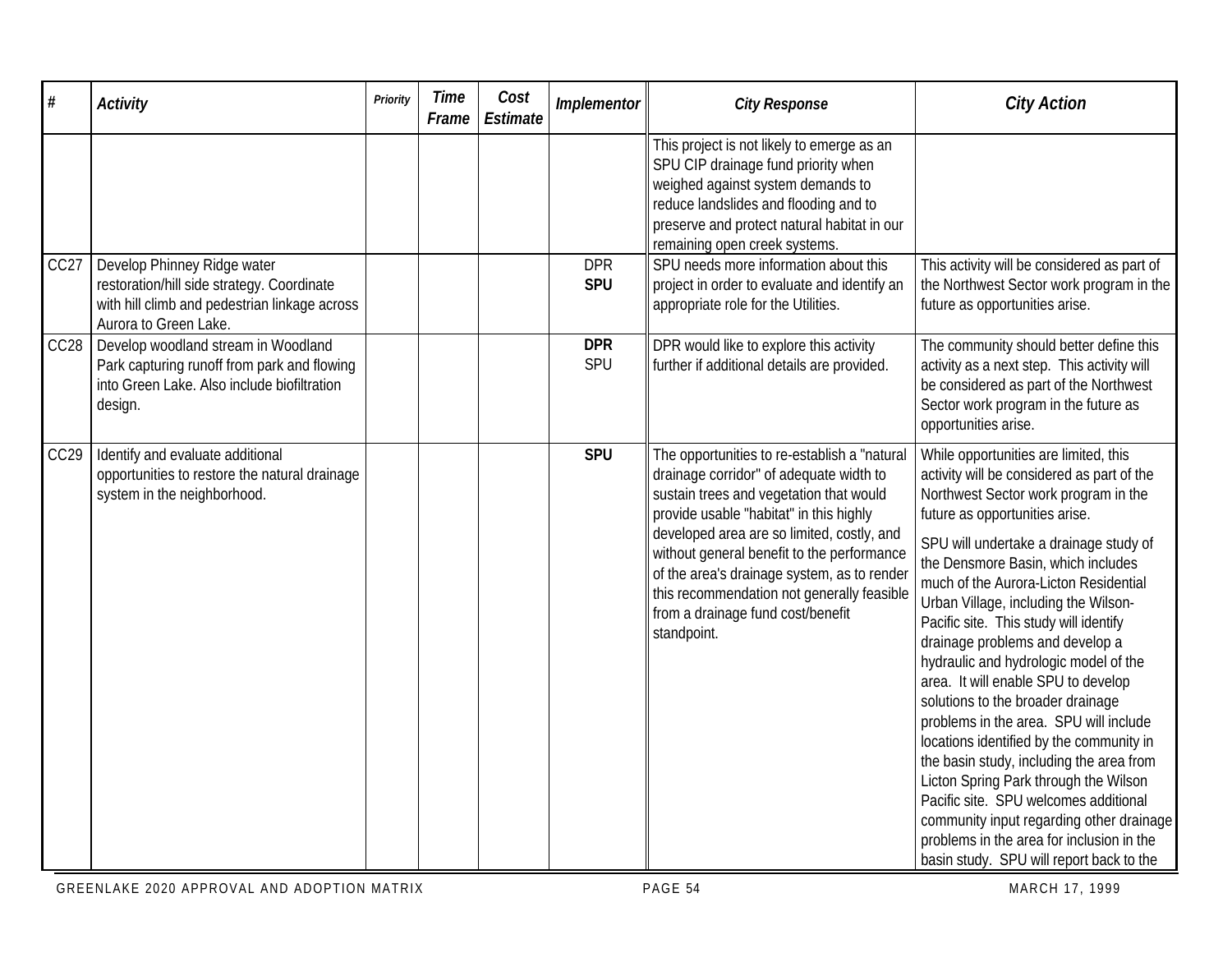| # | Activity | Priority | Time Frame | Cost Estimate | Implementor | City Response | City Action |
|---|---|---|---|---|---|---|---|
| | | | | | | This project is not likely to emerge as an SPU CIP drainage fund priority when weighed against system demands to reduce landslides and flooding and to preserve and protect natural habitat in our remaining open creek systems. | |
| CC27 | Develop Phinney Ridge water restoration/hill side strategy. Coordinate with hill climb and pedestrian linkage across Aurora to Green Lake. | | | | DPR **SPU** | SPU needs more information about this project in order to evaluate and identify an appropriate role for the Utilities. | This activity will be considered as part of the Northwest Sector work program in the future as opportunities arise. |
| CC28 | Develop woodland stream in Woodland Park capturing runoff from park and flowing into Green Lake. Also include biofiltration design. | | | | **DPR** SPU | DPR would like to explore this activity further if additional details are provided. | The community should better define this activity as a next step. This activity will be considered as part of the Northwest Sector work program in the future as opportunities arise. |
| CC29 | Identify and evaluate additional opportunities to restore the natural drainage system in the neighborhood. | | | | **SPU** | The opportunities to re-establish a "natural drainage corridor" of adequate width to sustain trees and vegetation that would provide usable "habitat" in this highly developed area are so limited, costly, and without general benefit to the performance of the area's drainage system, as to render this recommendation not generally feasible from a drainage fund cost/benefit standpoint. | While opportunities are limited, this activity will be considered as part of the Northwest Sector work program in the future as opportunities arise.<br><br>SPU will undertake a drainage study of the Densmore Basin, which includes much of the Aurora-Licton Residential Urban Village, including the Wilson-Pacific site. This study will identify drainage problems and develop a hydraulic and hydrologic model of the area. It will enable SPU to develop solutions to the broader drainage problems in the area. SPU will include locations identified by the community in the basin study, including the area from Licton Spring Park through the Wilson Pacific site. SPU welcomes additional community input regarding other drainage problems in the area for inclusion in the basin study. SPU will report back to the |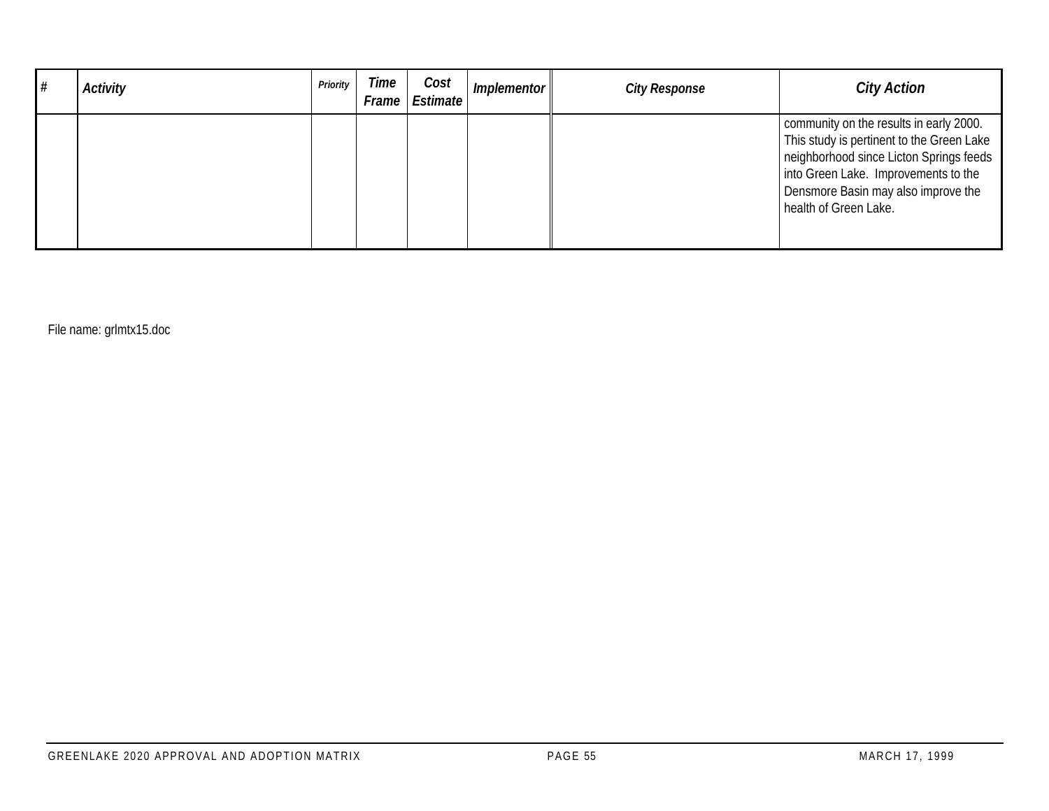| # | Activity | Priority | Time Frame | Cost Estimate | Implementor | City Response | City Action |
|---|---|---|---|---|---|---|---|
| | | | | | | | community on the results in early 2000. This study is pertinent to the Green Lake neighborhood since Licton Springs feeds into Green Lake. Improvements to the Densmore Basin may also improve the health of Green Lake. |

File name: grlmtx15.doc